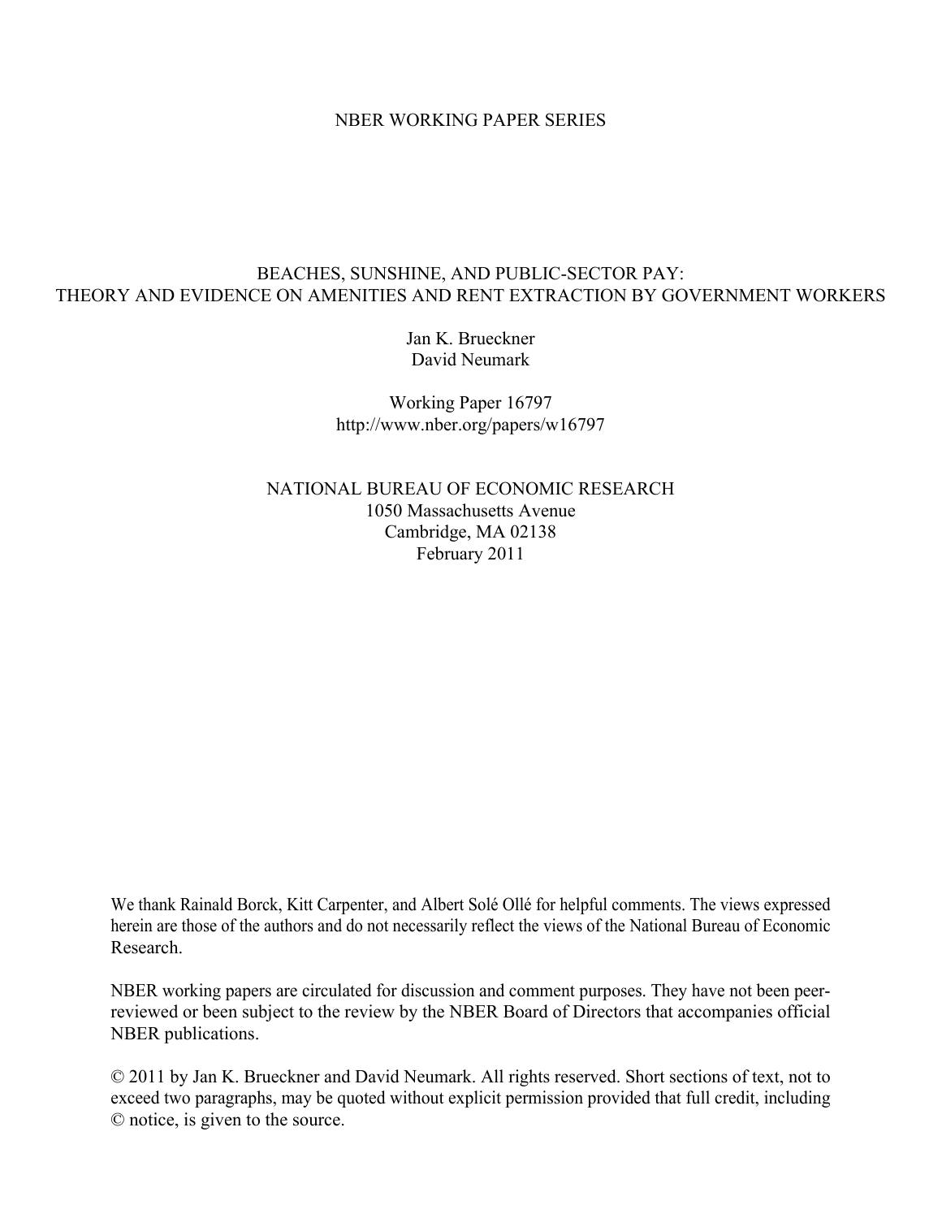NBER WORKING PAPER SERIES

# BEACHES, SUNSHINE, AND PUBLIC-SECTOR PAY: THEORY AND EVIDENCE ON AMENITIES AND RENT EXTRACTION BY GOVERNMENT WORKERS

Jan K. Brueckner
David Neumark

Working Paper 16797
http://www.nber.org/papers/w16797

NATIONAL BUREAU OF ECONOMIC RESEARCH
1050 Massachusetts Avenue
Cambridge, MA 02138
February 2011

We thank Rainald Borck, Kitt Carpenter, and Albert Solé Ollé for helpful comments. The views expressed herein are those of the authors and do not necessarily reflect the views of the National Bureau of Economic Research.

NBER working papers are circulated for discussion and comment purposes. They have not been peer-reviewed or been subject to the review by the NBER Board of Directors that accompanies official NBER publications.

© 2011 by Jan K. Brueckner and David Neumark. All rights reserved. Short sections of text, not to exceed two paragraphs, may be quoted without explicit permission provided that full credit, including © notice, is given to the source.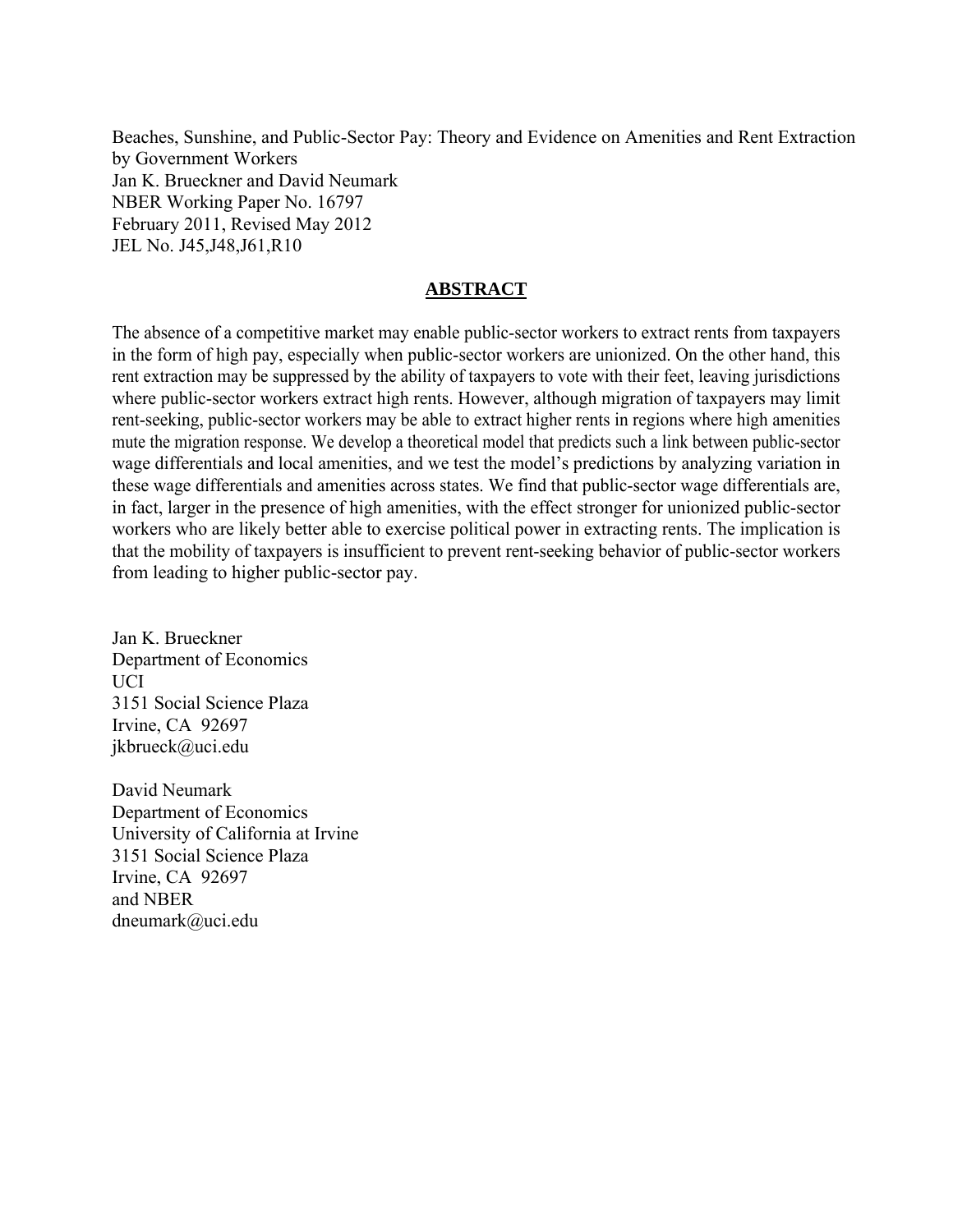Beaches, Sunshine, and Public-Sector Pay: Theory and Evidence on Amenities and Rent Extraction by Government Workers
Jan K. Brueckner and David Neumark
NBER Working Paper No. 16797
February 2011, Revised May 2012
JEL No. J45,J48,J61,R10

## ABSTRACT

The absence of a competitive market may enable public-sector workers to extract rents from taxpayers in the form of high pay, especially when public-sector workers are unionized. On the other hand, this rent extraction may be suppressed by the ability of taxpayers to vote with their feet, leaving jurisdictions where public-sector workers extract high rents. However, although migration of taxpayers may limit rent-seeking, public-sector workers may be able to extract higher rents in regions where high amenities mute the migration response. We develop a theoretical model that predicts such a link between public-sector wage differentials and local amenities, and we test the model's predictions by analyzing variation in these wage differentials and amenities across states. We find that public-sector wage differentials are, in fact, larger in the presence of high amenities, with the effect stronger for unionized public-sector workers who are likely better able to exercise political power in extracting rents. The implication is that the mobility of taxpayers is insufficient to prevent rent-seeking behavior of public-sector workers from leading to higher public-sector pay.

Jan K. Brueckner
Department of Economics
UCI
3151 Social Science Plaza
Irvine, CA 92697
jkbrueck@uci.edu

David Neumark
Department of Economics
University of California at Irvine
3151 Social Science Plaza
Irvine, CA 92697
and NBER
dneumark@uci.edu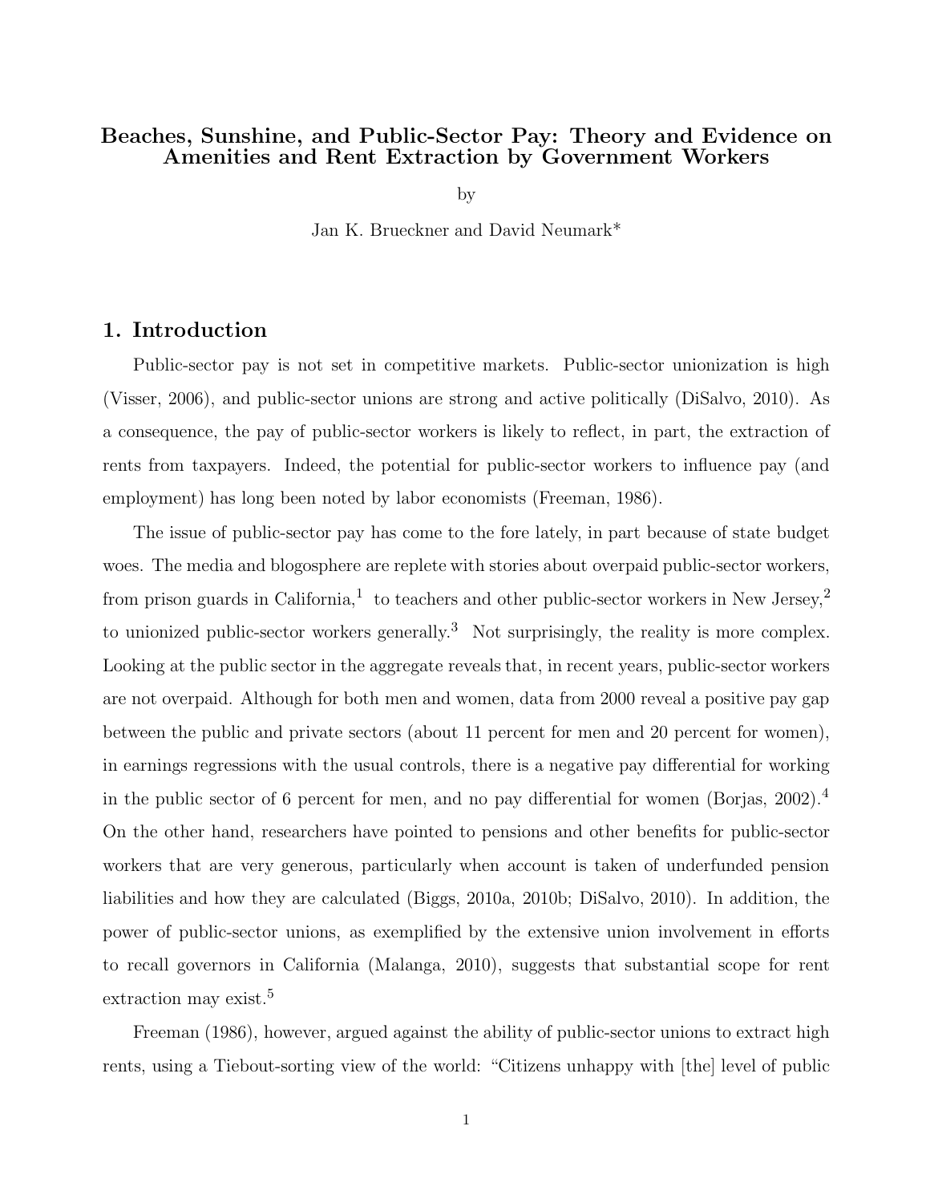# Beaches, Sunshine, and Public-Sector Pay: Theory and Evidence on Amenities and Rent Extraction by Government Workers

by

Jan K. Brueckner and David Neumark*

## 1. Introduction

Public-sector pay is not set in competitive markets. Public-sector unionization is high (Visser, 2006), and public-sector unions are strong and active politically (DiSalvo, 2010). As a consequence, the pay of public-sector workers is likely to reflect, in part, the extraction of rents from taxpayers. Indeed, the potential for public-sector workers to influence pay (and employment) has long been noted by labor economists (Freeman, 1986).

The issue of public-sector pay has come to the fore lately, in part because of state budget woes. The media and blogosphere are replete with stories about overpaid public-sector workers, from prison guards in California,[1] to teachers and other public-sector workers in New Jersey,[2] to unionized public-sector workers generally.[3] Not surprisingly, the reality is more complex. Looking at the public sector in the aggregate reveals that, in recent years, public-sector workers are not overpaid. Although for both men and women, data from 2000 reveal a positive pay gap between the public and private sectors (about 11 percent for men and 20 percent for women), in earnings regressions with the usual controls, there is a negative pay differential for working in the public sector of 6 percent for men, and no pay differential for women (Borjas, 2002).[4] On the other hand, researchers have pointed to pensions and other benefits for public-sector workers that are very generous, particularly when account is taken of underfunded pension liabilities and how they are calculated (Biggs, 2010a, 2010b; DiSalvo, 2010). In addition, the power of public-sector unions, as exemplified by the extensive union involvement in efforts to recall governors in California (Malanga, 2010), suggests that substantial scope for rent extraction may exist.[5]

Freeman (1986), however, argued against the ability of public-sector unions to extract high rents, using a Tiebout-sorting view of the world: "Citizens unhappy with [the] level of public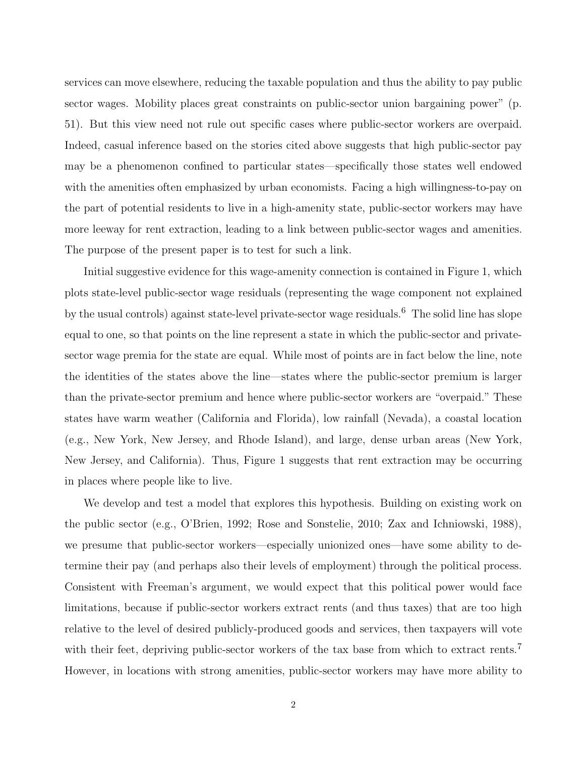services can move elsewhere, reducing the taxable population and thus the ability to pay public sector wages. Mobility places great constraints on public-sector union bargaining power" (p. 51). But this view need not rule out specific cases where public-sector workers are overpaid. Indeed, casual inference based on the stories cited above suggests that high public-sector pay may be a phenomenon confined to particular states—specifically those states well endowed with the amenities often emphasized by urban economists. Facing a high willingness-to-pay on the part of potential residents to live in a high-amenity state, public-sector workers may have more leeway for rent extraction, leading to a link between public-sector wages and amenities. The purpose of the present paper is to test for such a link.

Initial suggestive evidence for this wage-amenity connection is contained in Figure 1, which plots state-level public-sector wage residuals (representing the wage component not explained by the usual controls) against state-level private-sector wage residuals.[6] The solid line has slope equal to one, so that points on the line represent a state in which the public-sector and private-sector wage premia for the state are equal. While most of points are in fact below the line, note the identities of the states above the line—states where the public-sector premium is larger than the private-sector premium and hence where public-sector workers are "overpaid." These states have warm weather (California and Florida), low rainfall (Nevada), a coastal location (e.g., New York, New Jersey, and Rhode Island), and large, dense urban areas (New York, New Jersey, and California). Thus, Figure 1 suggests that rent extraction may be occurring in places where people like to live.

We develop and test a model that explores this hypothesis. Building on existing work on the public sector (e.g., O'Brien, 1992; Rose and Sonstelie, 2010; Zax and Ichniowski, 1988), we presume that public-sector workers—especially unionized ones—have some ability to determine their pay (and perhaps also their levels of employment) through the political process. Consistent with Freeman's argument, we would expect that this political power would face limitations, because if public-sector workers extract rents (and thus taxes) that are too high relative to the level of desired publicly-produced goods and services, then taxpayers will vote with their feet, depriving public-sector workers of the tax base from which to extract rents.[7] However, in locations with strong amenities, public-sector workers may have more ability to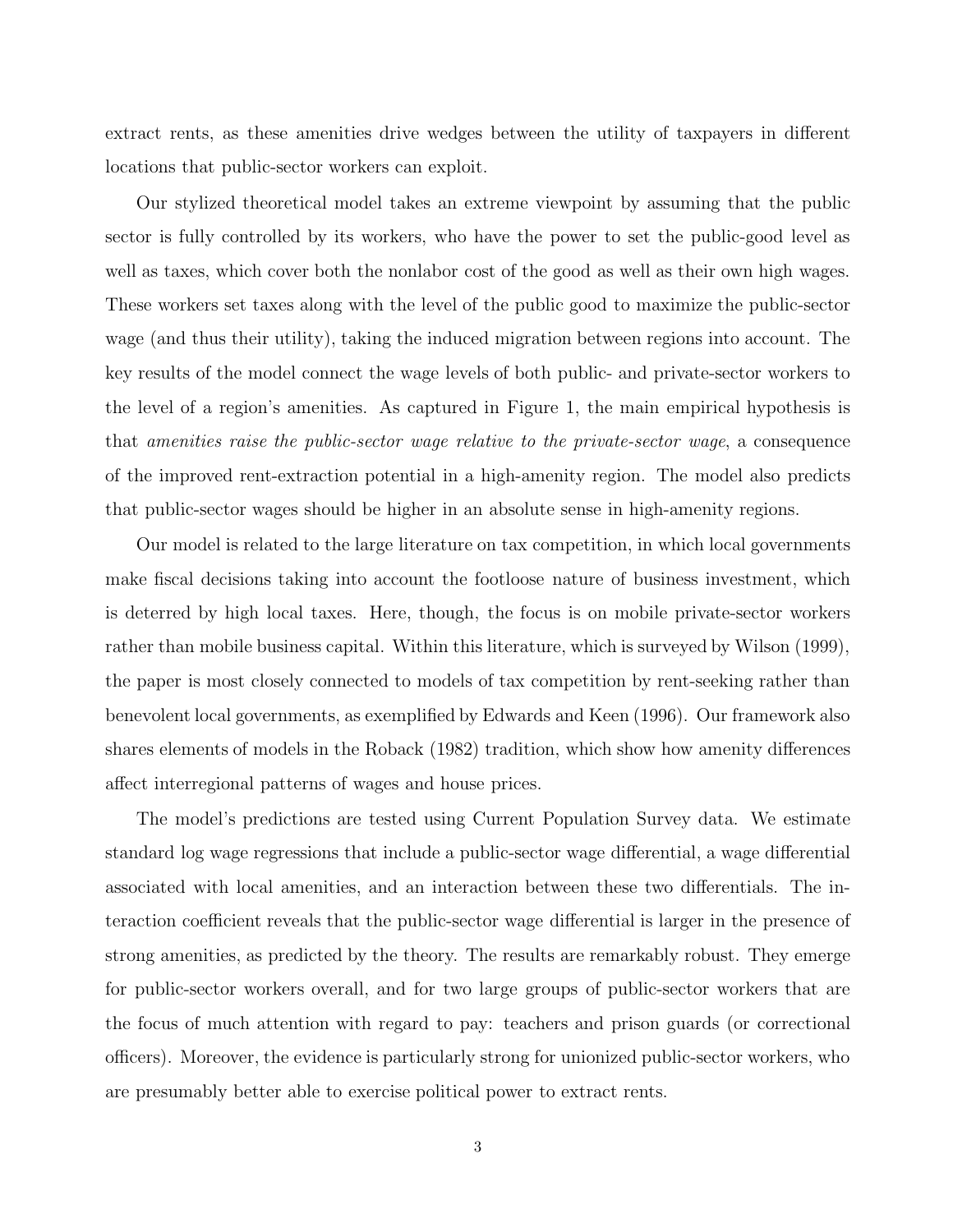extract rents, as these amenities drive wedges between the utility of taxpayers in different locations that public-sector workers can exploit.

Our stylized theoretical model takes an extreme viewpoint by assuming that the public sector is fully controlled by its workers, who have the power to set the public-good level as well as taxes, which cover both the nonlabor cost of the good as well as their own high wages. These workers set taxes along with the level of the public good to maximize the public-sector wage (and thus their utility), taking the induced migration between regions into account. The key results of the model connect the wage levels of both public- and private-sector workers to the level of a region's amenities. As captured in Figure 1, the main empirical hypothesis is that *amenities raise the public-sector wage relative to the private-sector wage*, a consequence of the improved rent-extraction potential in a high-amenity region. The model also predicts that public-sector wages should be higher in an absolute sense in high-amenity regions.

Our model is related to the large literature on tax competition, in which local governments make fiscal decisions taking into account the footloose nature of business investment, which is deterred by high local taxes. Here, though, the focus is on mobile private-sector workers rather than mobile business capital. Within this literature, which is surveyed by Wilson (1999), the paper is most closely connected to models of tax competition by rent-seeking rather than benevolent local governments, as exemplified by Edwards and Keen (1996). Our framework also shares elements of models in the Roback (1982) tradition, which show how amenity differences affect interregional patterns of wages and house prices.

The model's predictions are tested using Current Population Survey data. We estimate standard log wage regressions that include a public-sector wage differential, a wage differential associated with local amenities, and an interaction between these two differentials. The interaction coefficient reveals that the public-sector wage differential is larger in the presence of strong amenities, as predicted by the theory. The results are remarkably robust. They emerge for public-sector workers overall, and for two large groups of public-sector workers that are the focus of much attention with regard to pay: teachers and prison guards (or correctional officers). Moreover, the evidence is particularly strong for unionized public-sector workers, who are presumably better able to exercise political power to extract rents.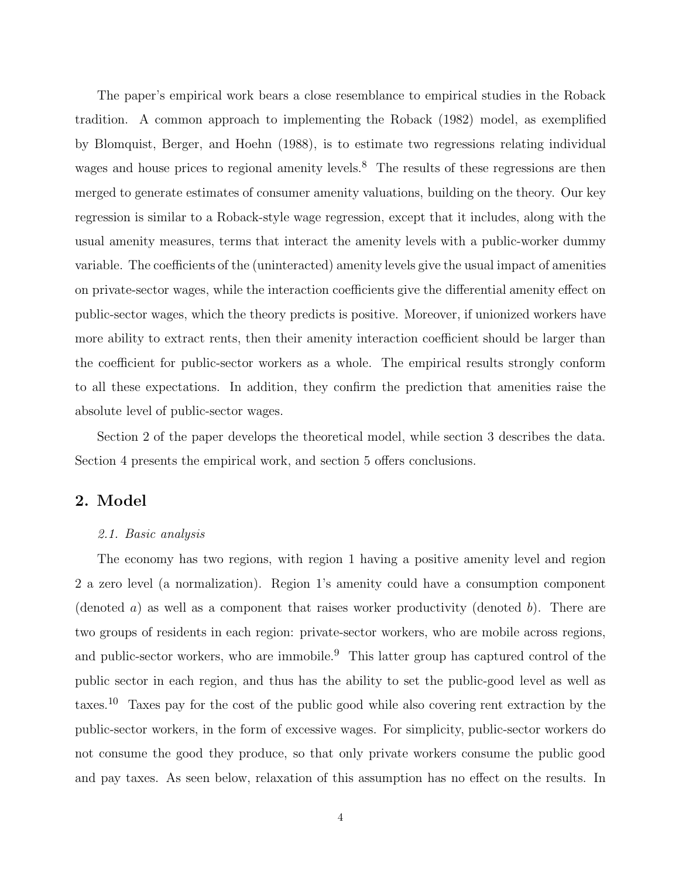The paper's empirical work bears a close resemblance to empirical studies in the Roback tradition. A common approach to implementing the Roback (1982) model, as exemplified by Blomquist, Berger, and Hoehn (1988), is to estimate two regressions relating individual wages and house prices to regional amenity levels.[8] The results of these regressions are then merged to generate estimates of consumer amenity valuations, building on the theory. Our key regression is similar to a Roback-style wage regression, except that it includes, along with the usual amenity measures, terms that interact the amenity levels with a public-worker dummy variable. The coefficients of the (uninteracted) amenity levels give the usual impact of amenities on private-sector wages, while the interaction coefficients give the differential amenity effect on public-sector wages, which the theory predicts is positive. Moreover, if unionized workers have more ability to extract rents, then their amenity interaction coefficient should be larger than the coefficient for public-sector workers as a whole. The empirical results strongly conform to all these expectations. In addition, they confirm the prediction that amenities raise the absolute level of public-sector wages.

Section 2 of the paper develops the theoretical model, while section 3 describes the data. Section 4 presents the empirical work, and section 5 offers conclusions.

## 2. Model

### *2.1. Basic analysis*

The economy has two regions, with region 1 having a positive amenity level and region 2 a zero level (a normalization). Region 1's amenity could have a consumption component (denoted $a$) as well as a component that raises worker productivity (denoted $b$). There are two groups of residents in each region: private-sector workers, who are mobile across regions, and public-sector workers, who are immobile.[9] This latter group has captured control of the public sector in each region, and thus has the ability to set the public-good level as well as taxes.[10] Taxes pay for the cost of the public good while also covering rent extraction by the public-sector workers, in the form of excessive wages. For simplicity, public-sector workers do not consume the good they produce, so that only private workers consume the public good and pay taxes. As seen below, relaxation of this assumption has no effect on the results. In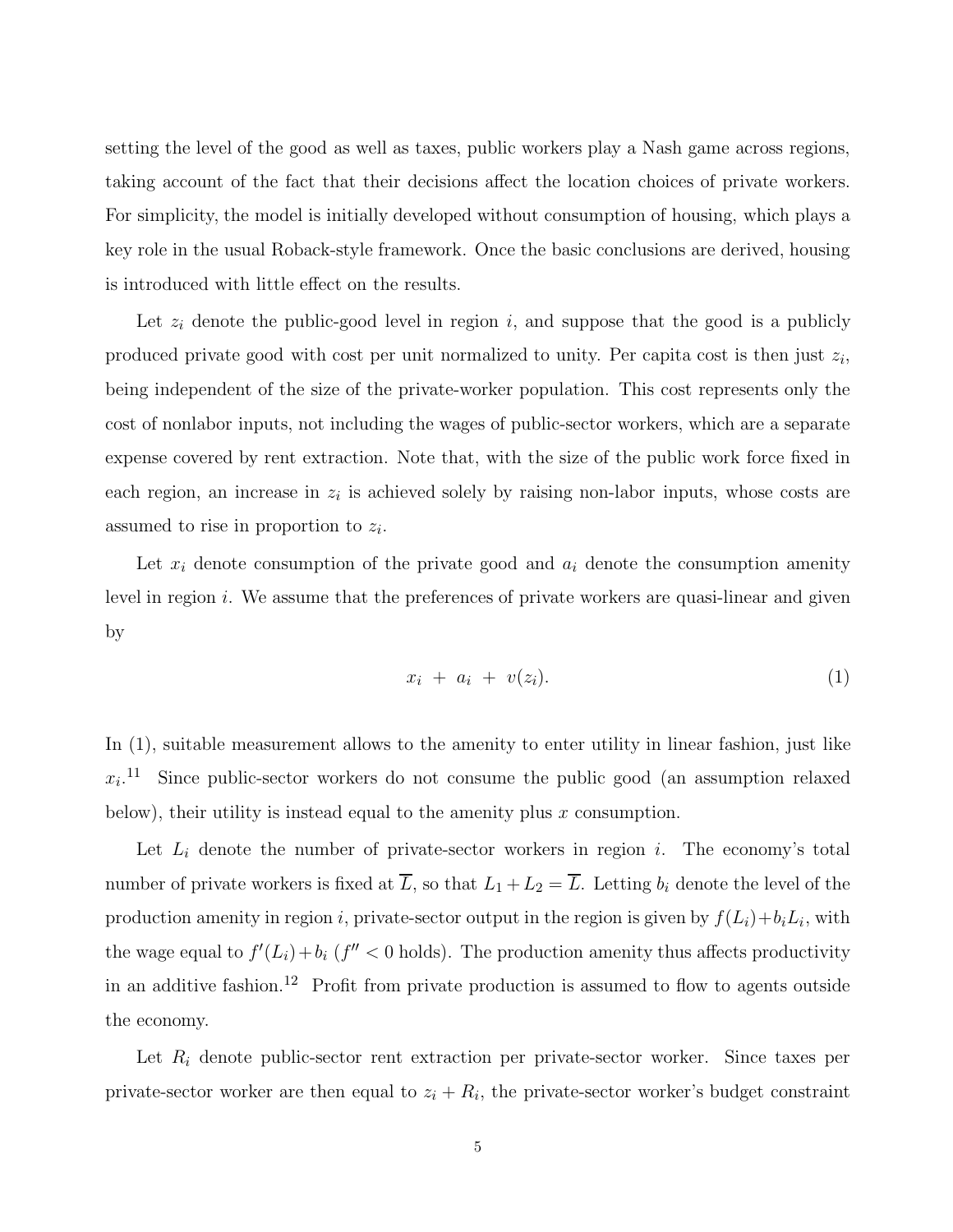setting the level of the good as well as taxes, public workers play a Nash game across regions, taking account of the fact that their decisions affect the location choices of private workers. For simplicity, the model is initially developed without consumption of housing, which plays a key role in the usual Roback-style framework. Once the basic conclusions are derived, housing is introduced with little effect on the results.

Let $z_i$ denote the public-good level in region $i$, and suppose that the good is a publicly produced private good with cost per unit normalized to unity. Per capita cost is then just $z_i$, being independent of the size of the private-worker population. This cost represents only the cost of nonlabor inputs, not including the wages of public-sector workers, which are a separate expense covered by rent extraction. Note that, with the size of the public work force fixed in each region, an increase in $z_i$ is achieved solely by raising non-labor inputs, whose costs are assumed to rise in proportion to $z_i$.

Let $x_i$ denote consumption of the private good and $a_i$ denote the consumption amenity level in region $i$. We assume that the preferences of private workers are quasi-linear and given by

$$x_i \ + \ a_i \ + \ v(z_i). \tag{1}$$

In (1), suitable measurement allows to the amenity to enter utility in linear fashion, just like $x_i$.[11] Since public-sector workers do not consume the public good (an assumption relaxed below), their utility is instead equal to the amenity plus $x$ consumption.

Let $L_i$ denote the number of private-sector workers in region $i$. The economy's total number of private workers is fixed at $\overline{L}$, so that $L_1 + L_2 = \overline{L}$. Letting $b_i$ denote the level of the production amenity in region $i$, private-sector output in the region is given by $f(L_i)+b_iL_i$, with the wage equal to $f'(L_i)+b_i$ ($f'' < 0$ holds). The production amenity thus affects productivity in an additive fashion.[12] Profit from private production is assumed to flow to agents outside the economy.

Let $R_i$ denote public-sector rent extraction per private-sector worker. Since taxes per private-sector worker are then equal to $z_i + R_i$, the private-sector worker's budget constraint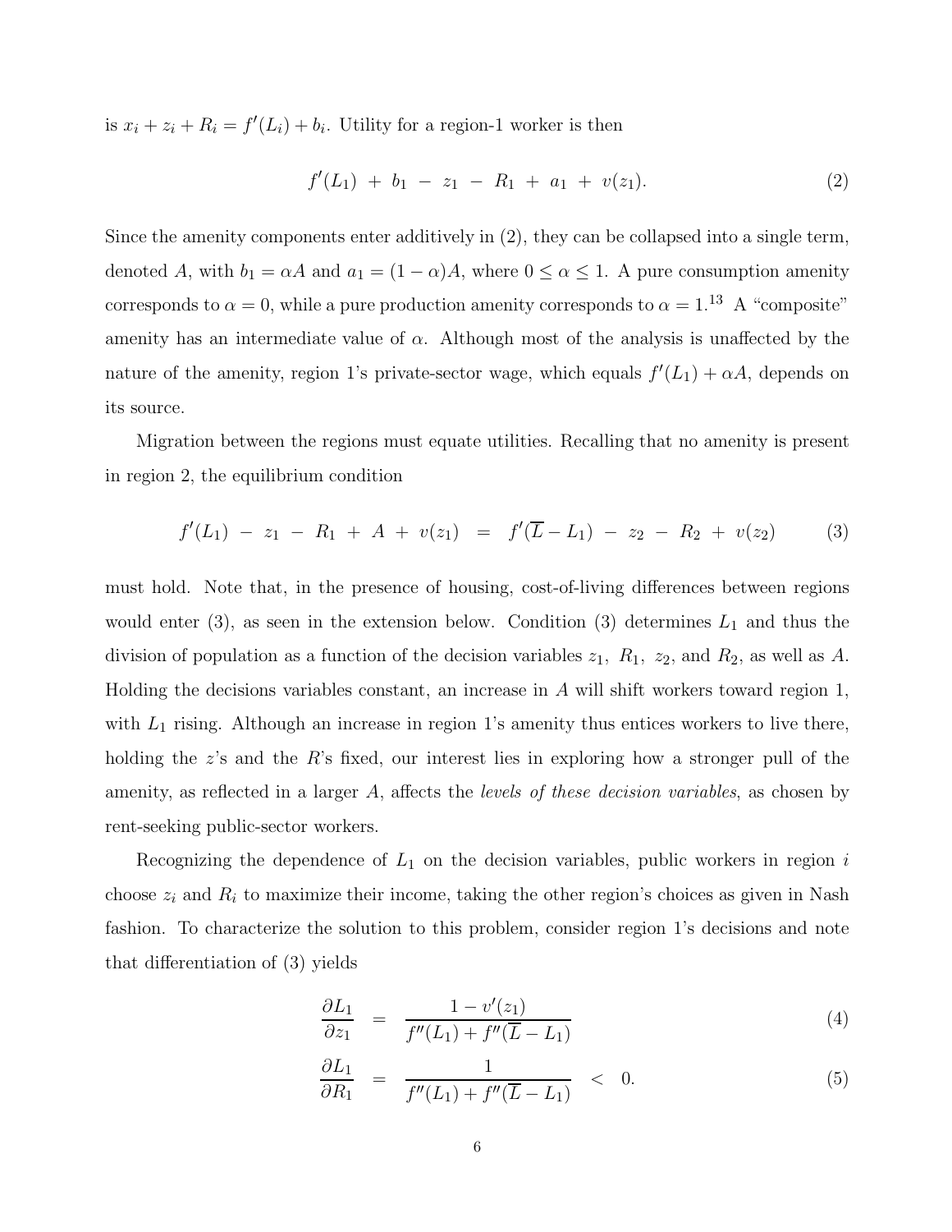is $x_i + z_i + R_i = f'(L_i) + b_i$. Utility for a region-1 worker is then

$$f'(L_1) \; + \; b_1 \; - \; z_1 \; - \; R_1 \; + \; a_1 \; + \; v(z_1). \tag{2}$$

Since the amenity components enter additively in (2), they can be collapsed into a single term, denoted $A$, with $b_1 = \alpha A$ and $a_1 = (1 - \alpha)A$, where $0 \leq \alpha \leq 1$. A pure consumption amenity corresponds to $\alpha = 0$, while a pure production amenity corresponds to $\alpha = 1$.[13] A "composite" amenity has an intermediate value of $\alpha$. Although most of the analysis is unaffected by the nature of the amenity, region 1's private-sector wage, which equals $f'(L_1) + \alpha A$, depends on its source.

Migration between the regions must equate utilities. Recalling that no amenity is present in region 2, the equilibrium condition

$$f'(L_1) \; - \; z_1 \; - \; R_1 \; + \; A \; + \; v(z_1) \;\; = \;\; f'(\overline{L} - L_1) \; - \; z_2 \; - \; R_2 \; + \; v(z_2) \tag{3}$$

must hold. Note that, in the presence of housing, cost-of-living differences between regions would enter (3), as seen in the extension below. Condition (3) determines $L_1$ and thus the division of population as a function of the decision variables $z_1$, $R_1$, $z_2$, and $R_2$, as well as $A$. Holding the decisions variables constant, an increase in $A$ will shift workers toward region 1, with $L_1$ rising. Although an increase in region 1's amenity thus entices workers to live there, holding the $z$'s and the $R$'s fixed, our interest lies in exploring how a stronger pull of the amenity, as reflected in a larger $A$, affects the *levels of these decision variables*, as chosen by rent-seeking public-sector workers.

Recognizing the dependence of $L_1$ on the decision variables, public workers in region $i$ choose $z_i$ and $R_i$ to maximize their income, taking the other region's choices as given in Nash fashion. To characterize the solution to this problem, consider region 1's decisions and note that differentiation of (3) yields

$$\frac{\partial L_1}{\partial z_1} \;\; = \;\; \frac{1 - v'(z_1)}{f''(L_1) + f''(\overline{L} - L_1)} \tag{4}$$

$$\frac{\partial L_1}{\partial R_1} \;\; = \;\; \frac{1}{f''(L_1) + f''(\overline{L} - L_1)} \;\; < \;\; 0. \tag{5}$$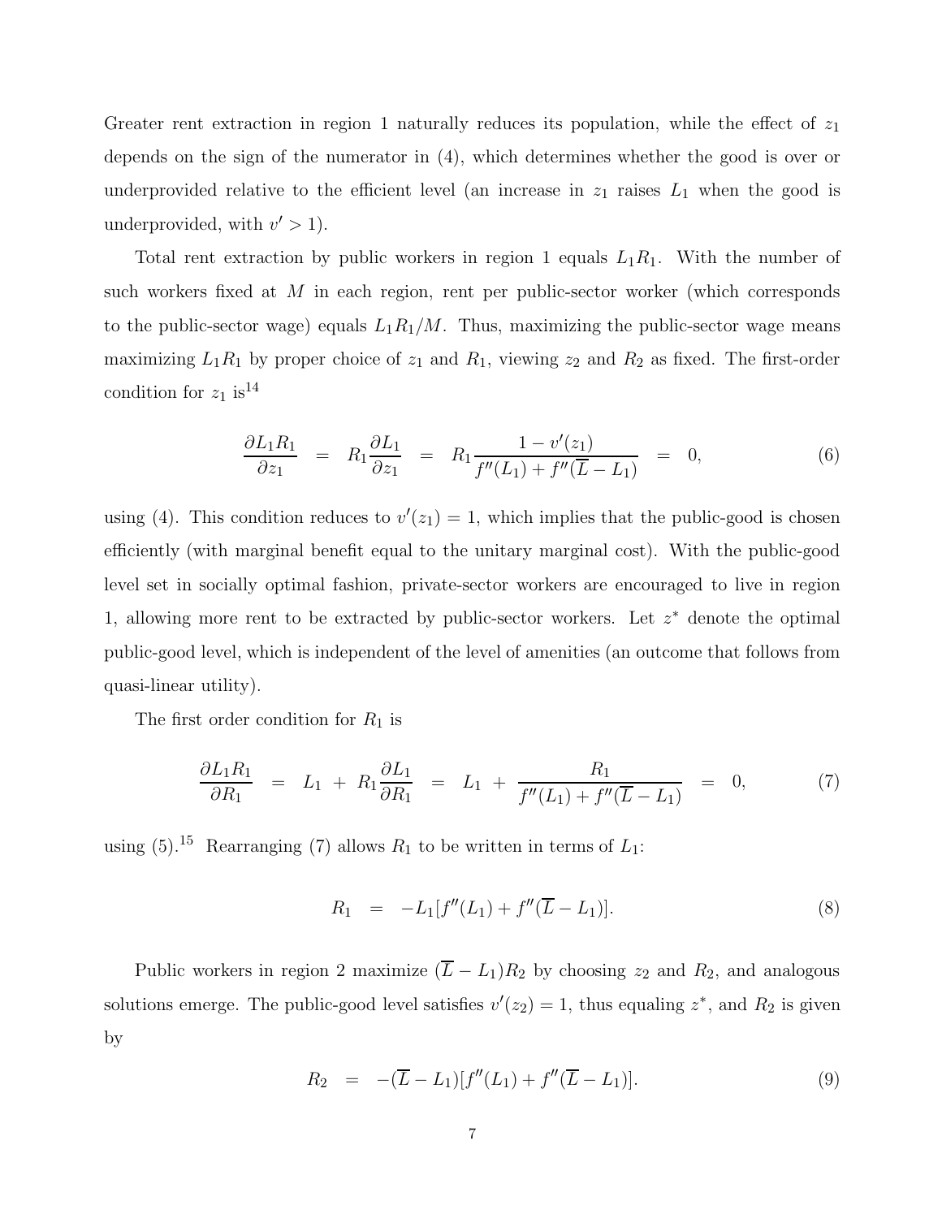Greater rent extraction in region 1 naturally reduces its population, while the effect of $z_1$ depends on the sign of the numerator in (4), which determines whether the good is over or underprovided relative to the efficient level (an increase in $z_1$ raises $L_1$ when the good is underprovided, with $v' > 1$).

Total rent extraction by public workers in region 1 equals $L_1 R_1$. With the number of such workers fixed at $M$ in each region, rent per public-sector worker (which corresponds to the public-sector wage) equals $L_1 R_1 / M$. Thus, maximizing the public-sector wage means maximizing $L_1 R_1$ by proper choice of $z_1$ and $R_1$, viewing $z_2$ and $R_2$ as fixed. The first-order condition for $z_1$ is[14]

$$\frac{\partial L_1 R_1}{\partial z_1} \;=\; R_1 \frac{\partial L_1}{\partial z_1} \;=\; R_1 \frac{1 - v'(z_1)}{f''(L_1) + f''(\overline{L} - L_1)} \;=\; 0, \tag{6}$$

using (4). This condition reduces to $v'(z_1) = 1$, which implies that the public-good is chosen efficiently (with marginal benefit equal to the unitary marginal cost). With the public-good level set in socially optimal fashion, private-sector workers are encouraged to live in region 1, allowing more rent to be extracted by public-sector workers. Let $z^*$ denote the optimal public-good level, which is independent of the level of amenities (an outcome that follows from quasi-linear utility).

The first order condition for $R_1$ is

$$\frac{\partial L_1 R_1}{\partial R_1} \;=\; L_1 \;+\; R_1 \frac{\partial L_1}{\partial R_1} \;=\; L_1 \;+\; \frac{R_1}{f''(L_1) + f''(\overline{L} - L_1)} \;=\; 0, \tag{7}$$

using (5).[15] Rearranging (7) allows $R_1$ to be written in terms of $L_1$:

$$R_1 \;=\; -L_1[f''(L_1) + f''(\overline{L} - L_1)]. \tag{8}$$

Public workers in region 2 maximize $(\overline{L} - L_1)R_2$ by choosing $z_2$ and $R_2$, and analogous solutions emerge. The public-good level satisfies $v'(z_2) = 1$, thus equaling $z^*$, and $R_2$ is given by

$$R_2 \;=\; -(\overline{L} - L_1)[f''(L_1) + f''(\overline{L} - L_1)]. \tag{9}$$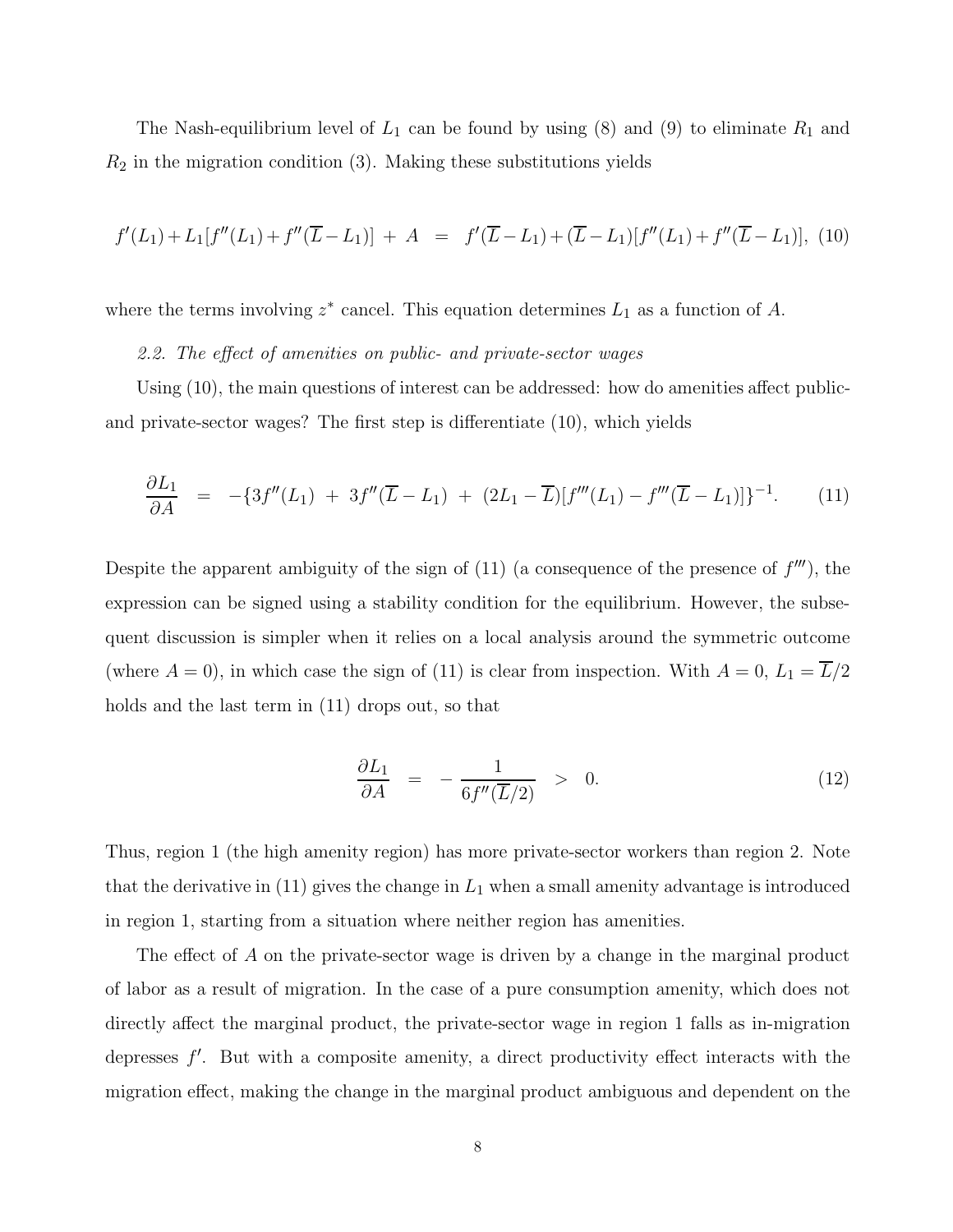The Nash-equilibrium level of $L_1$ can be found by using (8) and (9) to eliminate $R_1$ and $R_2$ in the migration condition (3). Making these substitutions yields

$$f'(L_1) + L_1[f''(L_1) + f''(\overline{L} - L_1)] \ + \ A \ \ = \ \ f'(\overline{L} - L_1) + (\overline{L} - L_1)[f''(L_1) + f''(\overline{L} - L_1)], \quad (10)$$

where the terms involving $z^*$ cancel. This equation determines $L_1$ as a function of $A$.

*2.2. The effect of amenities on public- and private-sector wages*

Using (10), the main questions of interest can be addressed: how do amenities affect public- and private-sector wages? The first step is differentiate (10), which yields

$$\frac{\partial L_1}{\partial A} \ \ = \ \ -\{3f''(L_1) \ + \ 3f''(\overline{L} - L_1) \ + \ (2L_1 - \overline{L})[f'''(L_1) - f'''(\overline{L} - L_1)]\}^{-1}. \qquad (11)$$

Despite the apparent ambiguity of the sign of (11) (a consequence of the presence of $f'''$), the expression can be signed using a stability condition for the equilibrium. However, the subsequent discussion is simpler when it relies on a local analysis around the symmetric outcome (where $A = 0$), in which case the sign of (11) is clear from inspection. With $A = 0$, $L_1 = \overline{L}/2$ holds and the last term in (11) drops out, so that

$$\frac{\partial L_1}{\partial A} \ \ = \ \ -\frac{1}{6f''(\overline{L}/2)} \ \ > \ \ 0. \qquad (12)$$

Thus, region 1 (the high amenity region) has more private-sector workers than region 2. Note that the derivative in (11) gives the change in $L_1$ when a small amenity advantage is introduced in region 1, starting from a situation where neither region has amenities.

The effect of $A$ on the private-sector wage is driven by a change in the marginal product of labor as a result of migration. In the case of a pure consumption amenity, which does not directly affect the marginal product, the private-sector wage in region 1 falls as in-migration depresses $f'$. But with a composite amenity, a direct productivity effect interacts with the migration effect, making the change in the marginal product ambiguous and dependent on the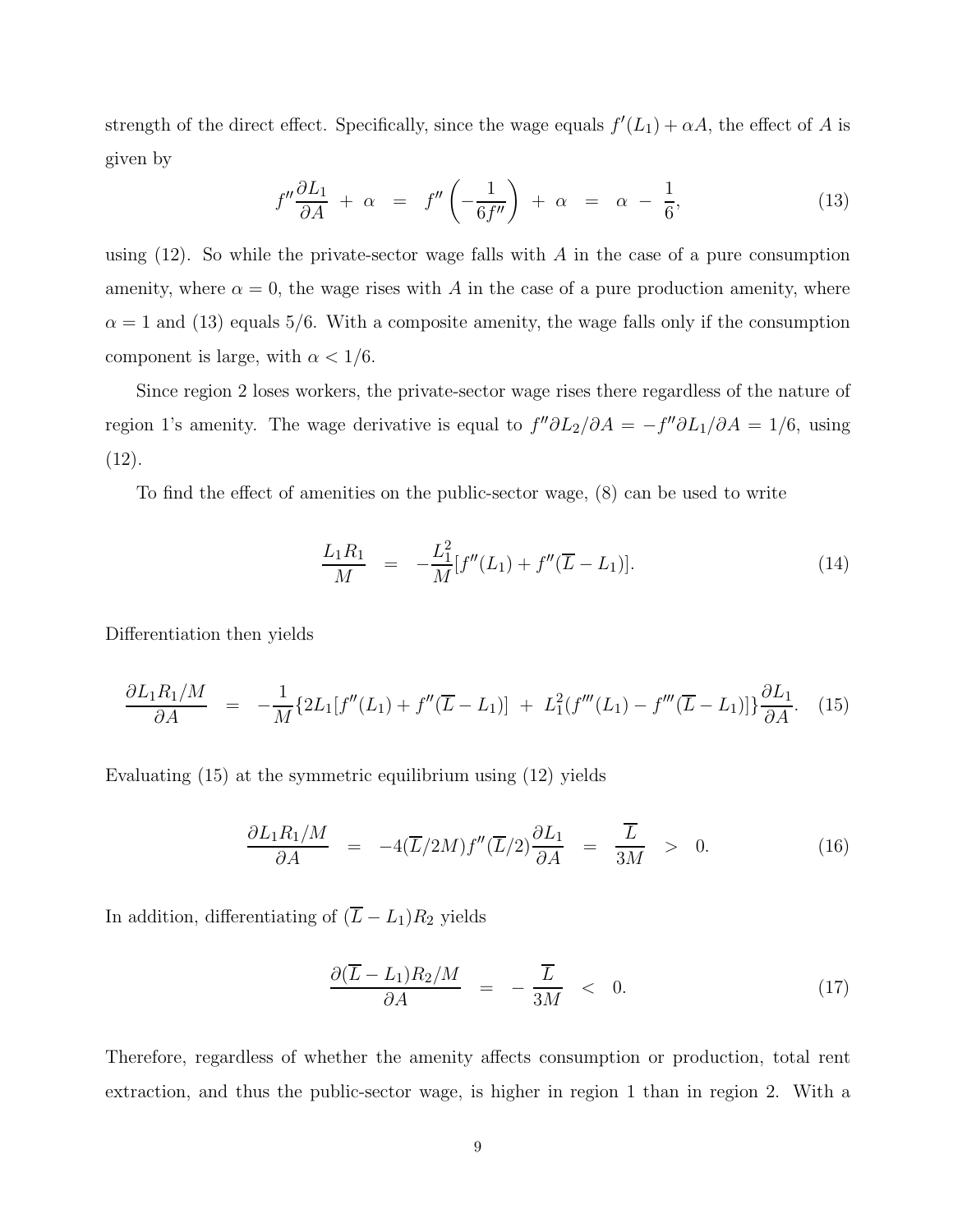strength of the direct effect. Specifically, since the wage equals $f'(L_1) + \alpha A$, the effect of $A$ is given by

$$f''\frac{\partial L_1}{\partial A} \ + \ \alpha \ \ = \ \ f''\left(-\frac{1}{6f''}\right) \ + \ \alpha \ \ = \ \ \alpha \ - \ \frac{1}{6}, \tag{13}$$

using (12). So while the private-sector wage falls with $A$ in the case of a pure consumption amenity, where $\alpha = 0$, the wage rises with $A$ in the case of a pure production amenity, where $\alpha = 1$ and (13) equals 5/6. With a composite amenity, the wage falls only if the consumption component is large, with $\alpha < 1/6$.

Since region 2 loses workers, the private-sector wage rises there regardless of the nature of region 1's amenity. The wage derivative is equal to $f''\partial L_2/\partial A = -f''\partial L_1/\partial A = 1/6$, using (12).

To find the effect of amenities on the public-sector wage, (8) can be used to write

$$\frac{L_1 R_1}{M} \ \ = \ \ -\frac{L_1^2}{M}[f''(L_1) + f''(\overline{L} - L_1)]. \tag{14}$$

Differentiation then yields

$$\frac{\partial L_1 R_1/M}{\partial A} \ \ = \ \ -\frac{1}{M}\{2L_1[f''(L_1) + f''(\overline{L} - L_1)] \ + \ L_1^2(f'''(L_1) - f'''(\overline{L} - L_1)]\}\frac{\partial L_1}{\partial A}. \tag{15}$$

Evaluating (15) at the symmetric equilibrium using (12) yields

$$\frac{\partial L_1 R_1/M}{\partial A} \ \ = \ \ -4(\overline{L}/2M)f''(\overline{L}/2)\frac{\partial L_1}{\partial A} \ \ = \ \ \frac{\overline{L}}{3M} \ \ > \ \ 0. \tag{16}$$

In addition, differentiating of $(\overline{L} - L_1)R_2$ yields

$$\frac{\partial(\overline{L} - L_1)R_2/M}{\partial A} \ \ = \ \ -\frac{\overline{L}}{3M} \ \ < \ \ 0. \tag{17}$$

Therefore, regardless of whether the amenity affects consumption or production, total rent extraction, and thus the public-sector wage, is higher in region 1 than in region 2. With a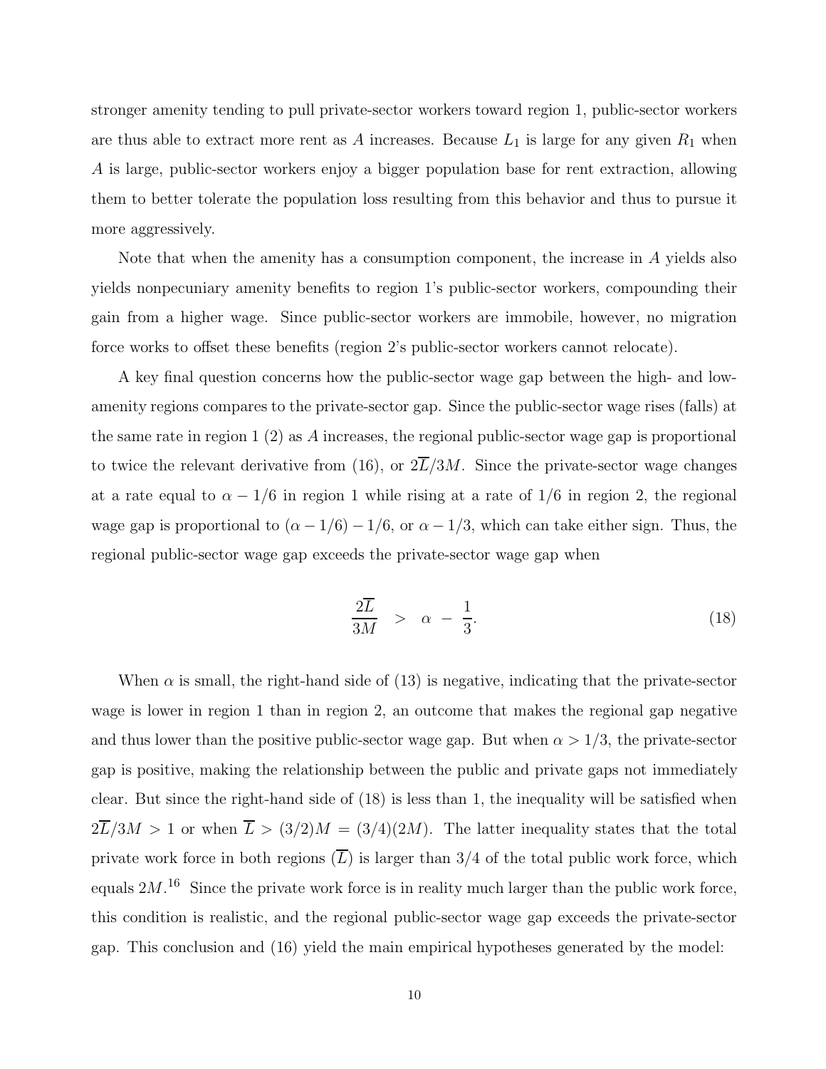stronger amenity tending to pull private-sector workers toward region 1, public-sector workers are thus able to extract more rent as $A$ increases. Because $L_1$ is large for any given $R_1$ when $A$ is large, public-sector workers enjoy a bigger population base for rent extraction, allowing them to better tolerate the population loss resulting from this behavior and thus to pursue it more aggressively.

Note that when the amenity has a consumption component, the increase in $A$ yields also yields nonpecuniary amenity benefits to region 1's public-sector workers, compounding their gain from a higher wage. Since public-sector workers are immobile, however, no migration force works to offset these benefits (region 2's public-sector workers cannot relocate).

A key final question concerns how the public-sector wage gap between the high- and low-amenity regions compares to the private-sector gap. Since the public-sector wage rises (falls) at the same rate in region 1 (2) as $A$ increases, the regional public-sector wage gap is proportional to twice the relevant derivative from (16), or $2\overline{L}/3M$. Since the private-sector wage changes at a rate equal to $\alpha - 1/6$ in region 1 while rising at a rate of $1/6$ in region 2, the regional wage gap is proportional to $(\alpha - 1/6) - 1/6$, or $\alpha - 1/3$, which can take either sign. Thus, the regional public-sector wage gap exceeds the private-sector wage gap when

$$\frac{2\overline{L}}{3M} \;>\; \alpha \;-\; \frac{1}{3}. \tag{18}$$

When $\alpha$ is small, the right-hand side of (13) is negative, indicating that the private-sector wage is lower in region 1 than in region 2, an outcome that makes the regional gap negative and thus lower than the positive public-sector wage gap. But when $\alpha > 1/3$, the private-sector gap is positive, making the relationship between the public and private gaps not immediately clear. But since the right-hand side of (18) is less than 1, the inequality will be satisfied when $2\overline{L}/3M > 1$ or when $\overline{L} > (3/2)M = (3/4)(2M)$. The latter inequality states that the total private work force in both regions ($\overline{L}$) is larger than 3/4 of the total public work force, which equals $2M$.[16] Since the private work force is in reality much larger than the public work force, this condition is realistic, and the regional public-sector wage gap exceeds the private-sector gap. This conclusion and (16) yield the main empirical hypotheses generated by the model: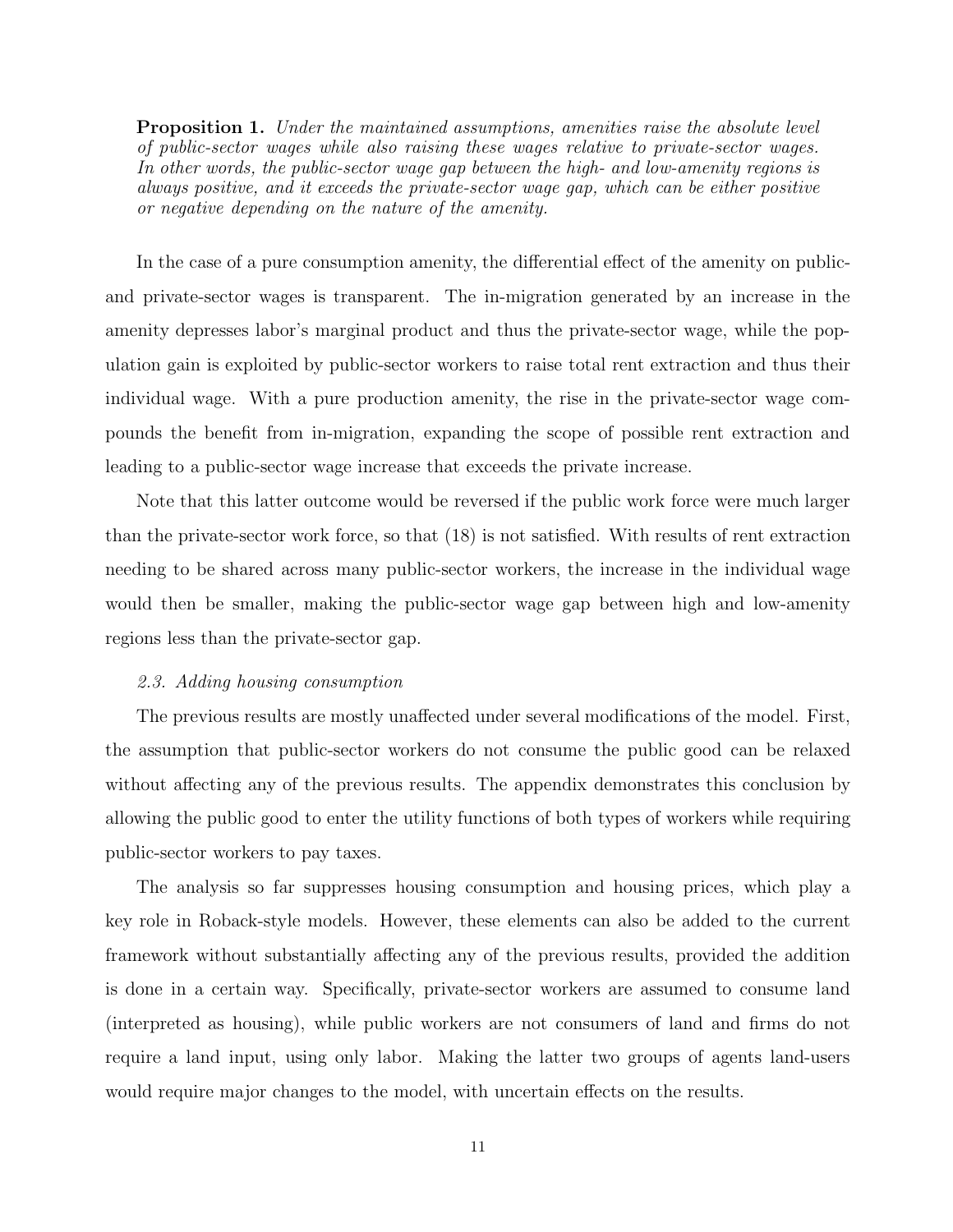**Proposition 1.** *Under the maintained assumptions, amenities raise the absolute level of public-sector wages while also raising these wages relative to private-sector wages. In other words, the public-sector wage gap between the high- and low-amenity regions is always positive, and it exceeds the private-sector wage gap, which can be either positive or negative depending on the nature of the amenity.*

In the case of a pure consumption amenity, the differential effect of the amenity on public- and private-sector wages is transparent. The in-migration generated by an increase in the amenity depresses labor's marginal product and thus the private-sector wage, while the population gain is exploited by public-sector workers to raise total rent extraction and thus their individual wage. With a pure production amenity, the rise in the private-sector wage compounds the benefit from in-migration, expanding the scope of possible rent extraction and leading to a public-sector wage increase that exceeds the private increase.

Note that this latter outcome would be reversed if the public work force were much larger than the private-sector work force, so that (18) is not satisfied. With results of rent extraction needing to be shared across many public-sector workers, the increase in the individual wage would then be smaller, making the public-sector wage gap between high and low-amenity regions less than the private-sector gap.

*2.3. Adding housing consumption*

The previous results are mostly unaffected under several modifications of the model. First, the assumption that public-sector workers do not consume the public good can be relaxed without affecting any of the previous results. The appendix demonstrates this conclusion by allowing the public good to enter the utility functions of both types of workers while requiring public-sector workers to pay taxes.

The analysis so far suppresses housing consumption and housing prices, which play a key role in Roback-style models. However, these elements can also be added to the current framework without substantially affecting any of the previous results, provided the addition is done in a certain way. Specifically, private-sector workers are assumed to consume land (interpreted as housing), while public workers are not consumers of land and firms do not require a land input, using only labor. Making the latter two groups of agents land-users would require major changes to the model, with uncertain effects on the results.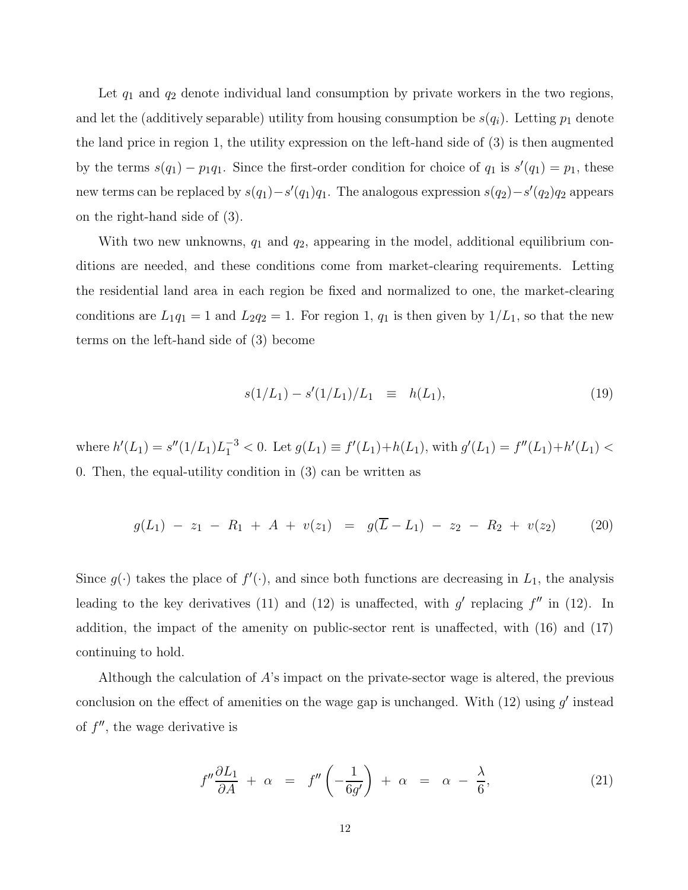Let $q_1$ and $q_2$ denote individual land consumption by private workers in the two regions, and let the (additively separable) utility from housing consumption be $s(q_i)$. Letting $p_1$ denote the land price in region 1, the utility expression on the left-hand side of (3) is then augmented by the terms $s(q_1) - p_1 q_1$. Since the first-order condition for choice of $q_1$ is $s'(q_1) = p_1$, these new terms can be replaced by $s(q_1) - s'(q_1)q_1$. The analogous expression $s(q_2) - s'(q_2)q_2$ appears on the right-hand side of (3).

With two new unknowns, $q_1$ and $q_2$, appearing in the model, additional equilibrium conditions are needed, and these conditions come from market-clearing requirements. Letting the residential land area in each region be fixed and normalized to one, the market-clearing conditions are $L_1 q_1 = 1$ and $L_2 q_2 = 1$. For region 1, $q_1$ is then given by $1/L_1$, so that the new terms on the left-hand side of (3) become

$$s(1/L_1) - s'(1/L_1)/L_1 \quad \equiv \quad h(L_1), \tag{19}$$

where $h'(L_1) = s''(1/L_1)L_1^{-3} < 0$. Let $g(L_1) \equiv f'(L_1) + h(L_1)$, with $g'(L_1) = f''(L_1) + h'(L_1) < 0$. Then, the equal-utility condition in (3) can be written as

$$g(L_1) \; - \; z_1 \; - \; R_1 \; + \; A \; + \; v(z_1) \quad = \quad g(\overline{L} - L_1) \; - \; z_2 \; - \; R_2 \; + \; v(z_2) \tag{20}$$

Since $g(\cdot)$ takes the place of $f'(\cdot)$, and since both functions are decreasing in $L_1$, the analysis leading to the key derivatives (11) and (12) is unaffected, with $g'$ replacing $f''$ in (12). In addition, the impact of the amenity on public-sector rent is unaffected, with (16) and (17) continuing to hold.

Although the calculation of $A$'s impact on the private-sector wage is altered, the previous conclusion on the effect of amenities on the wage gap is unchanged. With (12) using $g'$ instead of $f''$, the wage derivative is

$$f'' \frac{\partial L_1}{\partial A} \; + \; \alpha \quad = \quad f'' \left( -\frac{1}{6g'} \right) \; + \; \alpha \quad = \quad \alpha \; - \; \frac{\lambda}{6}, \tag{21}$$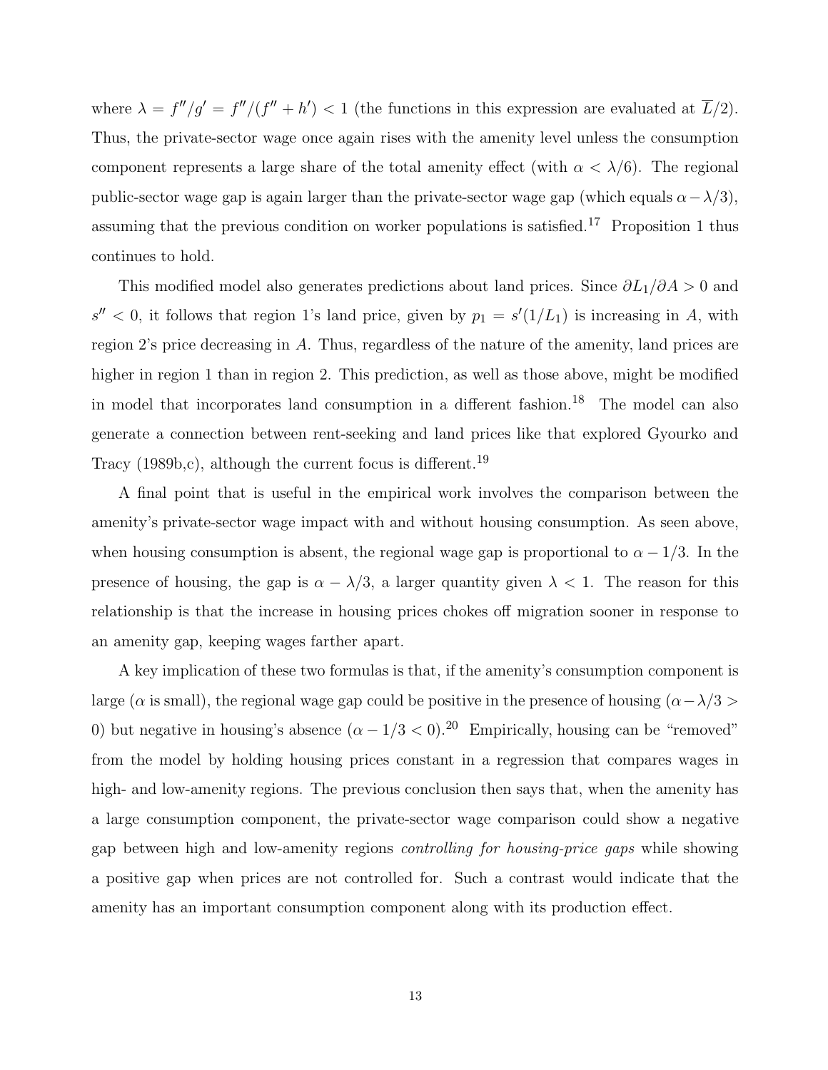where $\lambda = f''/g' = f''/(f'' + h') < 1$ (the functions in this expression are evaluated at $\overline{L}/2$). Thus, the private-sector wage once again rises with the amenity level unless the consumption component represents a large share of the total amenity effect (with $\alpha < \lambda/6$). The regional public-sector wage gap is again larger than the private-sector wage gap (which equals $\alpha - \lambda/3$), assuming that the previous condition on worker populations is satisfied.[17] Proposition 1 thus continues to hold.

This modified model also generates predictions about land prices. Since $\partial L_1/\partial A > 0$ and $s'' < 0$, it follows that region 1's land price, given by $p_1 = s'(1/L_1)$ is increasing in $A$, with region 2's price decreasing in $A$. Thus, regardless of the nature of the amenity, land prices are higher in region 1 than in region 2. This prediction, as well as those above, might be modified in model that incorporates land consumption in a different fashion.[18] The model can also generate a connection between rent-seeking and land prices like that explored Gyourko and Tracy (1989b,c), although the current focus is different.[19]

A final point that is useful in the empirical work involves the comparison between the amenity's private-sector wage impact with and without housing consumption. As seen above, when housing consumption is absent, the regional wage gap is proportional to $\alpha - 1/3$. In the presence of housing, the gap is $\alpha - \lambda/3$, a larger quantity given $\lambda < 1$. The reason for this relationship is that the increase in housing prices chokes off migration sooner in response to an amenity gap, keeping wages farther apart.

A key implication of these two formulas is that, if the amenity's consumption component is large ($\alpha$ is small), the regional wage gap could be positive in the presence of housing ($\alpha - \lambda/3 > 0$) but negative in housing's absence ($\alpha - 1/3 < 0$).[20] Empirically, housing can be "removed" from the model by holding housing prices constant in a regression that compares wages in high- and low-amenity regions. The previous conclusion then says that, when the amenity has a large consumption component, the private-sector wage comparison could show a negative gap between high and low-amenity regions *controlling for housing-price gaps* while showing a positive gap when prices are not controlled for. Such a contrast would indicate that the amenity has an important consumption component along with its production effect.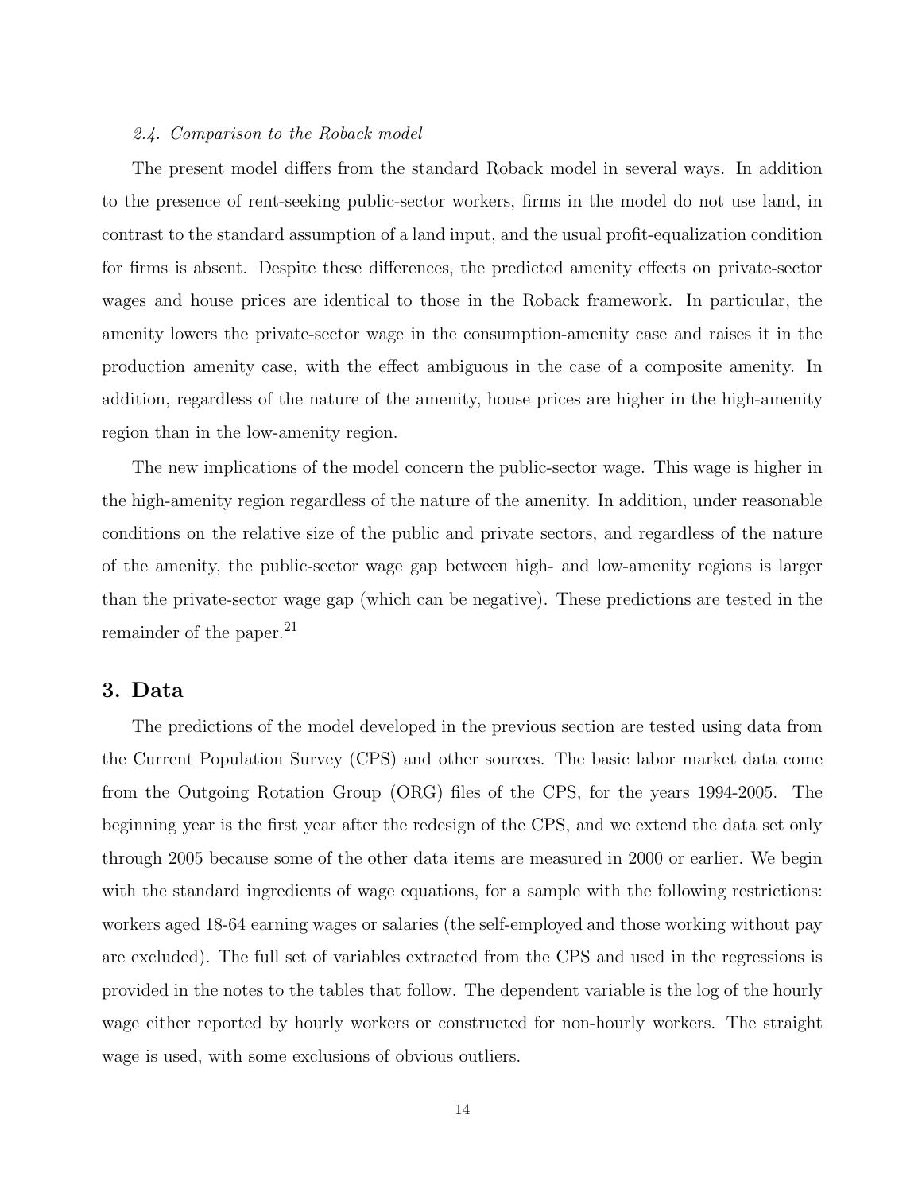### *2.4. Comparison to the Roback model*

The present model differs from the standard Roback model in several ways. In addition to the presence of rent-seeking public-sector workers, firms in the model do not use land, in contrast to the standard assumption of a land input, and the usual profit-equalization condition for firms is absent. Despite these differences, the predicted amenity effects on private-sector wages and house prices are identical to those in the Roback framework. In particular, the amenity lowers the private-sector wage in the consumption-amenity case and raises it in the production amenity case, with the effect ambiguous in the case of a composite amenity. In addition, regardless of the nature of the amenity, house prices are higher in the high-amenity region than in the low-amenity region.

The new implications of the model concern the public-sector wage. This wage is higher in the high-amenity region regardless of the nature of the amenity. In addition, under reasonable conditions on the relative size of the public and private sectors, and regardless of the nature of the amenity, the public-sector wage gap between high- and low-amenity regions is larger than the private-sector wage gap (which can be negative). These predictions are tested in the remainder of the paper.[21]

## 3. Data

The predictions of the model developed in the previous section are tested using data from the Current Population Survey (CPS) and other sources. The basic labor market data come from the Outgoing Rotation Group (ORG) files of the CPS, for the years 1994-2005. The beginning year is the first year after the redesign of the CPS, and we extend the data set only through 2005 because some of the other data items are measured in 2000 or earlier. We begin with the standard ingredients of wage equations, for a sample with the following restrictions: workers aged 18-64 earning wages or salaries (the self-employed and those working without pay are excluded). The full set of variables extracted from the CPS and used in the regressions is provided in the notes to the tables that follow. The dependent variable is the log of the hourly wage either reported by hourly workers or constructed for non-hourly workers. The straight wage is used, with some exclusions of obvious outliers.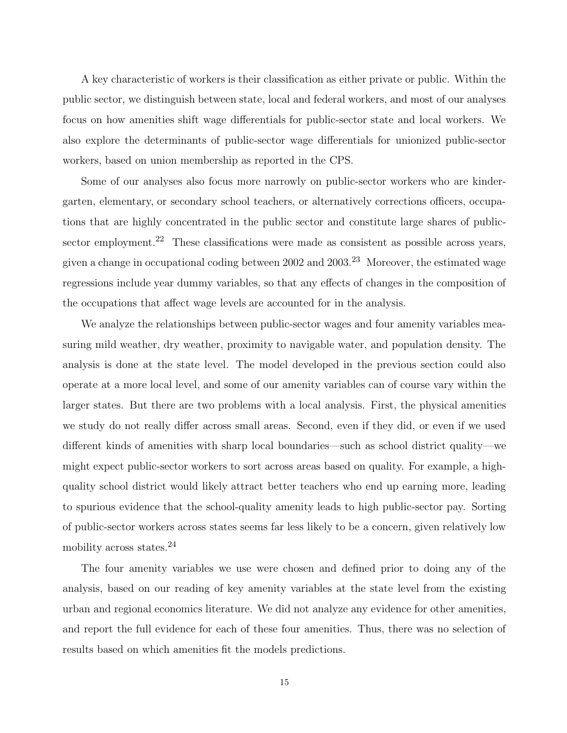A key characteristic of workers is their classification as either private or public. Within the public sector, we distinguish between state, local and federal workers, and most of our analyses focus on how amenities shift wage differentials for public-sector state and local workers. We also explore the determinants of public-sector wage differentials for unionized public-sector workers, based on union membership as reported in the CPS.

Some of our analyses also focus more narrowly on public-sector workers who are kindergarten, elementary, or secondary school teachers, or alternatively corrections officers, occupations that are highly concentrated in the public sector and constitute large shares of public-sector employment.[22] These classifications were made as consistent as possible across years, given a change in occupational coding between 2002 and 2003.[23] Moreover, the estimated wage regressions include year dummy variables, so that any effects of changes in the composition of the occupations that affect wage levels are accounted for in the analysis.

We analyze the relationships between public-sector wages and four amenity variables measuring mild weather, dry weather, proximity to navigable water, and population density. The analysis is done at the state level. The model developed in the previous section could also operate at a more local level, and some of our amenity variables can of course vary within the larger states. But there are two problems with a local analysis. First, the physical amenities we study do not really differ across small areas. Second, even if they did, or even if we used different kinds of amenities with sharp local boundaries—such as school district quality—we might expect public-sector workers to sort across areas based on quality. For example, a high-quality school district would likely attract better teachers who end up earning more, leading to spurious evidence that the school-quality amenity leads to high public-sector pay. Sorting of public-sector workers across states seems far less likely to be a concern, given relatively low mobility across states.[24]

The four amenity variables we use were chosen and defined prior to doing any of the analysis, based on our reading of key amenity variables at the state level from the existing urban and regional economics literature. We did not analyze any evidence for other amenities, and report the full evidence for each of these four amenities. Thus, there was no selection of results based on which amenities fit the models predictions.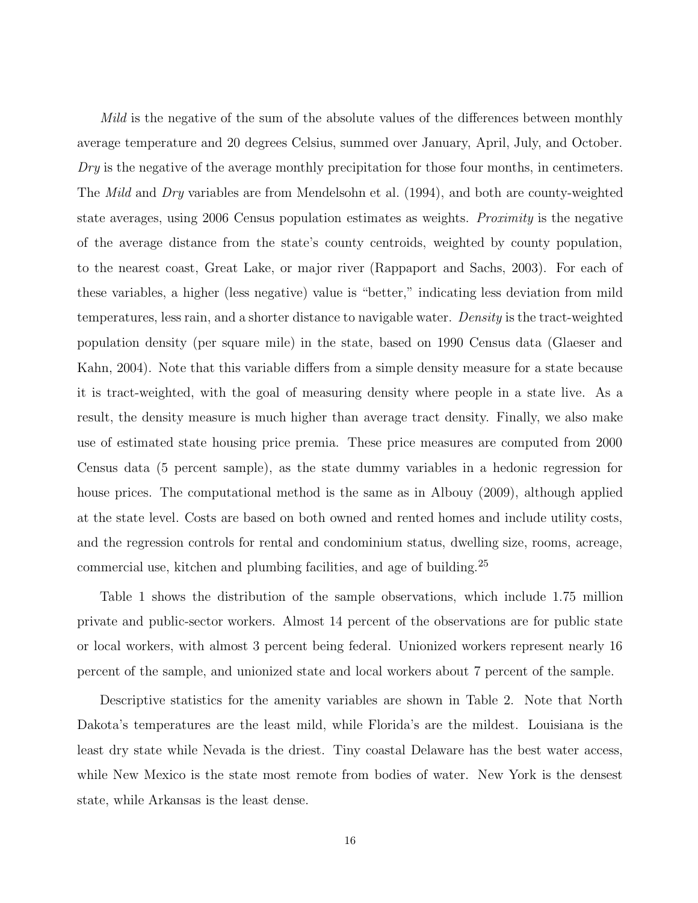*Mild* is the negative of the sum of the absolute values of the differences between monthly average temperature and 20 degrees Celsius, summed over January, April, July, and October. *Dry* is the negative of the average monthly precipitation for those four months, in centimeters. The *Mild* and *Dry* variables are from Mendelsohn et al. (1994), and both are county-weighted state averages, using 2006 Census population estimates as weights. *Proximity* is the negative of the average distance from the state's county centroids, weighted by county population, to the nearest coast, Great Lake, or major river (Rappaport and Sachs, 2003). For each of these variables, a higher (less negative) value is "better," indicating less deviation from mild temperatures, less rain, and a shorter distance to navigable water. *Density* is the tract-weighted population density (per square mile) in the state, based on 1990 Census data (Glaeser and Kahn, 2004). Note that this variable differs from a simple density measure for a state because it is tract-weighted, with the goal of measuring density where people in a state live. As a result, the density measure is much higher than average tract density. Finally, we also make use of estimated state housing price premia. These price measures are computed from 2000 Census data (5 percent sample), as the state dummy variables in a hedonic regression for house prices. The computational method is the same as in Albouy (2009), although applied at the state level. Costs are based on both owned and rented homes and include utility costs, and the regression controls for rental and condominium status, dwelling size, rooms, acreage, commercial use, kitchen and plumbing facilities, and age of building.[25]

Table 1 shows the distribution of the sample observations, which include 1.75 million private and public-sector workers. Almost 14 percent of the observations are for public state or local workers, with almost 3 percent being federal. Unionized workers represent nearly 16 percent of the sample, and unionized state and local workers about 7 percent of the sample.

Descriptive statistics for the amenity variables are shown in Table 2. Note that North Dakota's temperatures are the least mild, while Florida's are the mildest. Louisiana is the least dry state while Nevada is the driest. Tiny coastal Delaware has the best water access, while New Mexico is the state most remote from bodies of water. New York is the densest state, while Arkansas is the least dense.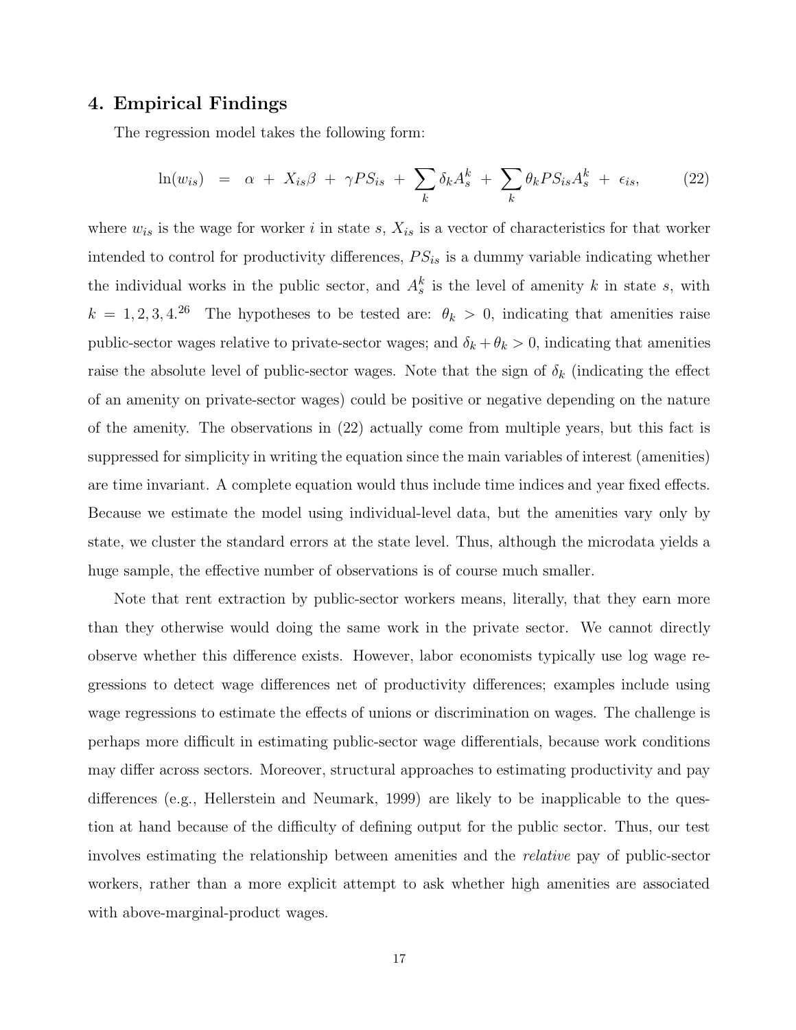## 4. Empirical Findings

The regression model takes the following form:

$$\ln(w_{is}) \;=\; \alpha \;+\; X_{is}\beta \;+\; \gamma PS_{is} \;+\; \sum_k \delta_k A_s^k \;+\; \sum_k \theta_k PS_{is} A_s^k \;+\; \epsilon_{is}, \tag{22}$$

where $w_{is}$ is the wage for worker $i$ in state $s$, $X_{is}$ is a vector of characteristics for that worker intended to control for productivity differences, $PS_{is}$ is a dummy variable indicating whether the individual works in the public sector, and $A_s^k$ is the level of amenity $k$ in state $s$, with $k = 1, 2, 3, 4$.[26] The hypotheses to be tested are: $\theta_k > 0$, indicating that amenities raise public-sector wages relative to private-sector wages; and $\delta_k + \theta_k > 0$, indicating that amenities raise the absolute level of public-sector wages. Note that the sign of $\delta_k$ (indicating the effect of an amenity on private-sector wages) could be positive or negative depending on the nature of the amenity. The observations in (22) actually come from multiple years, but this fact is suppressed for simplicity in writing the equation since the main variables of interest (amenities) are time invariant. A complete equation would thus include time indices and year fixed effects. Because we estimate the model using individual-level data, but the amenities vary only by state, we cluster the standard errors at the state level. Thus, although the microdata yields a huge sample, the effective number of observations is of course much smaller.

Note that rent extraction by public-sector workers means, literally, that they earn more than they otherwise would doing the same work in the private sector. We cannot directly observe whether this difference exists. However, labor economists typically use log wage regressions to detect wage differences net of productivity differences; examples include using wage regressions to estimate the effects of unions or discrimination on wages. The challenge is perhaps more difficult in estimating public-sector wage differentials, because work conditions may differ across sectors. Moreover, structural approaches to estimating productivity and pay differences (e.g., Hellerstein and Neumark, 1999) are likely to be inapplicable to the question at hand because of the difficulty of defining output for the public sector. Thus, our test involves estimating the relationship between amenities and the *relative* pay of public-sector workers, rather than a more explicit attempt to ask whether high amenities are associated with above-marginal-product wages.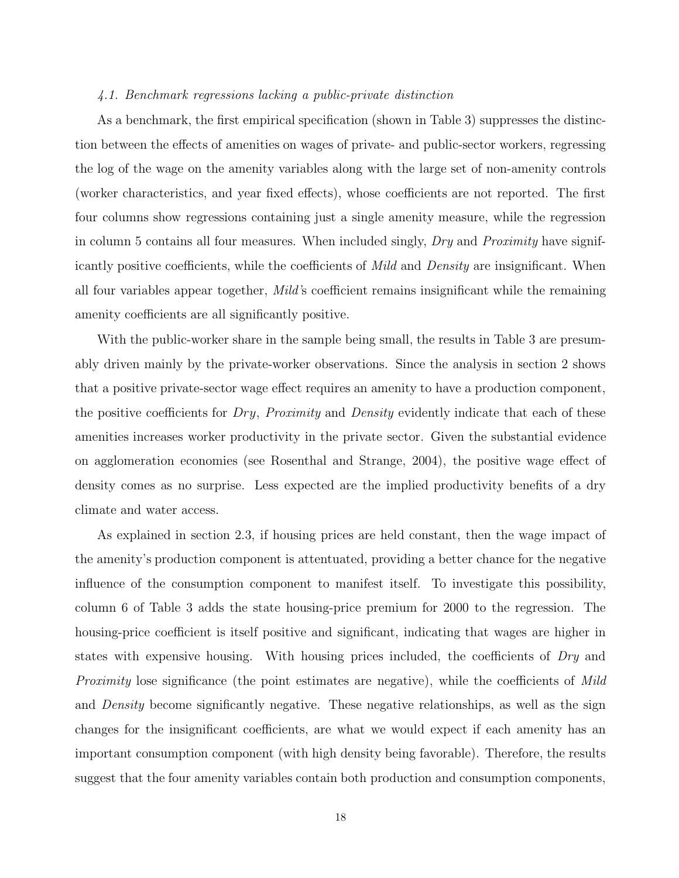*4.1. Benchmark regressions lacking a public-private distinction*

As a benchmark, the first empirical specification (shown in Table 3) suppresses the distinction between the effects of amenities on wages of private- and public-sector workers, regressing the log of the wage on the amenity variables along with the large set of non-amenity controls (worker characteristics, and year fixed effects), whose coefficients are not reported. The first four columns show regressions containing just a single amenity measure, while the regression in column 5 contains all four measures. When included singly, *Dry* and *Proximity* have significantly positive coefficients, while the coefficients of *Mild* and *Density* are insignificant. When all four variables appear together, *Mild*'s coefficient remains insignificant while the remaining amenity coefficients are all significantly positive.

With the public-worker share in the sample being small, the results in Table 3 are presumably driven mainly by the private-worker observations. Since the analysis in section 2 shows that a positive private-sector wage effect requires an amenity to have a production component, the positive coefficients for *Dry*, *Proximity* and *Density* evidently indicate that each of these amenities increases worker productivity in the private sector. Given the substantial evidence on agglomeration economies (see Rosenthal and Strange, 2004), the positive wage effect of density comes as no surprise. Less expected are the implied productivity benefits of a dry climate and water access.

As explained in section 2.3, if housing prices are held constant, then the wage impact of the amenity's production component is attentuated, providing a better chance for the negative influence of the consumption component to manifest itself. To investigate this possibility, column 6 of Table 3 adds the state housing-price premium for 2000 to the regression. The housing-price coefficient is itself positive and significant, indicating that wages are higher in states with expensive housing. With housing prices included, the coefficients of *Dry* and *Proximity* lose significance (the point estimates are negative), while the coefficients of *Mild* and *Density* become significantly negative. These negative relationships, as well as the sign changes for the insignificant coefficients, are what we would expect if each amenity has an important consumption component (with high density being favorable). Therefore, the results suggest that the four amenity variables contain both production and consumption components,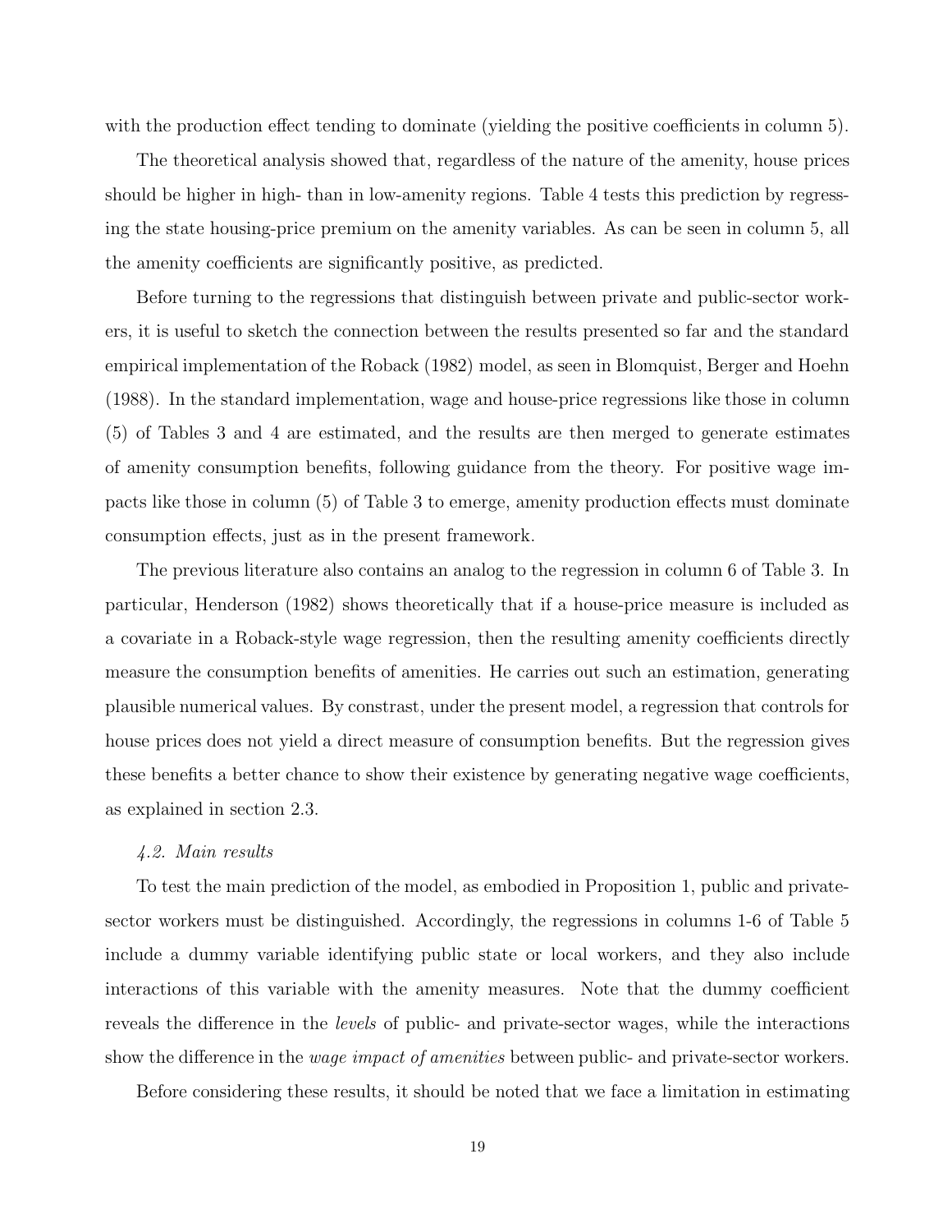with the production effect tending to dominate (yielding the positive coefficients in column 5).

The theoretical analysis showed that, regardless of the nature of the amenity, house prices should be higher in high- than in low-amenity regions. Table 4 tests this prediction by regressing the state housing-price premium on the amenity variables. As can be seen in column 5, all the amenity coefficients are significantly positive, as predicted.

Before turning to the regressions that distinguish between private and public-sector workers, it is useful to sketch the connection between the results presented so far and the standard empirical implementation of the Roback (1982) model, as seen in Blomquist, Berger and Hoehn (1988). In the standard implementation, wage and house-price regressions like those in column (5) of Tables 3 and 4 are estimated, and the results are then merged to generate estimates of amenity consumption benefits, following guidance from the theory. For positive wage impacts like those in column (5) of Table 3 to emerge, amenity production effects must dominate consumption effects, just as in the present framework.

The previous literature also contains an analog to the regression in column 6 of Table 3. In particular, Henderson (1982) shows theoretically that if a house-price measure is included as a covariate in a Roback-style wage regression, then the resulting amenity coefficients directly measure the consumption benefits of amenities. He carries out such an estimation, generating plausible numerical values. By constrast, under the present model, a regression that controls for house prices does not yield a direct measure of consumption benefits. But the regression gives these benefits a better chance to show their existence by generating negative wage coefficients, as explained in section 2.3.

*4.2. Main results*

To test the main prediction of the model, as embodied in Proposition 1, public and private-sector workers must be distinguished. Accordingly, the regressions in columns 1-6 of Table 5 include a dummy variable identifying public state or local workers, and they also include interactions of this variable with the amenity measures. Note that the dummy coefficient reveals the difference in the *levels* of public- and private-sector wages, while the interactions show the difference in the *wage impact of amenities* between public- and private-sector workers.

Before considering these results, it should be noted that we face a limitation in estimating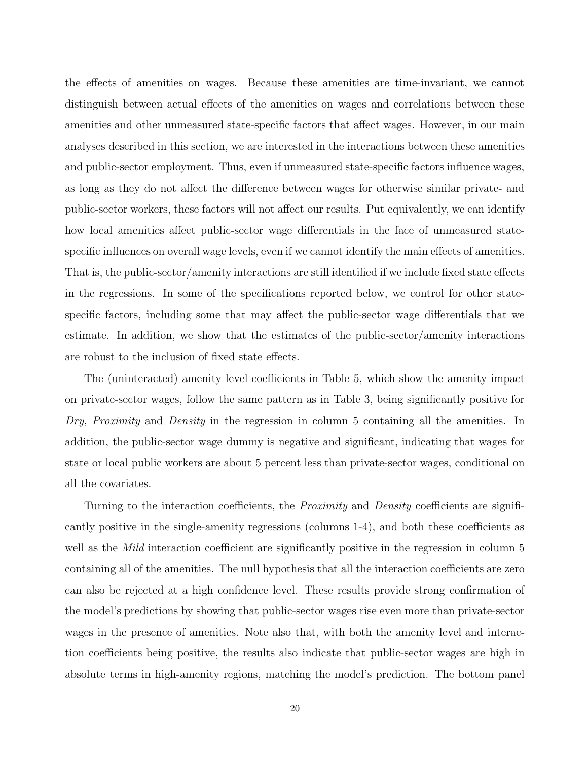the effects of amenities on wages. Because these amenities are time-invariant, we cannot distinguish between actual effects of the amenities on wages and correlations between these amenities and other unmeasured state-specific factors that affect wages. However, in our main analyses described in this section, we are interested in the interactions between these amenities and public-sector employment. Thus, even if unmeasured state-specific factors influence wages, as long as they do not affect the difference between wages for otherwise similar private- and public-sector workers, these factors will not affect our results. Put equivalently, we can identify how local amenities affect public-sector wage differentials in the face of unmeasured state-specific influences on overall wage levels, even if we cannot identify the main effects of amenities. That is, the public-sector/amenity interactions are still identified if we include fixed state effects in the regressions. In some of the specifications reported below, we control for other state-specific factors, including some that may affect the public-sector wage differentials that we estimate. In addition, we show that the estimates of the public-sector/amenity interactions are robust to the inclusion of fixed state effects.

The (uninteracted) amenity level coefficients in Table 5, which show the amenity impact on private-sector wages, follow the same pattern as in Table 3, being significantly positive for *Dry*, *Proximity* and *Density* in the regression in column 5 containing all the amenities. In addition, the public-sector wage dummy is negative and significant, indicating that wages for state or local public workers are about 5 percent less than private-sector wages, conditional on all the covariates.

Turning to the interaction coefficients, the *Proximity* and *Density* coefficients are significantly positive in the single-amenity regressions (columns 1-4), and both these coefficients as well as the *Mild* interaction coefficient are significantly positive in the regression in column 5 containing all of the amenities. The null hypothesis that all the interaction coefficients are zero can also be rejected at a high confidence level. These results provide strong confirmation of the model's predictions by showing that public-sector wages rise even more than private-sector wages in the presence of amenities. Note also that, with both the amenity level and interaction coefficients being positive, the results also indicate that public-sector wages are high in absolute terms in high-amenity regions, matching the model's prediction. The bottom panel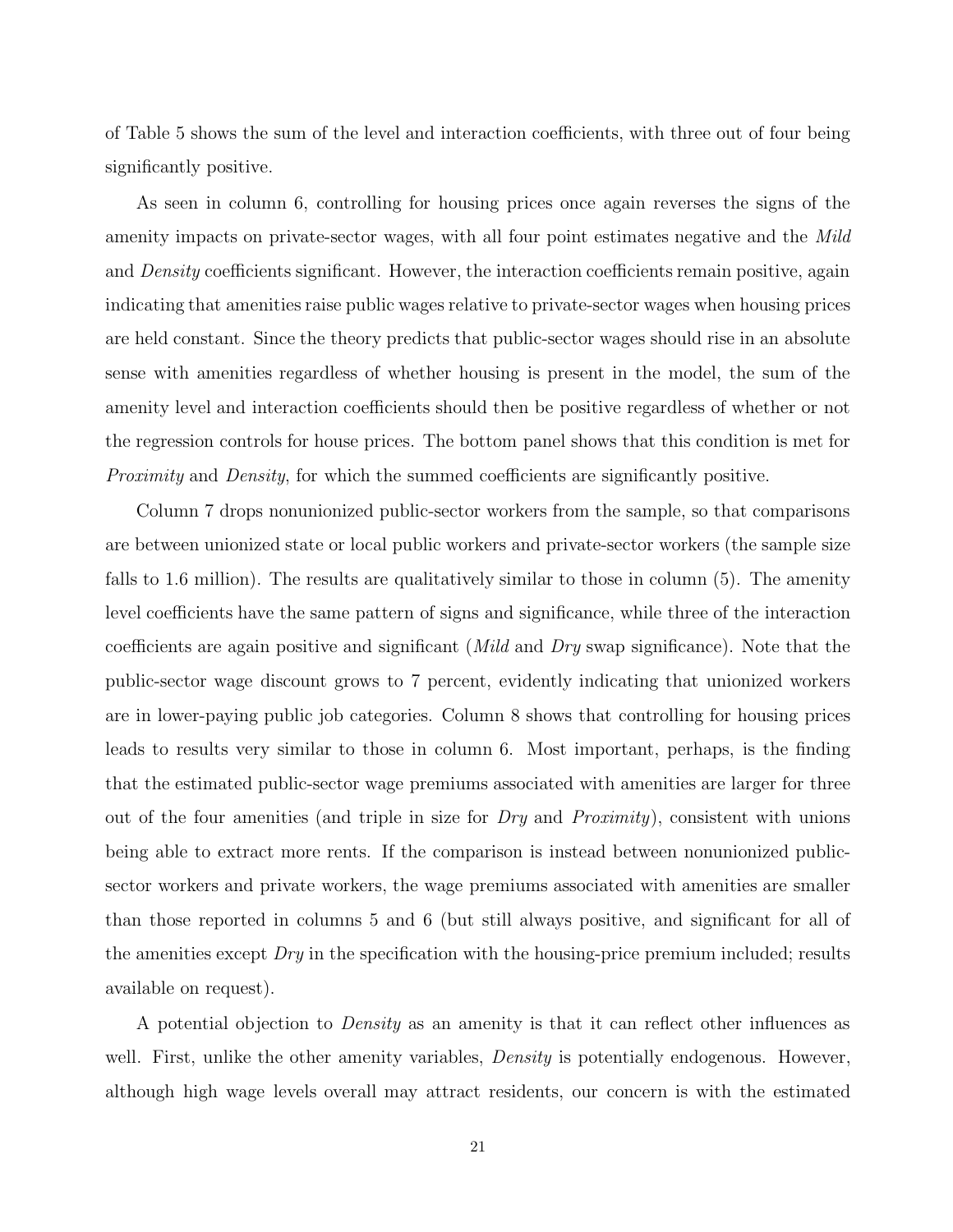of Table 5 shows the sum of the level and interaction coefficients, with three out of four being significantly positive.

As seen in column 6, controlling for housing prices once again reverses the signs of the amenity impacts on private-sector wages, with all four point estimates negative and the *Mild* and *Density* coefficients significant. However, the interaction coefficients remain positive, again indicating that amenities raise public wages relative to private-sector wages when housing prices are held constant. Since the theory predicts that public-sector wages should rise in an absolute sense with amenities regardless of whether housing is present in the model, the sum of the amenity level and interaction coefficients should then be positive regardless of whether or not the regression controls for house prices. The bottom panel shows that this condition is met for *Proximity* and *Density*, for which the summed coefficients are significantly positive.

Column 7 drops nonunionized public-sector workers from the sample, so that comparisons are between unionized state or local public workers and private-sector workers (the sample size falls to 1.6 million). The results are qualitatively similar to those in column (5). The amenity level coefficients have the same pattern of signs and significance, while three of the interaction coefficients are again positive and significant (*Mild* and *Dry* swap significance). Note that the public-sector wage discount grows to 7 percent, evidently indicating that unionized workers are in lower-paying public job categories. Column 8 shows that controlling for housing prices leads to results very similar to those in column 6. Most important, perhaps, is the finding that the estimated public-sector wage premiums associated with amenities are larger for three out of the four amenities (and triple in size for *Dry* and *Proximity*), consistent with unions being able to extract more rents. If the comparison is instead between nonunionized public-sector workers and private workers, the wage premiums associated with amenities are smaller than those reported in columns 5 and 6 (but still always positive, and significant for all of the amenities except *Dry* in the specification with the housing-price premium included; results available on request).

A potential objection to *Density* as an amenity is that it can reflect other influences as well. First, unlike the other amenity variables, *Density* is potentially endogenous. However, although high wage levels overall may attract residents, our concern is with the estimated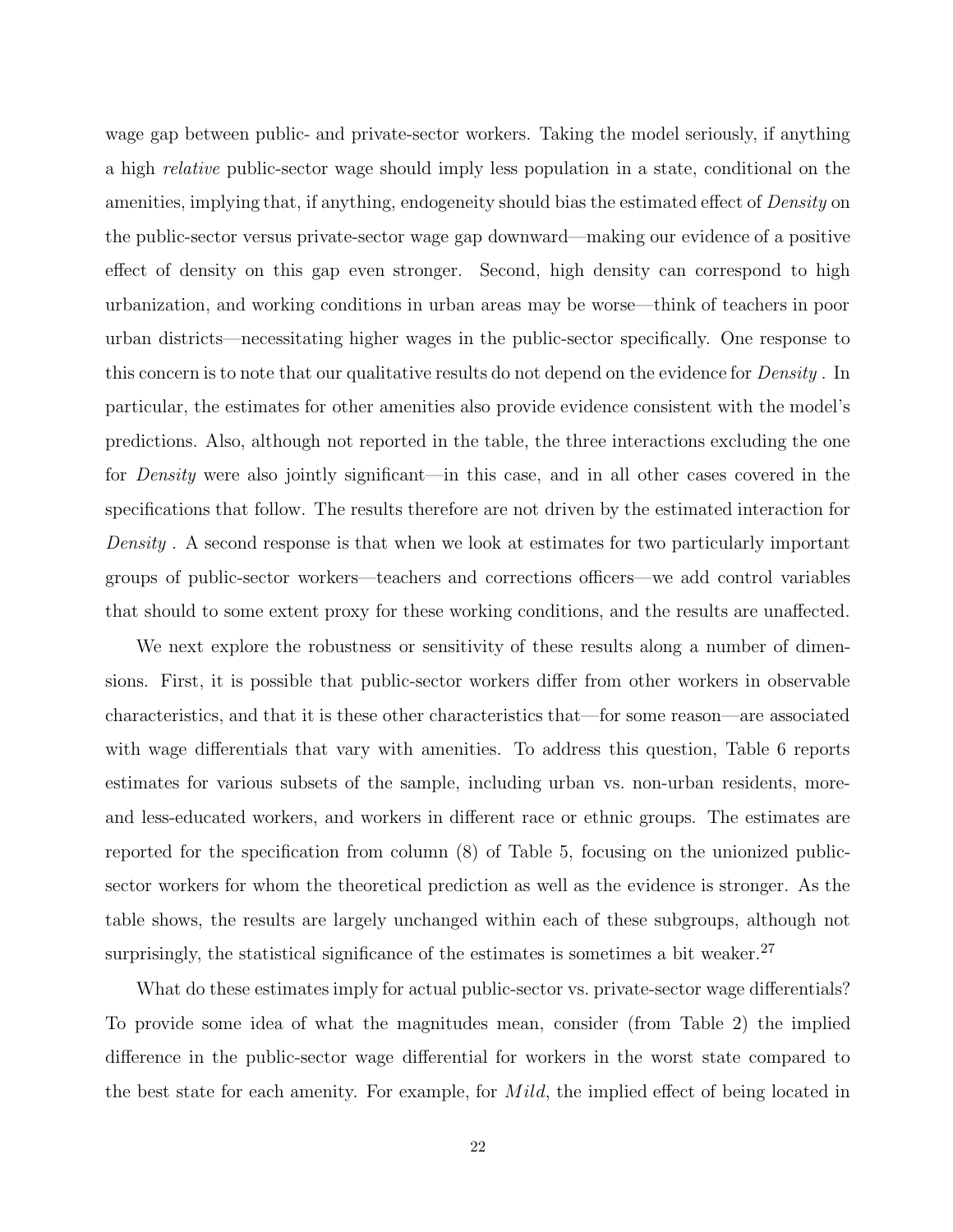wage gap between public- and private-sector workers. Taking the model seriously, if anything a high *relative* public-sector wage should imply less population in a state, conditional on the amenities, implying that, if anything, endogeneity should bias the estimated effect of *Density* on the public-sector versus private-sector wage gap downward—making our evidence of a positive effect of density on this gap even stronger. Second, high density can correspond to high urbanization, and working conditions in urban areas may be worse—think of teachers in poor urban districts—necessitating higher wages in the public-sector specifically. One response to this concern is to note that our qualitative results do not depend on the evidence for *Density* . In particular, the estimates for other amenities also provide evidence consistent with the model's predictions. Also, although not reported in the table, the three interactions excluding the one for *Density* were also jointly significant—in this case, and in all other cases covered in the specifications that follow. The results therefore are not driven by the estimated interaction for *Density* . A second response is that when we look at estimates for two particularly important groups of public-sector workers—teachers and corrections officers—we add control variables that should to some extent proxy for these working conditions, and the results are unaffected.

We next explore the robustness or sensitivity of these results along a number of dimensions. First, it is possible that public-sector workers differ from other workers in observable characteristics, and that it is these other characteristics that—for some reason—are associated with wage differentials that vary with amenities. To address this question, Table 6 reports estimates for various subsets of the sample, including urban vs. non-urban residents, more- and less-educated workers, and workers in different race or ethnic groups. The estimates are reported for the specification from column (8) of Table 5, focusing on the unionized public-sector workers for whom the theoretical prediction as well as the evidence is stronger. As the table shows, the results are largely unchanged within each of these subgroups, although not surprisingly, the statistical significance of the estimates is sometimes a bit weaker.[27]

What do these estimates imply for actual public-sector vs. private-sector wage differentials? To provide some idea of what the magnitudes mean, consider (from Table 2) the implied difference in the public-sector wage differential for workers in the worst state compared to the best state for each amenity. For example, for $Mild$, the implied effect of being located in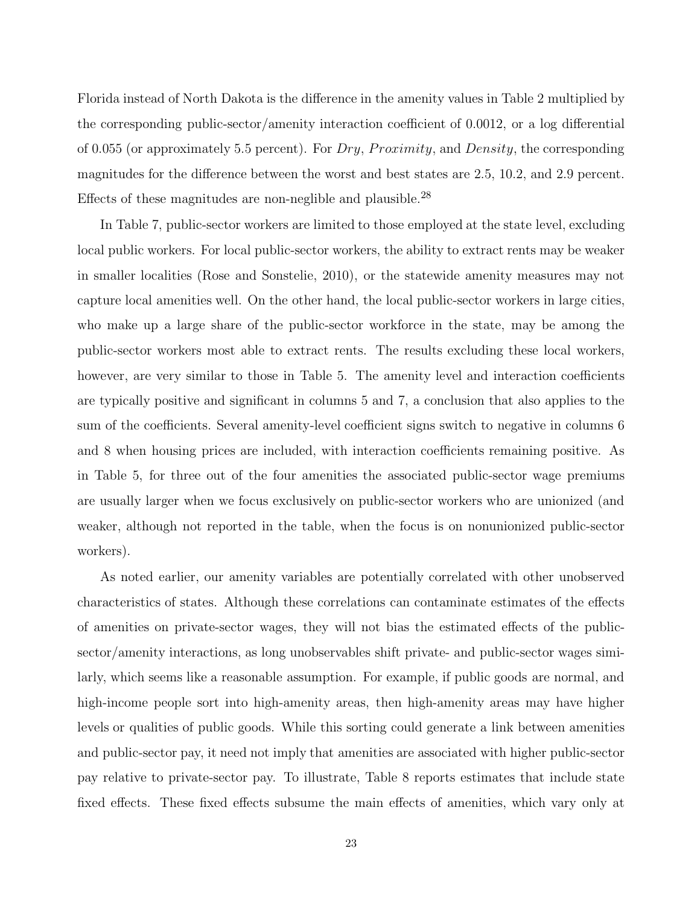Florida instead of North Dakota is the difference in the amenity values in Table 2 multiplied by the corresponding public-sector/amenity interaction coefficient of 0.0012, or a log differential of 0.055 (or approximately 5.5 percent). For *Dry*, *Proximity*, and *Density*, the corresponding magnitudes for the difference between the worst and best states are 2.5, 10.2, and 2.9 percent. Effects of these magnitudes are non-neglible and plausible.[28]

In Table 7, public-sector workers are limited to those employed at the state level, excluding local public workers. For local public-sector workers, the ability to extract rents may be weaker in smaller localities (Rose and Sonstelie, 2010), or the statewide amenity measures may not capture local amenities well. On the other hand, the local public-sector workers in large cities, who make up a large share of the public-sector workforce in the state, may be among the public-sector workers most able to extract rents. The results excluding these local workers, however, are very similar to those in Table 5. The amenity level and interaction coefficients are typically positive and significant in columns 5 and 7, a conclusion that also applies to the sum of the coefficients. Several amenity-level coefficient signs switch to negative in columns 6 and 8 when housing prices are included, with interaction coefficients remaining positive. As in Table 5, for three out of the four amenities the associated public-sector wage premiums are usually larger when we focus exclusively on public-sector workers who are unionized (and weaker, although not reported in the table, when the focus is on nonunionized public-sector workers).

As noted earlier, our amenity variables are potentially correlated with other unobserved characteristics of states. Although these correlations can contaminate estimates of the effects of amenities on private-sector wages, they will not bias the estimated effects of the public-sector/amenity interactions, as long unobservables shift private- and public-sector wages similarly, which seems like a reasonable assumption. For example, if public goods are normal, and high-income people sort into high-amenity areas, then high-amenity areas may have higher levels or qualities of public goods. While this sorting could generate a link between amenities and public-sector pay, it need not imply that amenities are associated with higher public-sector pay relative to private-sector pay. To illustrate, Table 8 reports estimates that include state fixed effects. These fixed effects subsume the main effects of amenities, which vary only at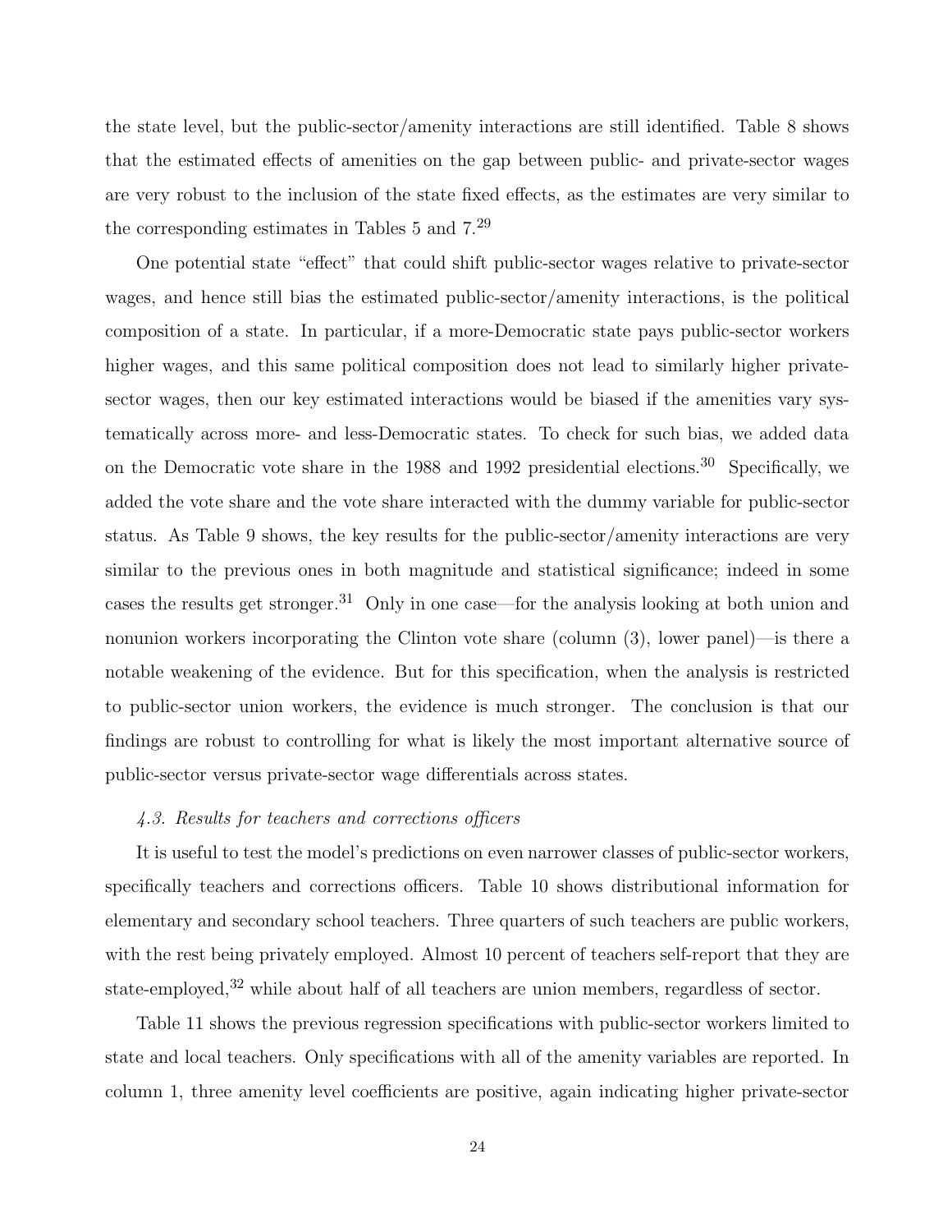the state level, but the public-sector/amenity interactions are still identified. Table 8 shows that the estimated effects of amenities on the gap between public- and private-sector wages are very robust to the inclusion of the state fixed effects, as the estimates are very similar to the corresponding estimates in Tables 5 and 7.[29]

One potential state "effect" that could shift public-sector wages relative to private-sector wages, and hence still bias the estimated public-sector/amenity interactions, is the political composition of a state. In particular, if a more-Democratic state pays public-sector workers higher wages, and this same political composition does not lead to similarly higher private-sector wages, then our key estimated interactions would be biased if the amenities vary systematically across more- and less-Democratic states. To check for such bias, we added data on the Democratic vote share in the 1988 and 1992 presidential elections.[30] Specifically, we added the vote share and the vote share interacted with the dummy variable for public-sector status. As Table 9 shows, the key results for the public-sector/amenity interactions are very similar to the previous ones in both magnitude and statistical significance; indeed in some cases the results get stronger.[31] Only in one case—for the analysis looking at both union and nonunion workers incorporating the Clinton vote share (column (3), lower panel)—is there a notable weakening of the evidence. But for this specification, when the analysis is restricted to public-sector union workers, the evidence is much stronger. The conclusion is that our findings are robust to controlling for what is likely the most important alternative source of public-sector versus private-sector wage differentials across states.

### *4.3. Results for teachers and corrections officers*

It is useful to test the model's predictions on even narrower classes of public-sector workers, specifically teachers and corrections officers. Table 10 shows distributional information for elementary and secondary school teachers. Three quarters of such teachers are public workers, with the rest being privately employed. Almost 10 percent of teachers self-report that they are state-employed,[32] while about half of all teachers are union members, regardless of sector.

Table 11 shows the previous regression specifications with public-sector workers limited to state and local teachers. Only specifications with all of the amenity variables are reported. In column 1, three amenity level coefficients are positive, again indicating higher private-sector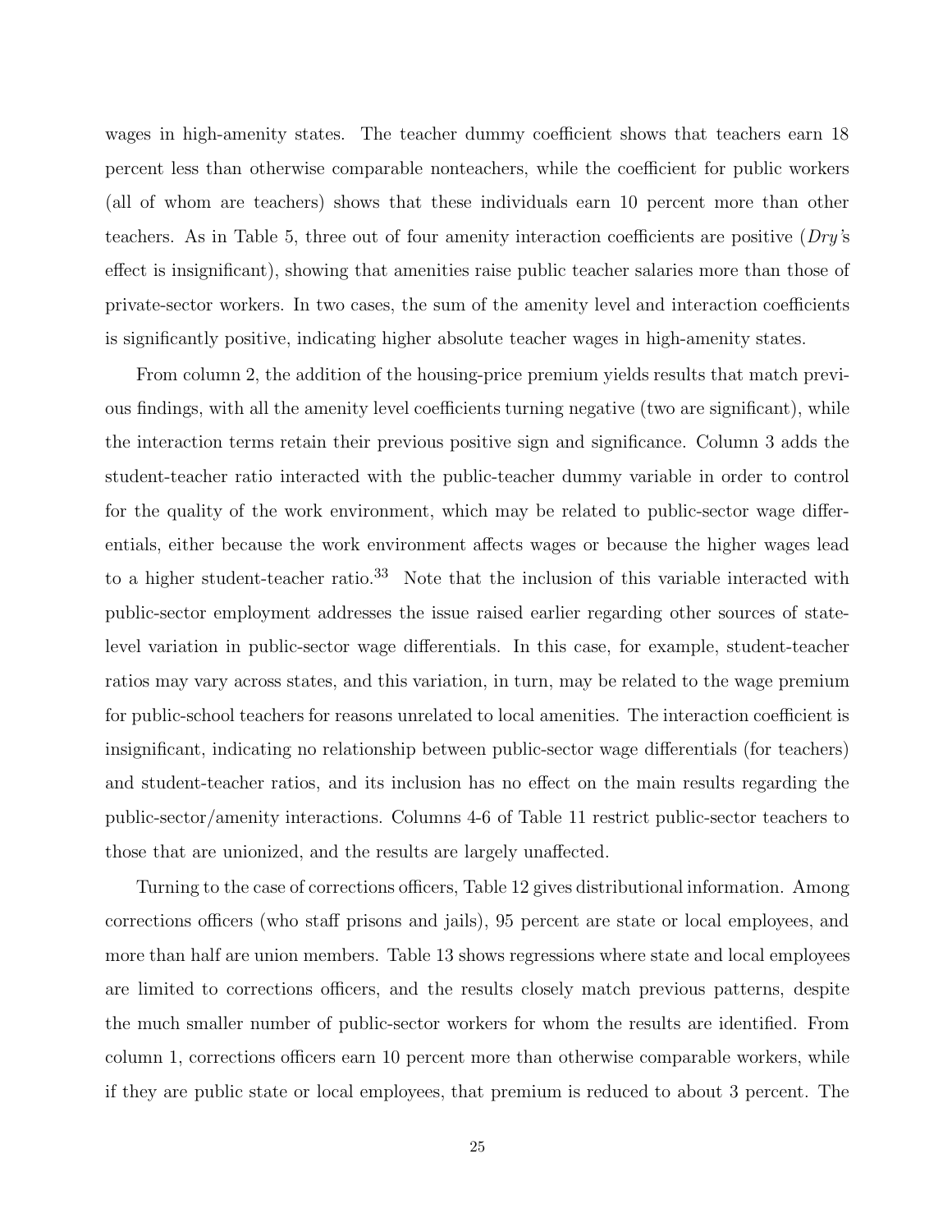wages in high-amenity states. The teacher dummy coefficient shows that teachers earn 18 percent less than otherwise comparable nonteachers, while the coefficient for public workers (all of whom are teachers) shows that these individuals earn 10 percent more than other teachers. As in Table 5, three out of four amenity interaction coefficients are positive (*Dry*'s effect is insignificant), showing that amenities raise public teacher salaries more than those of private-sector workers. In two cases, the sum of the amenity level and interaction coefficients is significantly positive, indicating higher absolute teacher wages in high-amenity states.

From column 2, the addition of the housing-price premium yields results that match previous findings, with all the amenity level coefficients turning negative (two are significant), while the interaction terms retain their previous positive sign and significance. Column 3 adds the student-teacher ratio interacted with the public-teacher dummy variable in order to control for the quality of the work environment, which may be related to public-sector wage differentials, either because the work environment affects wages or because the higher wages lead to a higher student-teacher ratio.[33] Note that the inclusion of this variable interacted with public-sector employment addresses the issue raised earlier regarding other sources of state-level variation in public-sector wage differentials. In this case, for example, student-teacher ratios may vary across states, and this variation, in turn, may be related to the wage premium for public-school teachers for reasons unrelated to local amenities. The interaction coefficient is insignificant, indicating no relationship between public-sector wage differentials (for teachers) and student-teacher ratios, and its inclusion has no effect on the main results regarding the public-sector/amenity interactions. Columns 4-6 of Table 11 restrict public-sector teachers to those that are unionized, and the results are largely unaffected.

Turning to the case of corrections officers, Table 12 gives distributional information. Among corrections officers (who staff prisons and jails), 95 percent are state or local employees, and more than half are union members. Table 13 shows regressions where state and local employees are limited to corrections officers, and the results closely match previous patterns, despite the much smaller number of public-sector workers for whom the results are identified. From column 1, corrections officers earn 10 percent more than otherwise comparable workers, while if they are public state or local employees, that premium is reduced to about 3 percent. The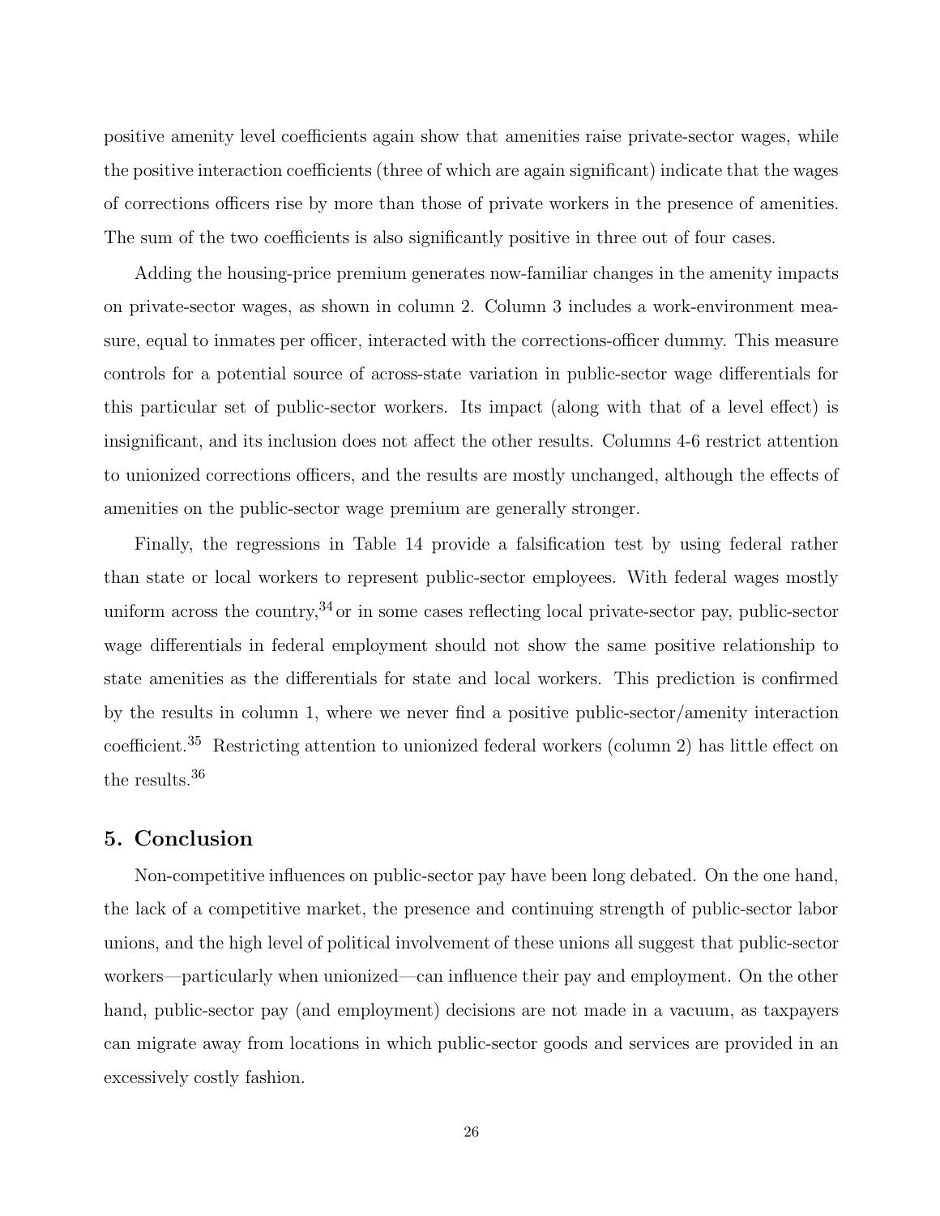positive amenity level coefficients again show that amenities raise private-sector wages, while the positive interaction coefficients (three of which are again significant) indicate that the wages of corrections officers rise by more than those of private workers in the presence of amenities. The sum of the two coefficients is also significantly positive in three out of four cases.

Adding the housing-price premium generates now-familiar changes in the amenity impacts on private-sector wages, as shown in column 2. Column 3 includes a work-environment measure, equal to inmates per officer, interacted with the corrections-officer dummy. This measure controls for a potential source of across-state variation in public-sector wage differentials for this particular set of public-sector workers. Its impact (along with that of a level effect) is insignificant, and its inclusion does not affect the other results. Columns 4-6 restrict attention to unionized corrections officers, and the results are mostly unchanged, although the effects of amenities on the public-sector wage premium are generally stronger.

Finally, the regressions in Table 14 provide a falsification test by using federal rather than state or local workers to represent public-sector employees. With federal wages mostly uniform across the country,[34] or in some cases reflecting local private-sector pay, public-sector wage differentials in federal employment should not show the same positive relationship to state amenities as the differentials for state and local workers. This prediction is confirmed by the results in column 1, where we never find a positive public-sector/amenity interaction coefficient.[35] Restricting attention to unionized federal workers (column 2) has little effect on the results.[36]

## 5. Conclusion

Non-competitive influences on public-sector pay have been long debated. On the one hand, the lack of a competitive market, the presence and continuing strength of public-sector labor unions, and the high level of political involvement of these unions all suggest that public-sector workers—particularly when unionized—can influence their pay and employment. On the other hand, public-sector pay (and employment) decisions are not made in a vacuum, as taxpayers can migrate away from locations in which public-sector goods and services are provided in an excessively costly fashion.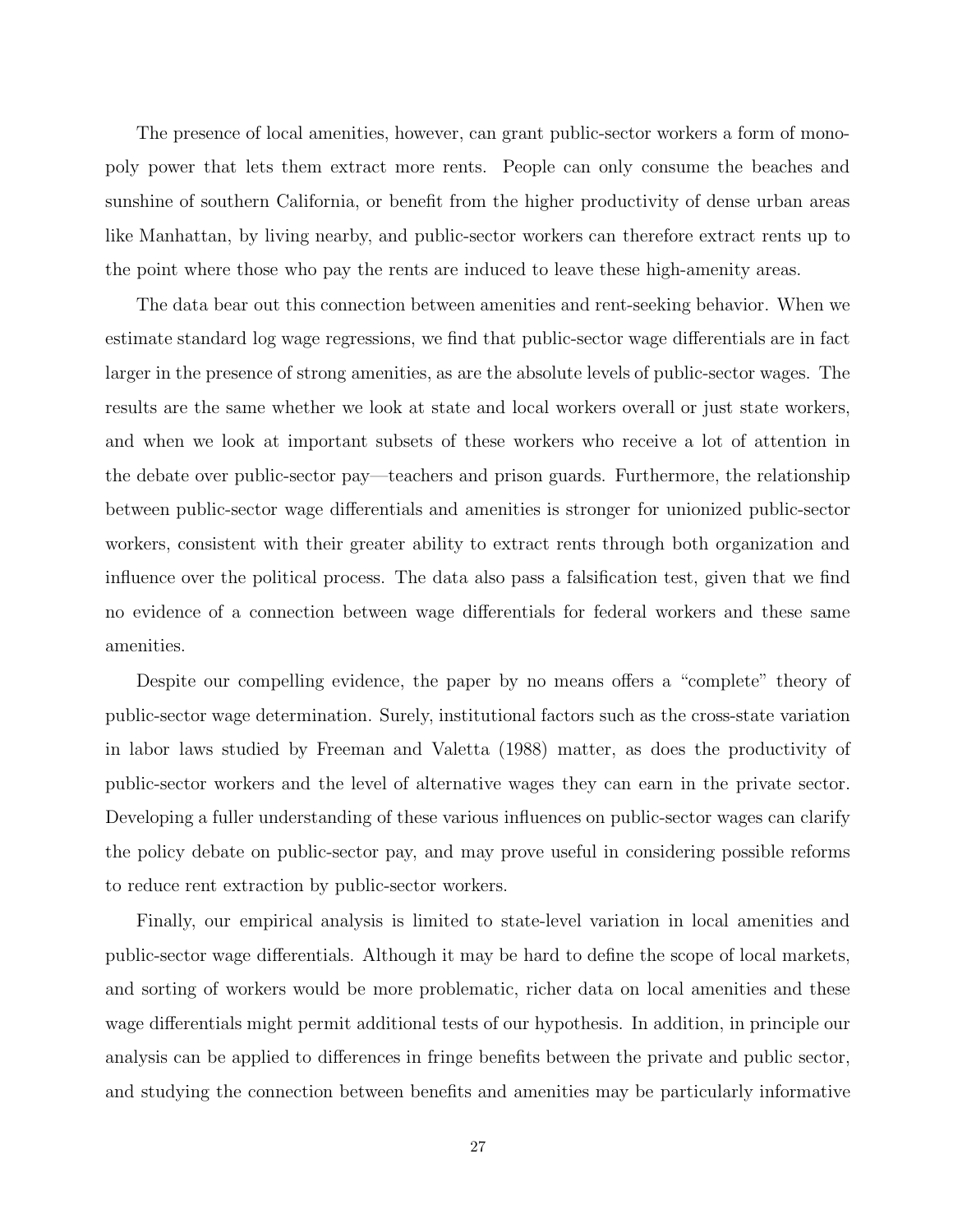The presence of local amenities, however, can grant public-sector workers a form of monopoly power that lets them extract more rents. People can only consume the beaches and sunshine of southern California, or benefit from the higher productivity of dense urban areas like Manhattan, by living nearby, and public-sector workers can therefore extract rents up to the point where those who pay the rents are induced to leave these high-amenity areas.

The data bear out this connection between amenities and rent-seeking behavior. When we estimate standard log wage regressions, we find that public-sector wage differentials are in fact larger in the presence of strong amenities, as are the absolute levels of public-sector wages. The results are the same whether we look at state and local workers overall or just state workers, and when we look at important subsets of these workers who receive a lot of attention in the debate over public-sector pay—teachers and prison guards. Furthermore, the relationship between public-sector wage differentials and amenities is stronger for unionized public-sector workers, consistent with their greater ability to extract rents through both organization and influence over the political process. The data also pass a falsification test, given that we find no evidence of a connection between wage differentials for federal workers and these same amenities.

Despite our compelling evidence, the paper by no means offers a "complete" theory of public-sector wage determination. Surely, institutional factors such as the cross-state variation in labor laws studied by Freeman and Valetta (1988) matter, as does the productivity of public-sector workers and the level of alternative wages they can earn in the private sector. Developing a fuller understanding of these various influences on public-sector wages can clarify the policy debate on public-sector pay, and may prove useful in considering possible reforms to reduce rent extraction by public-sector workers.

Finally, our empirical analysis is limited to state-level variation in local amenities and public-sector wage differentials. Although it may be hard to define the scope of local markets, and sorting of workers would be more problematic, richer data on local amenities and these wage differentials might permit additional tests of our hypothesis. In addition, in principle our analysis can be applied to differences in fringe benefits between the private and public sector, and studying the connection between benefits and amenities may be particularly informative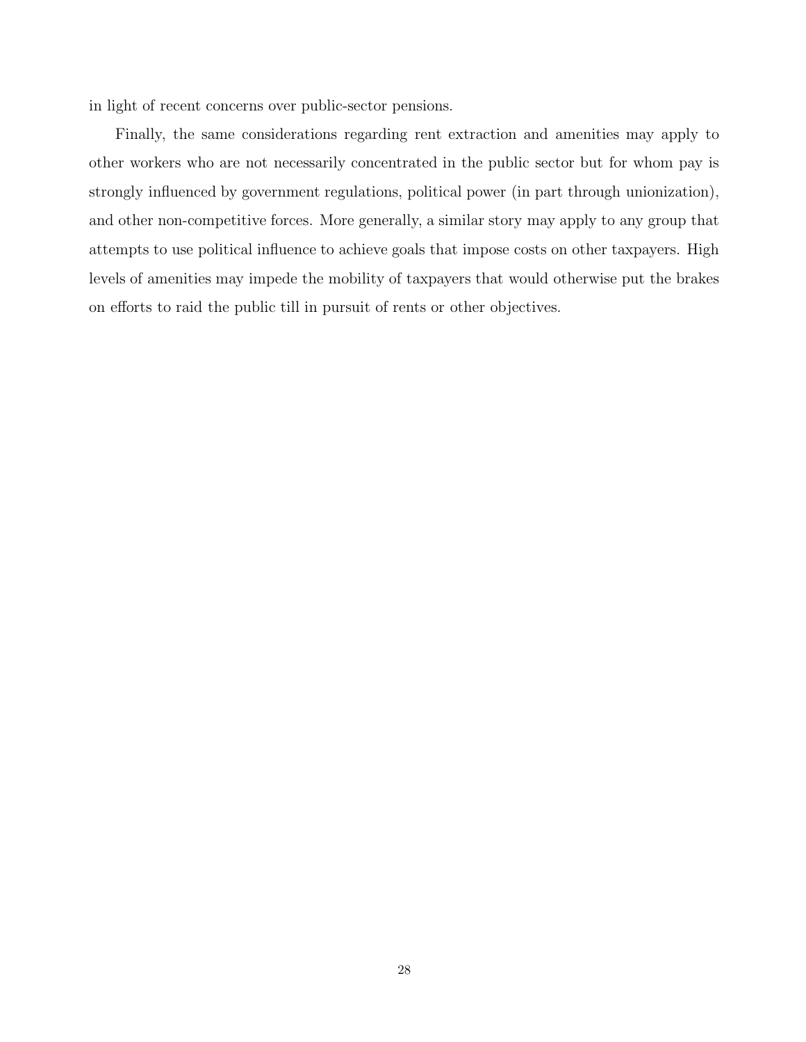in light of recent concerns over public-sector pensions.

Finally, the same considerations regarding rent extraction and amenities may apply to other workers who are not necessarily concentrated in the public sector but for whom pay is strongly influenced by government regulations, political power (in part through unionization), and other non-competitive forces. More generally, a similar story may apply to any group that attempts to use political influence to achieve goals that impose costs on other taxpayers. High levels of amenities may impede the mobility of taxpayers that would otherwise put the brakes on efforts to raid the public till in pursuit of rents or other objectives.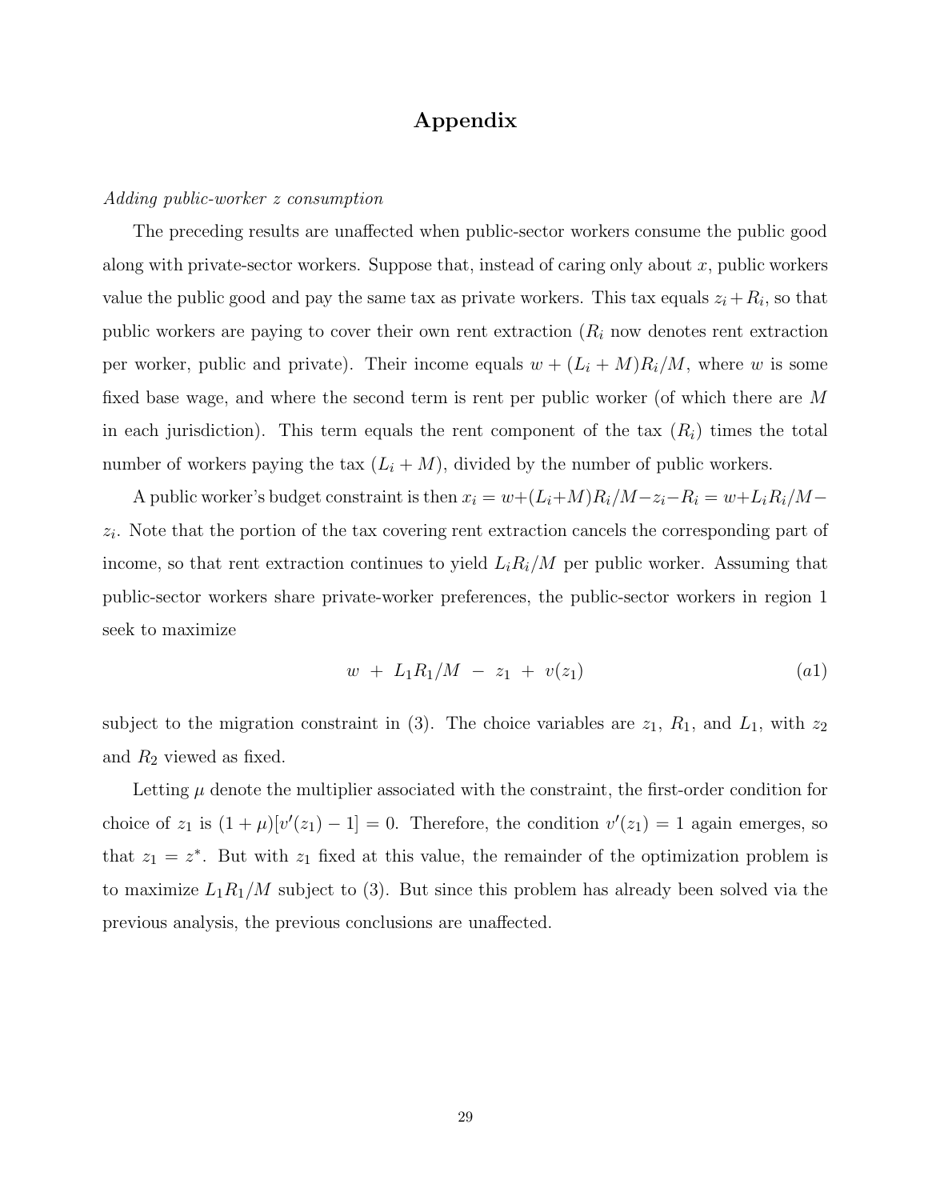# Appendix

*Adding public-worker z consumption*

The preceding results are unaffected when public-sector workers consume the public good along with private-sector workers. Suppose that, instead of caring only about $x$, public workers value the public good and pay the same tax as private workers. This tax equals $z_i + R_i$, so that public workers are paying to cover their own rent extraction ($R_i$ now denotes rent extraction per worker, public and private). Their income equals $w + (L_i + M)R_i/M$, where $w$ is some fixed base wage, and where the second term is rent per public worker (of which there are $M$ in each jurisdiction). This term equals the rent component of the tax ($R_i$) times the total number of workers paying the tax ($L_i + M$), divided by the number of public workers.

A public worker's budget constraint is then $x_i = w+(L_i+M)R_i/M-z_i-R_i = w+L_iR_i/M-z_i$. Note that the portion of the tax covering rent extraction cancels the corresponding part of income, so that rent extraction continues to yield $L_iR_i/M$ per public worker. Assuming that public-sector workers share private-worker preferences, the public-sector workers in region 1 seek to maximize

$$w \;+\; L_1R_1/M \;-\; z_1 \;+\; v(z_1) \qquad (a1)$$

subject to the migration constraint in (3). The choice variables are $z_1$, $R_1$, and $L_1$, with $z_2$ and $R_2$ viewed as fixed.

Letting $\mu$ denote the multiplier associated with the constraint, the first-order condition for choice of $z_1$ is $(1 + \mu)[v'(z_1) - 1] = 0$. Therefore, the condition $v'(z_1) = 1$ again emerges, so that $z_1 = z^*$. But with $z_1$ fixed at this value, the remainder of the optimization problem is to maximize $L_1R_1/M$ subject to (3). But since this problem has already been solved via the previous analysis, the previous conclusions are unaffected.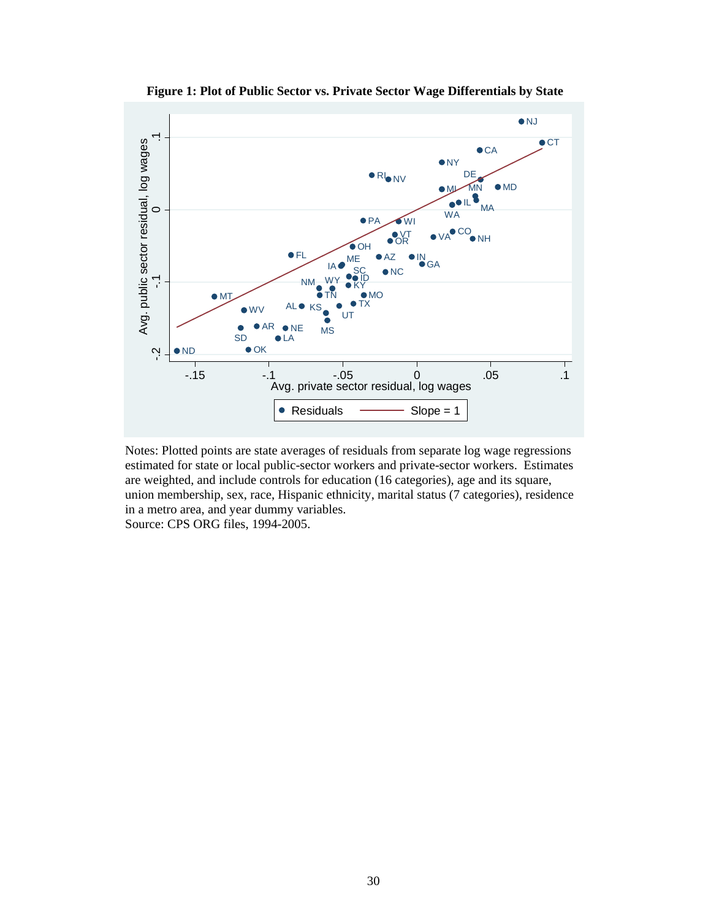**Figure 1: Plot of Public Sector vs. Private Sector Wage Differentials by State**

Notes: Plotted points are state averages of residuals from separate log wage regressions estimated for state or local public-sector workers and private-sector workers. Estimates are weighted, and include controls for education (16 categories), age and its square, union membership, sex, race, Hispanic ethnicity, marital status (7 categories), residence in a metro area, and year dummy variables.
Source: CPS ORG files, 1994-2005.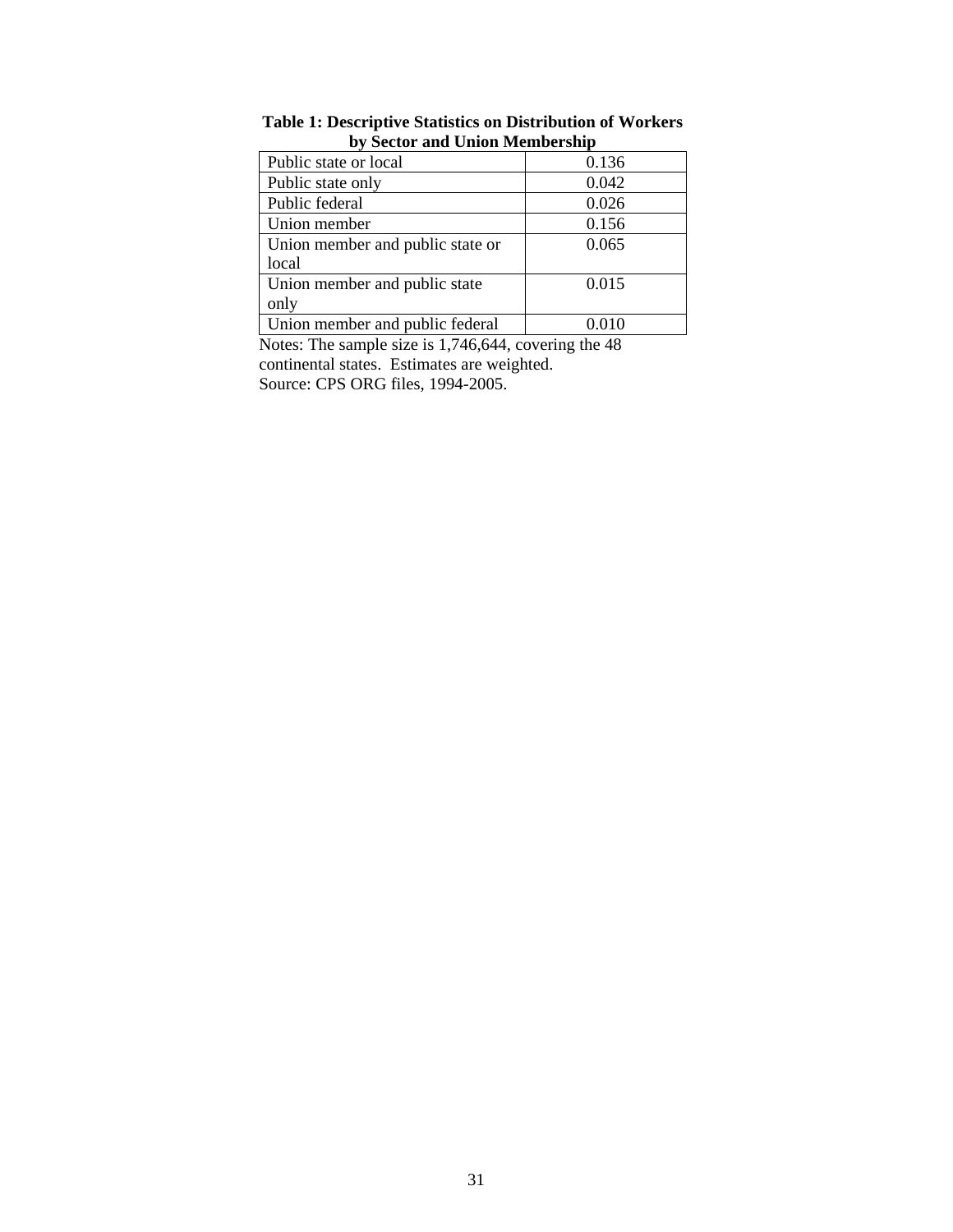**Table 1: Descriptive Statistics on Distribution of Workers by Sector and Union Membership**

| | |
|---|---|
| Public state or local | 0.136 |
| Public state only | 0.042 |
| Public federal | 0.026 |
| Union member | 0.156 |
| Union member and public state or local | 0.065 |
| Union member and public state only | 0.015 |
| Union member and public federal | 0.010 |

Notes: The sample size is 1,746,644, covering the 48 continental states. Estimates are weighted.
Source: CPS ORG files, 1994-2005.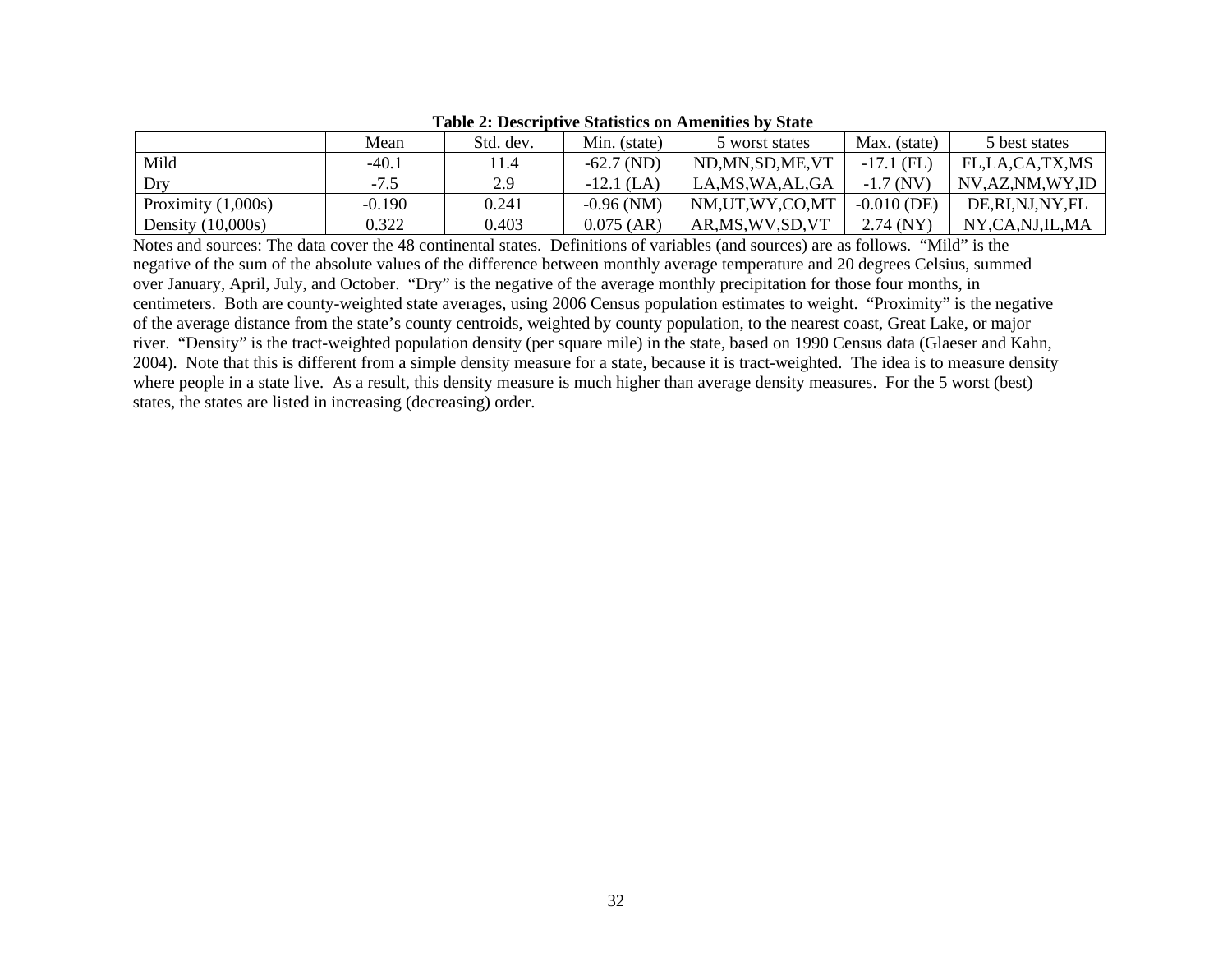**Table 2: Descriptive Statistics on Amenities by State**

| | Mean | Std. dev. | Min. (state) | 5 worst states | Max. (state) | 5 best states |
|---|---|---|---|---|---|---|
| Mild | -40.1 | 11.4 | -62.7 (ND) | ND,MN,SD,ME,VT | -17.1 (FL) | FL,LA,CA,TX,MS |
| Dry | -7.5 | 2.9 | -12.1 (LA) | LA,MS,WA,AL,GA | -1.7 (NV) | NV,AZ,NM,WY,ID |
| Proximity (1,000s) | -0.190 | 0.241 | -0.96 (NM) | NM,UT,WY,CO,MT | -0.010 (DE) | DE,RI,NJ,NY,FL |
| Density (10,000s) | 0.322 | 0.403 | 0.075 (AR) | AR,MS,WV,SD,VT | 2.74 (NY) | NY,CA,NJ,IL,MA |

Notes and sources: The data cover the 48 continental states. Definitions of variables (and sources) are as follows. "Mild" is the negative of the sum of the absolute values of the difference between monthly average temperature and 20 degrees Celsius, summed over January, April, July, and October. "Dry" is the negative of the average monthly precipitation for those four months, in centimeters. Both are county-weighted state averages, using 2006 Census population estimates to weight. "Proximity" is the negative of the average distance from the state's county centroids, weighted by county population, to the nearest coast, Great Lake, or major river. "Density" is the tract-weighted population density (per square mile) in the state, based on 1990 Census data (Glaeser and Kahn, 2004). Note that this is different from a simple density measure for a state, because it is tract-weighted. The idea is to measure density where people in a state live. As a result, this density measure is much higher than average density measures. For the 5 worst (best) states, the states are listed in increasing (decreasing) order.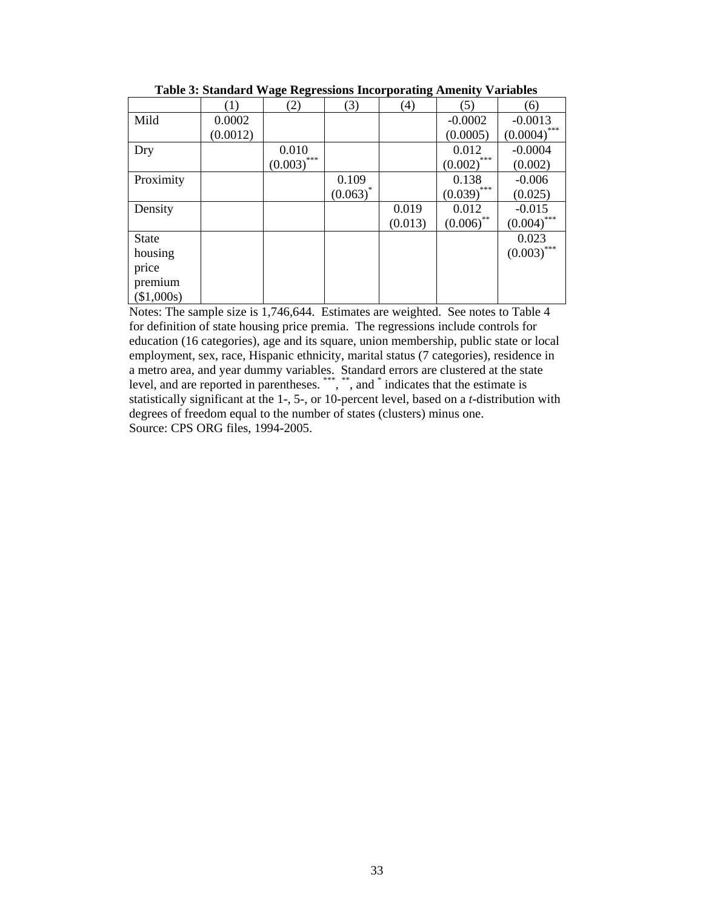**Table 3: Standard Wage Regressions Incorporating Amenity Variables**

| | (1) | (2) | (3) | (4) | (5) | (6) |
|---|---|---|---|---|---|---|
| Mild | 0.0002<br>(0.0012) | | | | -0.0002<br>(0.0005) | -0.0013<br>(0.0004)*** |
| Dry | | 0.010<br>(0.003)*** | | | 0.012<br>(0.002)*** | -0.0004<br>(0.002) |
| Proximity | | | 0.109<br>(0.063)* | | 0.138<br>(0.039)*** | -0.006<br>(0.025) |
| Density | | | | 0.019<br>(0.013) | 0.012<br>(0.006)** | -0.015<br>(0.004)*** |
| State housing price premium ($1,000s) | | | | | | 0.023<br>(0.003)*** |

Notes: The sample size is 1,746,644. Estimates are weighted. See notes to Table 4 for definition of state housing price premia. The regressions include controls for education (16 categories), age and its square, union membership, public state or local employment, sex, race, Hispanic ethnicity, marital status (7 categories), residence in a metro area, and year dummy variables. Standard errors are clustered at the state level, and are reported in parentheses. ***, **, and * indicates that the estimate is statistically significant at the 1-, 5-, or 10-percent level, based on a *t*-distribution with degrees of freedom equal to the number of states (clusters) minus one.
Source: CPS ORG files, 1994-2005.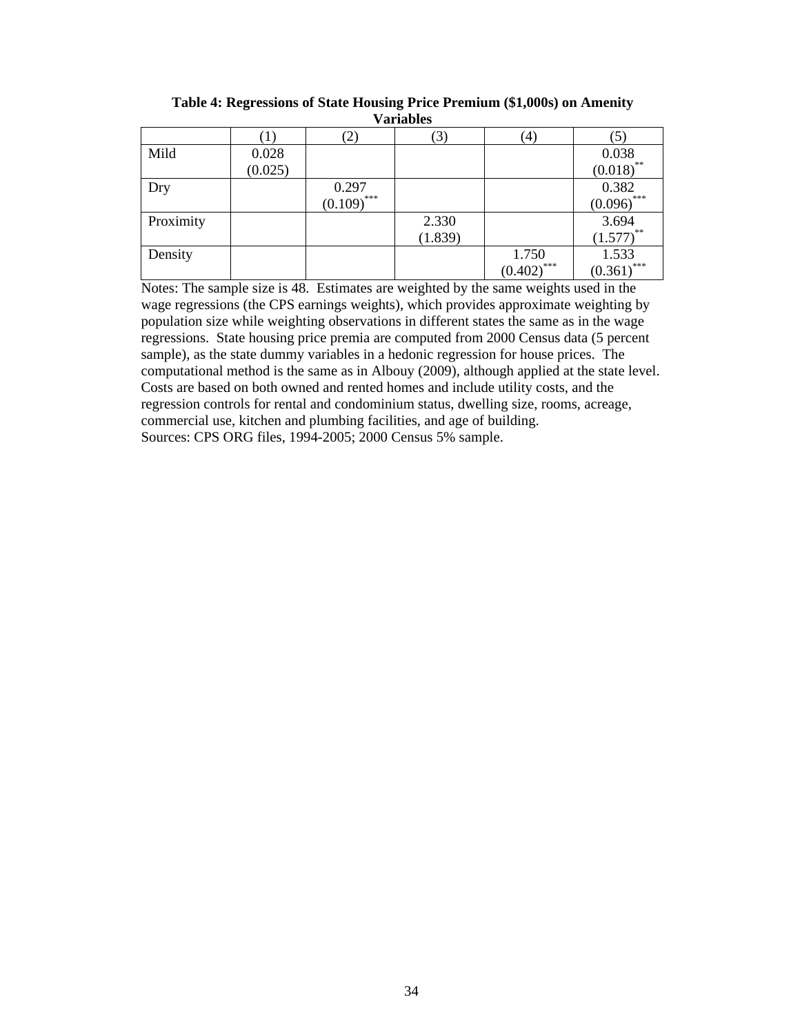**Table 4: Regressions of State Housing Price Premium ($1,000s) on Amenity Variables**

| | (1) | (2) | (3) | (4) | (5) |
|---|---|---|---|---|---|
| Mild | 0.028 | | | | 0.038 |
| | (0.025) | | | | $(0.018)^{**}$ |
| Dry | | 0.297 | | | 0.382 |
| | | $(0.109)^{***}$ | | | $(0.096)^{***}$ |
| Proximity | | | 2.330 | | 3.694 |
| | | | (1.839) | | $(1.577)^{**}$ |
| Density | | | | 1.750 | 1.533 |
| | | | | $(0.402)^{***}$ | $(0.361)^{***}$ |

Notes: The sample size is 48. Estimates are weighted by the same weights used in the wage regressions (the CPS earnings weights), which provides approximate weighting by population size while weighting observations in different states the same as in the wage regressions. State housing price premia are computed from 2000 Census data (5 percent sample), as the state dummy variables in a hedonic regression for house prices. The computational method is the same as in Albouy (2009), although applied at the state level. Costs are based on both owned and rented homes and include utility costs, and the regression controls for rental and condominium status, dwelling size, rooms, acreage, commercial use, kitchen and plumbing facilities, and age of building.
Sources: CPS ORG files, 1994-2005; 2000 Census 5% sample.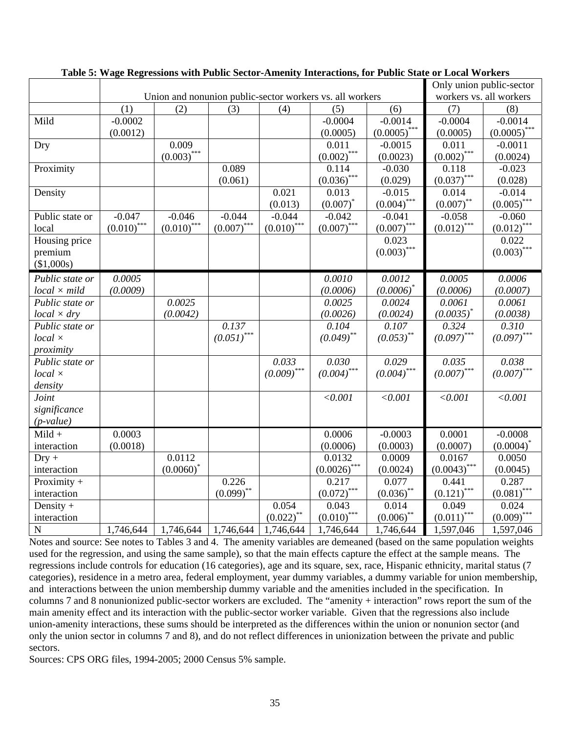**Table 5: Wage Regressions with Public Sector-Amenity Interactions, for Public State or Local Workers**

| | Union and nonunion public-sector workers vs. all workers | | | | | | Only union public-sector workers vs. all workers | |
|---|---|---|---|---|---|---|---|---|
| | (1) | (2) | (3) | (4) | (5) | (6) | (7) | (8) |
| Mild | -0.0002<br>(0.0012) | | | | -0.0004<br>(0.0005) | -0.0014<br>$(0.0005)^{***}$ | -0.0004<br>(0.0005) | -0.0014<br>$(0.0005)^{***}$ |
| Dry | | 0.009<br>$(0.003)^{***}$ | | | 0.011<br>$(0.002)^{***}$ | -0.0015<br>(0.0023) | 0.011<br>$(0.002)^{***}$ | -0.0011<br>(0.0024) |
| Proximity | | | 0.089<br>(0.061) | | 0.114<br>$(0.036)^{***}$ | -0.030<br>(0.029) | 0.118<br>$(0.037)^{***}$ | -0.023<br>(0.028) |
| Density | | | | 0.021<br>(0.013) | 0.013<br>$(0.007)^{*}$ | -0.015<br>$(0.004)^{***}$ | 0.014<br>$(0.007)^{**}$ | -0.014<br>$(0.005)^{***}$ |
| Public state or local | -0.047<br>$(0.010)^{***}$ | -0.046<br>$(0.010)^{***}$ | -0.044<br>$(0.007)^{***}$ | -0.044<br>$(0.010)^{***}$ | -0.042<br>$(0.007)^{***}$ | -0.041<br>$(0.007)^{***}$ | -0.058<br>$(0.012)^{***}$ | -0.060<br>$(0.012)^{***}$ |
| Housing price premium ($1,000s) | | | | | | 0.023<br>$(0.003)^{***}$ | | 0.022<br>$(0.003)^{***}$ |
| *Public state or local × mild* | *0.0005*<br>*(0.0009)* | | | | *0.0010*<br>*(0.0006)* | *0.0012*<br>$(0.0006)^{*}$ | *0.0005*<br>*(0.0006)* | *0.0006*<br>*(0.0007)* |
| *Public state or local × dry* | | *0.0025*<br>*(0.0042)* | | | *0.0025*<br>*(0.0026)* | *0.0024*<br>*(0.0024)* | *0.0061*<br>$(0.0035)^{*}$ | *0.0061*<br>*(0.0038)* |
| *Public state or local × proximity* | | | *0.137*<br>$(0.051)^{***}$ | | *0.104*<br>$(0.049)^{**}$ | *0.107*<br>$(0.053)^{**}$ | *0.324*<br>$(0.097)^{***}$ | *0.310*<br>$(0.097)^{***}$ |
| *Public state or local × density* | | | | *0.033*<br>$(0.009)^{***}$ | *0.030*<br>$(0.004)^{***}$ | *0.029*<br>$(0.004)^{***}$ | *0.035*<br>$(0.007)^{***}$ | *0.038*<br>$(0.007)^{***}$ |
| *Joint significance (p-value)* | | | | | *<0.001* | *<0.001* | *<0.001* | *<0.001* |
| Mild + interaction | 0.0003<br>(0.0018) | | | | 0.0006<br>(0.0006) | -0.0003<br>(0.0003) | 0.0001<br>(0.0007) | -0.0008<br>$(0.0004)^{*}$ |
| Dry + interaction | | 0.0112<br>$(0.0060)^{*}$ | | | 0.0132<br>$(0.0026)^{***}$ | 0.0009<br>(0.0024) | 0.0167<br>$(0.0043)^{***}$ | 0.0050<br>(0.0045) |
| Proximity + interaction | | | 0.226<br>$(0.099)^{**}$ | | 0.217<br>$(0.072)^{***}$ | 0.077<br>$(0.036)^{**}$ | 0.441<br>$(0.121)^{***}$ | 0.287<br>$(0.081)^{***}$ |
| Density + interaction | | | | 0.054<br>$(0.022)^{**}$ | 0.043<br>$(0.010)^{***}$ | 0.014<br>$(0.006)^{**}$ | 0.049<br>$(0.011)^{***}$ | 0.024<br>$(0.009)^{***}$ |
| N | 1,746,644 | 1,746,644 | 1,746,644 | 1,746,644 | 1,746,644 | 1,746,644 | 1,597,046 | 1,597,046 |

Notes and source: See notes to Tables 3 and 4. The amenity variables are demeaned (based on the same population weights used for the regression, and using the same sample), so that the main effects capture the effect at the sample means. The regressions include controls for education (16 categories), age and its square, sex, race, Hispanic ethnicity, marital status (7 categories), residence in a metro area, federal employment, year dummy variables, a dummy variable for union membership, and interactions between the union membership dummy variable and the amenities included in the specification. In columns 7 and 8 nonunionized public-sector workers are excluded. The "amenity + interaction" rows report the sum of the main amenity effect and its interaction with the public-sector worker variable. Given that the regressions also include union-amenity interactions, these sums should be interpreted as the differences within the union or nonunion sector (and only the union sector in columns 7 and 8), and do not reflect differences in unionization between the private and public sectors.

Sources: CPS ORG files, 1994-2005; 2000 Census 5% sample.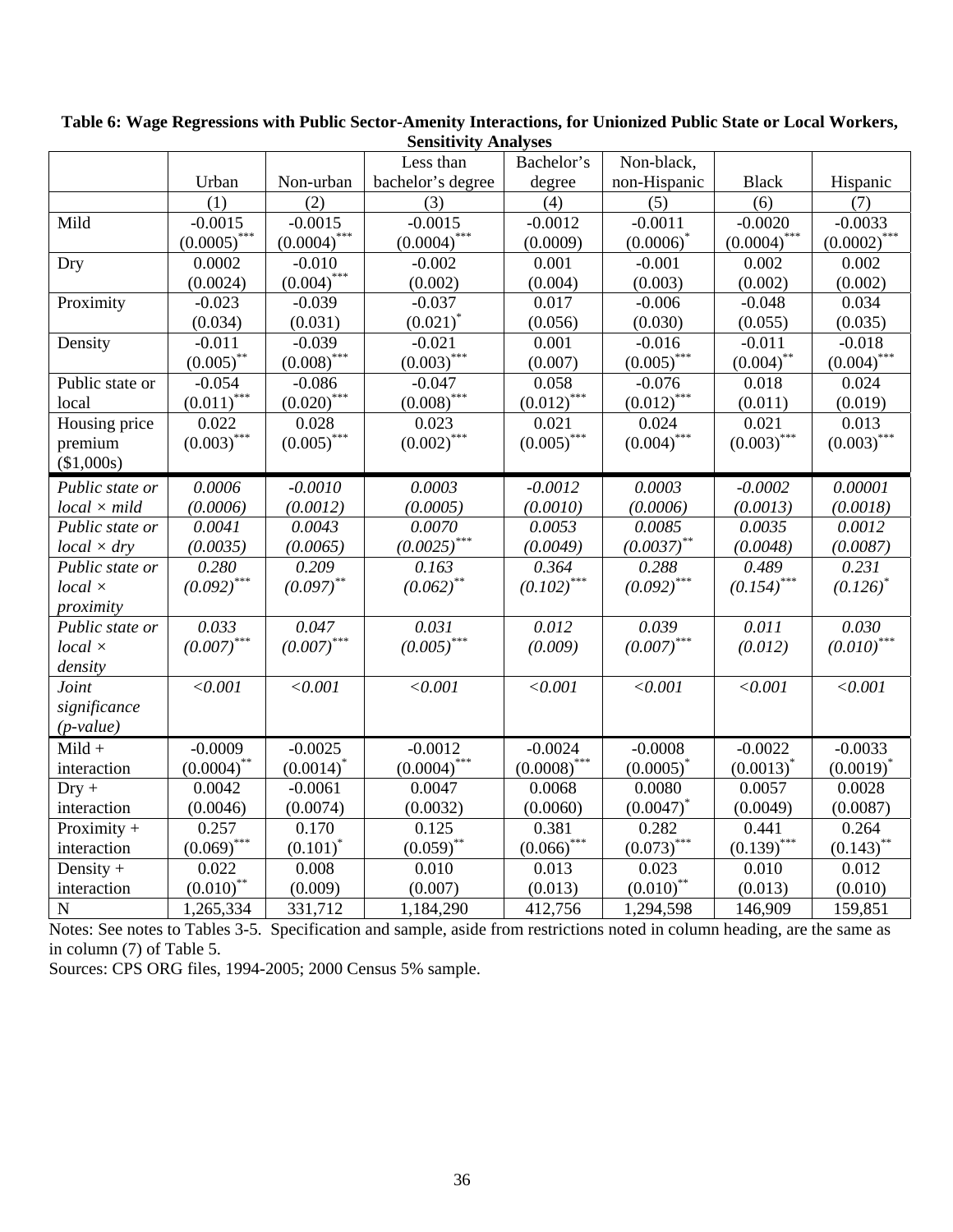**Table 6: Wage Regressions with Public Sector-Amenity Interactions, for Unionized Public State or Local Workers, Sensitivity Analyses**

| | Urban | Non-urban | Less than bachelor's degree | Bachelor's degree | Non-black, non-Hispanic | Black | Hispanic |
|---|---|---|---|---|---|---|---|
| | (1) | (2) | (3) | (4) | (5) | (6) | (7) |
| Mild | -0.0015 (0.0005)*** | -0.0015 (0.0004)*** | -0.0015 (0.0004)*** | -0.0012 (0.0009) | -0.0011 (0.0006)* | -0.0020 (0.0004)*** | -0.0033 (0.0002)*** |
| Dry | 0.0002 (0.0024) | -0.010 (0.004)*** | -0.002 (0.002) | 0.001 (0.004) | -0.001 (0.003) | 0.002 (0.002) | 0.002 (0.002) |
| Proximity | -0.023 (0.034) | -0.039 (0.031) | -0.037 (0.021)* | 0.017 (0.056) | -0.006 (0.030) | -0.048 (0.055) | 0.034 (0.035) |
| Density | -0.011 (0.005)** | -0.039 (0.008)*** | -0.021 (0.003)*** | 0.001 (0.007) | -0.016 (0.005)*** | -0.011 (0.004)** | -0.018 (0.004)*** |
| Public state or local | -0.054 (0.011)*** | -0.086 (0.020)*** | -0.047 (0.008)*** | 0.058 (0.012)*** | -0.076 (0.012)*** | 0.018 (0.011) | 0.024 (0.019) |
| Housing price premium ($1,000s) | 0.022 (0.003)*** | 0.028 (0.005)*** | 0.023 (0.002)*** | 0.021 (0.005)*** | 0.024 (0.004)*** | 0.021 (0.003)*** | 0.013 (0.003)*** |
| *Public state or local × mild* | *0.0006 (0.0006)* | *-0.0010 (0.0012)* | *0.0003 (0.0005)* | *-0.0012 (0.0010)* | *0.0003 (0.0006)* | *-0.0002 (0.0013)* | *0.00001 (0.0018)* |
| *Public state or local × dry* | *0.0041 (0.0035)* | *0.0043 (0.0065)* | *0.0070 (0.0025)**** | *0.0053 (0.0049)* | *0.0085 (0.0037)*** | *0.0035 (0.0048)* | *0.0012 (0.0087)* |
| *Public state or local × proximity* | *0.280 (0.092)**** | *0.209 (0.097)*** | *0.163 (0.062)*** | *0.364 (0.102)**** | *0.288 (0.092)**** | *0.489 (0.154)**** | *0.231 (0.126)** |
| *Public state or local × density* | *0.033 (0.007)**** | *0.047 (0.007)**** | *0.031 (0.005)**** | *0.012 (0.009)* | *0.039 (0.007)**** | *0.011 (0.012)* | *0.030 (0.010)**** |
| *Joint significance (p-value)* | *<0.001* | *<0.001* | *<0.001* | *<0.001* | *<0.001* | *<0.001* | *<0.001* |
| Mild + interaction | -0.0009 (0.0004)** | -0.0025 (0.0014)* | -0.0012 (0.0004)*** | -0.0024 (0.0008)*** | -0.0008 (0.0005)* | -0.0022 (0.0013)* | -0.0033 (0.0019)* |
| Dry + interaction | 0.0042 (0.0046) | -0.0061 (0.0074) | 0.0047 (0.0032) | 0.0068 (0.0060) | 0.0080 (0.0047)* | 0.0057 (0.0049) | 0.0028 (0.0087) |
| Proximity + interaction | 0.257 (0.069)*** | 0.170 (0.101)* | 0.125 (0.059)** | 0.381 (0.066)*** | 0.282 (0.073)*** | 0.441 (0.139)*** | 0.264 (0.143)** |
| Density + interaction | 0.022 (0.010)** | 0.008 (0.009) | 0.010 (0.007) | 0.013 (0.013) | 0.023 (0.010)** | 0.010 (0.013) | 0.012 (0.010) |
| N | 1,265,334 | 331,712 | 1,184,290 | 412,756 | 1,294,598 | 146,909 | 159,851 |

Notes: See notes to Tables 3-5. Specification and sample, aside from restrictions noted in column heading, are the same as in column (7) of Table 5.

Sources: CPS ORG files, 1994-2005; 2000 Census 5% sample.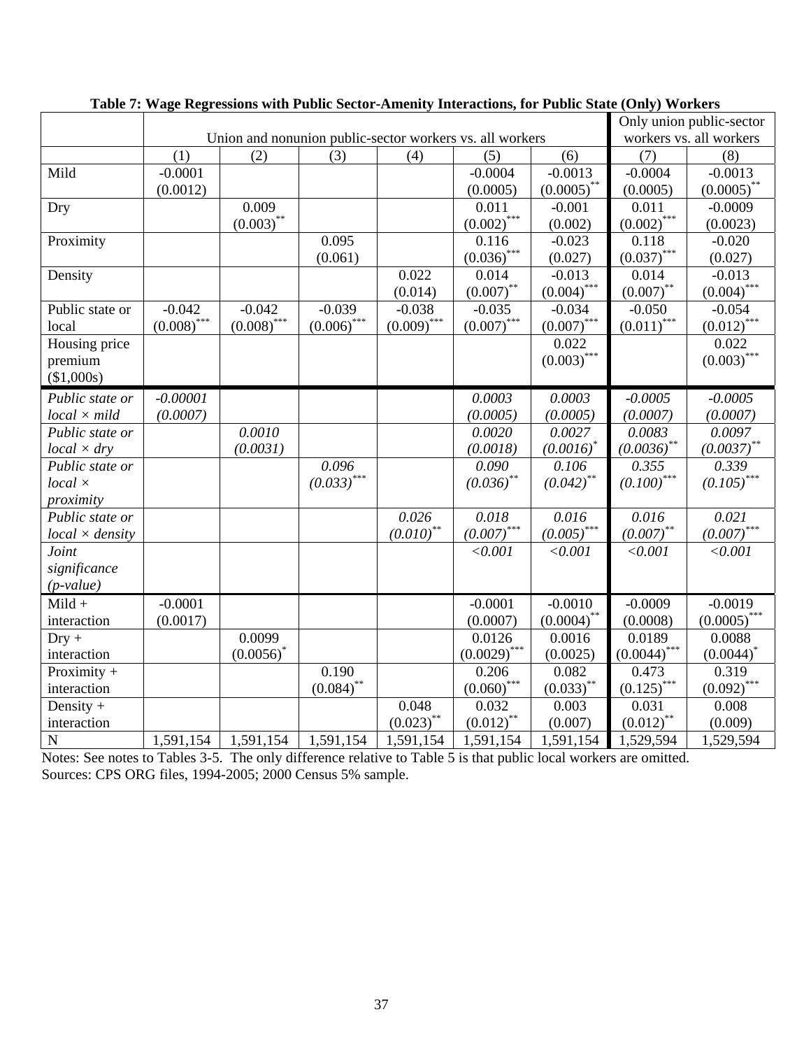**Table 7: Wage Regressions with Public Sector-Amenity Interactions, for Public State (Only) Workers**

| | Union and nonunion public-sector workers vs. all workers | | | | | | Only union public-sector workers vs. all workers | |
|---|---|---|---|---|---|---|---|---|
| | (1) | (2) | (3) | (4) | (5) | (6) | (7) | (8) |
| Mild | -0.0001<br>(0.0012) | | | | -0.0004<br>(0.0005) | -0.0013<br>(0.0005)** | -0.0004<br>(0.0005) | -0.0013<br>(0.0005)** |
| Dry | | 0.009<br>(0.003)** | | | 0.011<br>(0.002)*** | -0.001<br>(0.002) | 0.011<br>(0.002)*** | -0.0009<br>(0.0023) |
| Proximity | | | 0.095<br>(0.061) | | 0.116<br>(0.036)*** | -0.023<br>(0.027) | 0.118<br>(0.037)*** | -0.020<br>(0.027) |
| Density | | | | 0.022<br>(0.014) | 0.014<br>(0.007)** | -0.013<br>(0.004)*** | 0.014<br>(0.007)** | -0.013<br>(0.004)*** |
| Public state or local | -0.042<br>(0.008)*** | -0.042<br>(0.008)*** | -0.039<br>(0.006)*** | -0.038<br>(0.009)*** | -0.035<br>(0.007)*** | -0.034<br>(0.007)*** | -0.050<br>(0.011)*** | -0.054<br>(0.012)*** |
| Housing price premium ($1,000s) | | | | | | 0.022<br>(0.003)*** | | 0.022<br>(0.003)*** |
| *Public state or local × mild* | *-0.00001*<br>*(0.0007)* | | | | *0.0003*<br>*(0.0005)* | *0.0003*<br>*(0.0005)* | *-0.0005*<br>*(0.0007)* | *-0.0005*<br>*(0.0007)* |
| *Public state or local × dry* | | *0.0010*<br>*(0.0031)* | | | *0.0020*<br>*(0.0018)* | *0.0027*<br>*(0.0016)** | *0.0083*<br>*(0.0036)*** | *0.0097*<br>*(0.0037)*** |
| *Public state or local × proximity* | | | *0.096*<br>*(0.033)**** | | *0.090*<br>*(0.036)*** | *0.106*<br>*(0.042)*** | *0.355*<br>*(0.100)**** | *0.339*<br>*(0.105)**** |
| *Public state or local × density* | | | | *0.026*<br>*(0.010)*** | *0.018*<br>*(0.007)**** | *0.016*<br>*(0.005)**** | *0.016*<br>*(0.007)*** | *0.021*<br>*(0.007)**** |
| *Joint significance (p-value)* | | | | | *<0.001* | *<0.001* | *<0.001* | *<0.001* |
| Mild + interaction | -0.0001<br>(0.0017) | | | | -0.0001<br>(0.0007) | -0.0010<br>(0.0004)** | -0.0009<br>(0.0008) | -0.0019<br>(0.0005)*** |
| Dry + interaction | | 0.0099<br>(0.0056)* | | | 0.0126<br>(0.0029)*** | 0.0016<br>(0.0025) | 0.0189<br>(0.0044)*** | 0.0088<br>(0.0044)* |
| Proximity + interaction | | | 0.190<br>(0.084)** | | 0.206<br>(0.060)*** | 0.082<br>(0.033)** | 0.473<br>(0.125)*** | 0.319<br>(0.092)*** |
| Density + interaction | | | | 0.048<br>(0.023)** | 0.032<br>(0.012)** | 0.003<br>(0.007) | 0.031<br>(0.012)** | 0.008<br>(0.009) |
| N | 1,591,154 | 1,591,154 | 1,591,154 | 1,591,154 | 1,591,154 | 1,591,154 | 1,529,594 | 1,529,594 |

Notes: See notes to Tables 3-5. The only difference relative to Table 5 is that public local workers are omitted.
Sources: CPS ORG files, 1994-2005; 2000 Census 5% sample.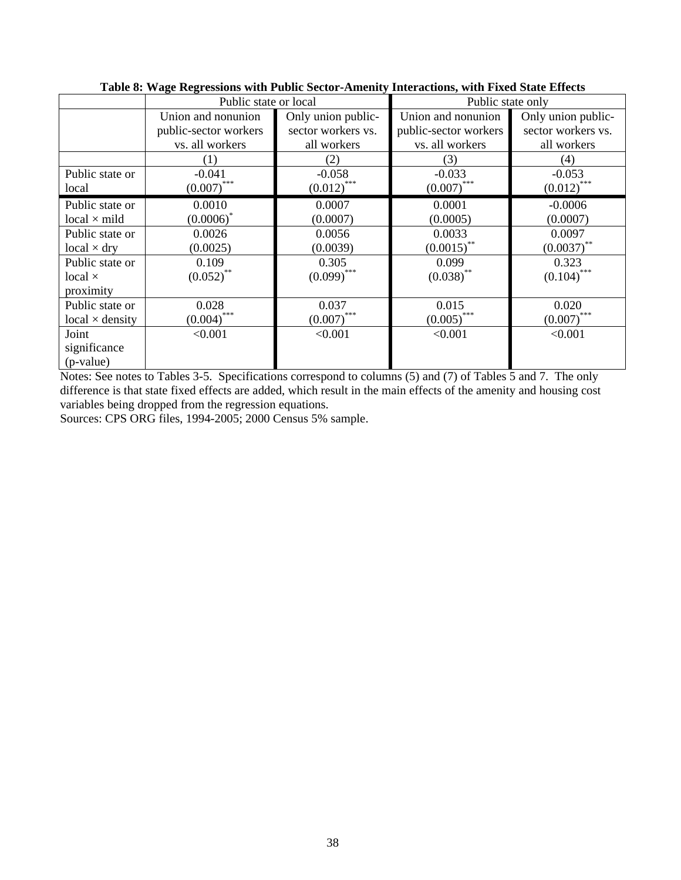**Table 8: Wage Regressions with Public Sector-Amenity Interactions, with Fixed State Effects**

| | Public state or local | | Public state only | |
|---|---|---|---|---|
| | Union and nonunion public-sector workers vs. all workers | Only union public-sector workers vs. all workers | Union and nonunion public-sector workers vs. all workers | Only union public-sector workers vs. all workers |
| | (1) | (2) | (3) | (4) |
| Public state or local | -0.041<br>(0.007)*** | -0.058<br>(0.012)*** | -0.033<br>(0.007)*** | -0.053<br>(0.012)*** |
| Public state or local × mild | 0.0010<br>(0.0006)* | 0.0007<br>(0.0007) | 0.0001<br>(0.0005) | -0.0006<br>(0.0007) |
| Public state or local × dry | 0.0026<br>(0.0025) | 0.0056<br>(0.0039) | 0.0033<br>(0.0015)** | 0.0097<br>(0.0037)** |
| Public state or local × proximity | 0.109<br>(0.052)** | 0.305<br>(0.099)*** | 0.099<br>(0.038)** | 0.323<br>(0.104)*** |
| Public state or local × density | 0.028<br>(0.004)*** | 0.037<br>(0.007)*** | 0.015<br>(0.005)*** | 0.020<br>(0.007)*** |
| Joint significance (p-value) | <0.001 | <0.001 | <0.001 | <0.001 |

Notes: See notes to Tables 3-5. Specifications correspond to columns (5) and (7) of Tables 5 and 7. The only difference is that state fixed effects are added, which result in the main effects of the amenity and housing cost variables being dropped from the regression equations.

Sources: CPS ORG files, 1994-2005; 2000 Census 5% sample.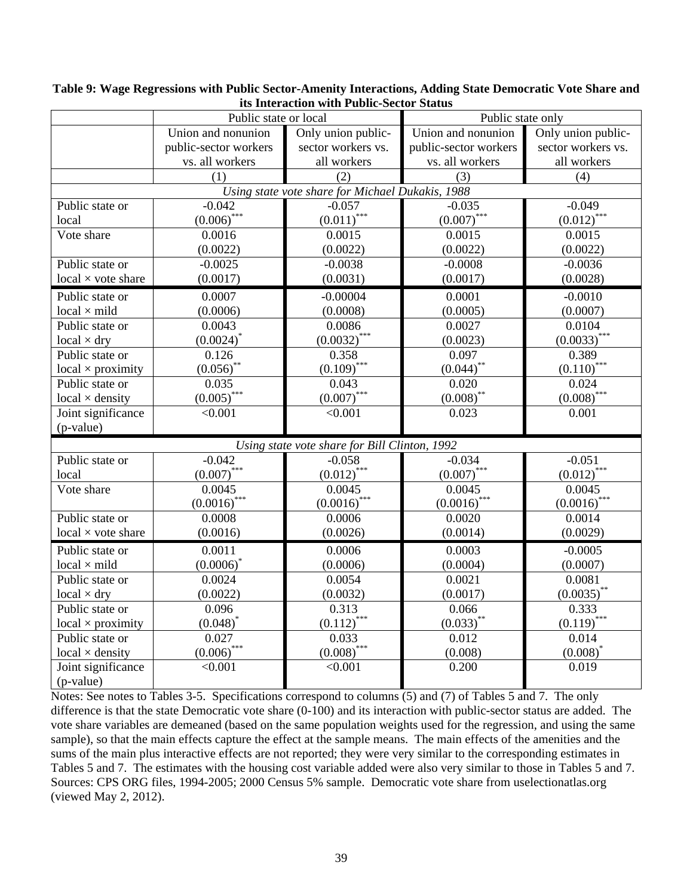**Table 9: Wage Regressions with Public Sector-Amenity Interactions, Adding State Democratic Vote Share and its Interaction with Public-Sector Status**

| | Public state or local | | Public state only | |
|---|---|---|---|---|
| | Union and nonunion public-sector workers vs. all workers | Only union public-sector workers vs. all workers | Union and nonunion public-sector workers vs. all workers | Only union public-sector workers vs. all workers |
| | (1) | (2) | (3) | (4) |
| *Using state vote share for Michael Dukakis, 1988* | | | | |
| Public state or local | -0.042 (0.006)*** | -0.057 (0.011)*** | -0.035 (0.007)*** | -0.049 (0.012)*** |
| Vote share | 0.0016 (0.0022) | 0.0015 (0.0022) | 0.0015 (0.0022) | 0.0015 (0.0022) |
| Public state or local × vote share | -0.0025 (0.0017) | -0.0038 (0.0031) | -0.0008 (0.0017) | -0.0036 (0.0028) |
| Public state or local × mild | 0.0007 (0.0006) | -0.00004 (0.0008) | 0.0001 (0.0005) | -0.0010 (0.0007) |
| Public state or local × dry | 0.0043 (0.0024)* | 0.0086 (0.0032)*** | 0.0027 (0.0023) | 0.0104 (0.0033)*** |
| Public state or local × proximity | 0.126 (0.056)** | 0.358 (0.109)*** | 0.097 (0.044)** | 0.389 (0.110)*** |
| Public state or local × density | 0.035 (0.005)*** | 0.043 (0.007)*** | 0.020 (0.008)** | 0.024 (0.008)*** |
| Joint significance (p-value) | <0.001 | <0.001 | 0.023 | 0.001 |
| *Using state vote share for Bill Clinton, 1992* | | | | |
| Public state or local | -0.042 (0.007)*** | -0.058 (0.012)*** | -0.034 (0.007)*** | -0.051 (0.012)*** |
| Vote share | 0.0045 (0.0016)*** | 0.0045 (0.0016)*** | 0.0045 (0.0016)*** | 0.0045 (0.0016)*** |
| Public state or local × vote share | 0.0008 (0.0016) | 0.0006 (0.0026) | 0.0020 (0.0014) | 0.0014 (0.0029) |
| Public state or local × mild | 0.0011 (0.0006)* | 0.0006 (0.0006) | 0.0003 (0.0004) | -0.0005 (0.0007) |
| Public state or local × dry | 0.0024 (0.0022) | 0.0054 (0.0032) | 0.0021 (0.0017) | 0.0081 (0.0035)** |
| Public state or local × proximity | 0.096 (0.048)* | 0.313 (0.112)*** | 0.066 (0.033)** | 0.333 (0.119)*** |
| Public state or local × density | 0.027 (0.006)*** | 0.033 (0.008)*** | 0.012 (0.008) | 0.014 (0.008)* |
| Joint significance (p-value) | <0.001 | <0.001 | 0.200 | 0.019 |

Notes: See notes to Tables 3-5. Specifications correspond to columns (5) and (7) of Tables 5 and 7. The only difference is that the state Democratic vote share (0-100) and its interaction with public-sector status are added. The vote share variables are demeaned (based on the same population weights used for the regression, and using the same sample), so that the main effects capture the effect at the sample means. The main effects of the amenities and the sums of the main plus interactive effects are not reported; they were very similar to the corresponding estimates in Tables 5 and 7. The estimates with the housing cost variable added were also very similar to those in Tables 5 and 7. Sources: CPS ORG files, 1994-2005; 2000 Census 5% sample. Democratic vote share from uselectionatlas.org (viewed May 2, 2012).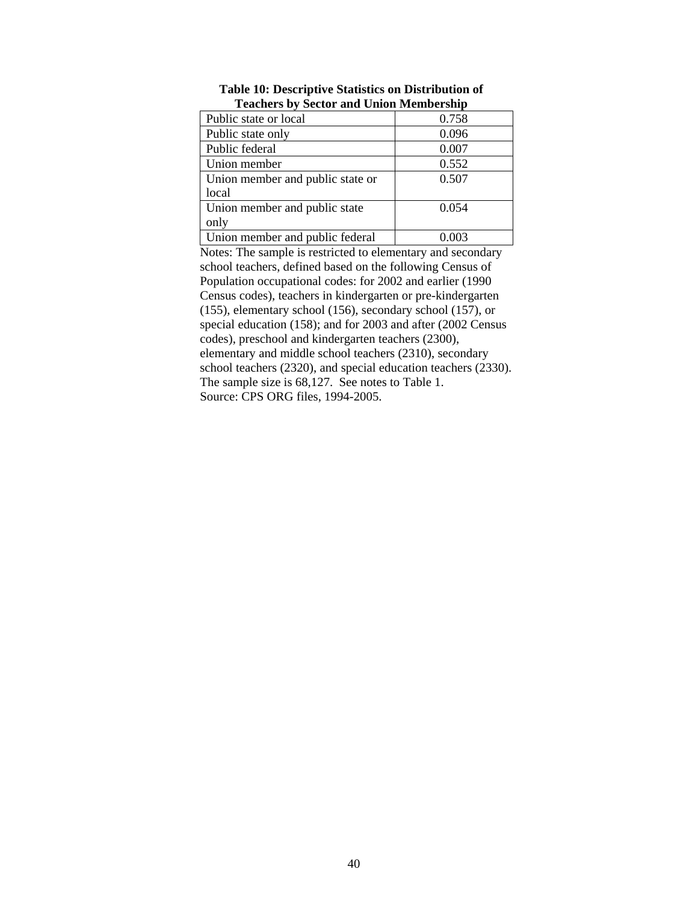**Table 10: Descriptive Statistics on Distribution of Teachers by Sector and Union Membership**

| | |
|---|---|
| Public state or local | 0.758 |
| Public state only | 0.096 |
| Public federal | 0.007 |
| Union member | 0.552 |
| Union member and public state or local | 0.507 |
| Union member and public state only | 0.054 |
| Union member and public federal | 0.003 |

Notes: The sample is restricted to elementary and secondary school teachers, defined based on the following Census of Population occupational codes: for 2002 and earlier (1990 Census codes), teachers in kindergarten or pre-kindergarten (155), elementary school (156), secondary school (157), or special education (158); and for 2003 and after (2002 Census codes), preschool and kindergarten teachers (2300), elementary and middle school teachers (2310), secondary school teachers (2320), and special education teachers (2330). The sample size is 68,127. See notes to Table 1.
Source: CPS ORG files, 1994-2005.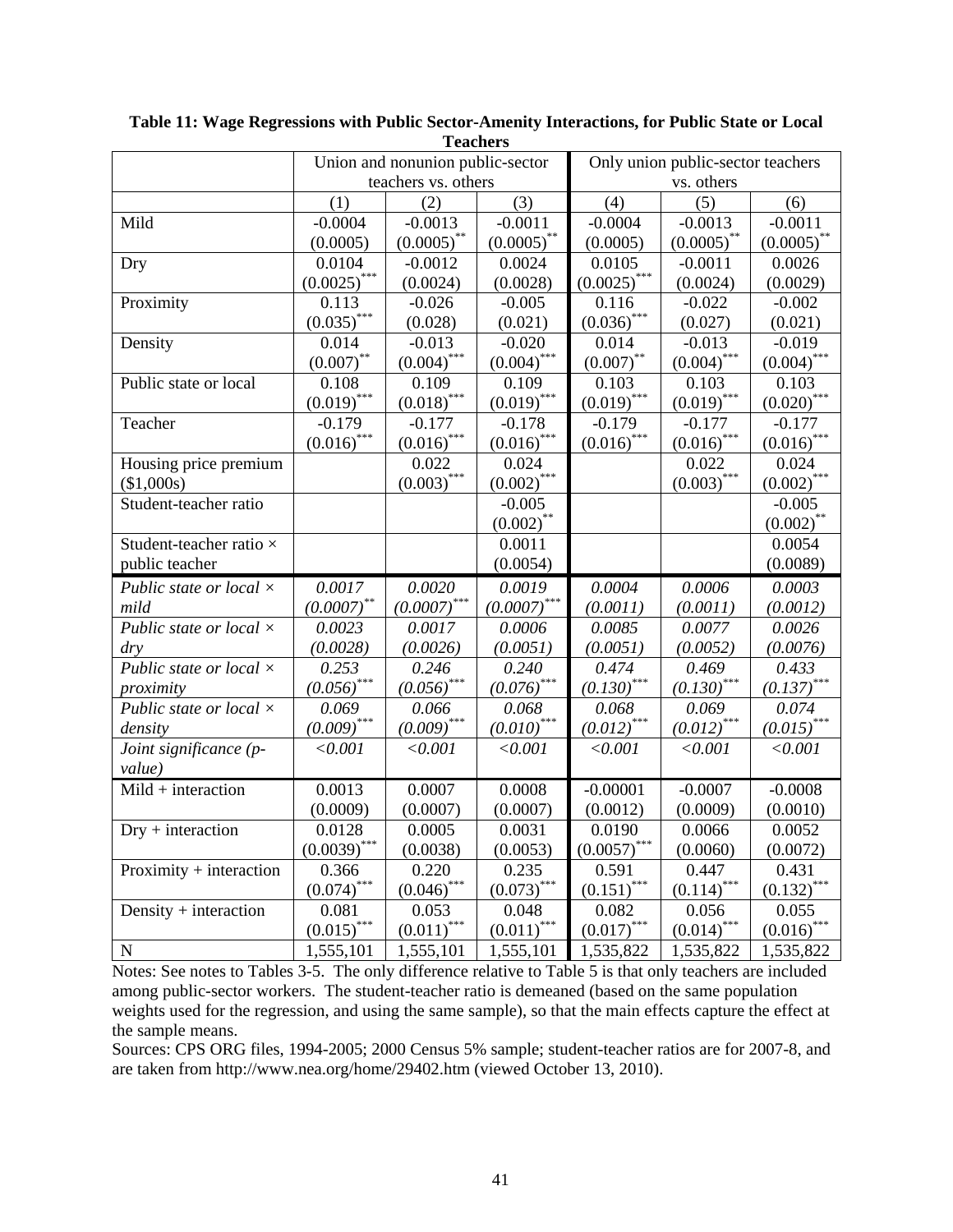**Table 11: Wage Regressions with Public Sector-Amenity Interactions, for Public State or Local Teachers**

| | Union and nonunion public-sector teachers vs. others | | | Only union public-sector teachers vs. others | | |
|---|---|---|---|---|---|---|
| | (1) | (2) | (3) | (4) | (5) | (6) |
| Mild | -0.0004 (0.0005) | -0.0013 (0.0005)** | -0.0011 (0.0005)** | -0.0004 (0.0005) | -0.0013 (0.0005)** | -0.0011 (0.0005)** |
| Dry | 0.0104 (0.0025)*** | -0.0012 (0.0024) | 0.0024 (0.0028) | 0.0105 (0.0025)*** | -0.0011 (0.0024) | 0.0026 (0.0029) |
| Proximity | 0.113 (0.035)*** | -0.026 (0.028) | -0.005 (0.021) | 0.116 (0.036)*** | -0.022 (0.027) | -0.002 (0.021) |
| Density | 0.014 (0.007)** | -0.013 (0.004)*** | -0.020 (0.004)*** | 0.014 (0.007)** | -0.013 (0.004)*** | -0.019 (0.004)*** |
| Public state or local | 0.108 (0.019)*** | 0.109 (0.018)*** | 0.109 (0.019)*** | 0.103 (0.019)*** | 0.103 (0.019)*** | 0.103 (0.020)*** |
| Teacher | -0.179 (0.016)*** | -0.177 (0.016)*** | -0.178 (0.016)*** | -0.179 (0.016)*** | -0.177 (0.016)*** | -0.177 (0.016)*** |
| Housing price premium ($1,000s) | | 0.022 (0.003)*** | 0.024 (0.002)*** | | 0.022 (0.003)*** | 0.024 (0.002)*** |
| Student-teacher ratio | | | -0.005 (0.002)** | | | -0.005 (0.002)** |
| Student-teacher ratio × public teacher | | | 0.0011 (0.0054) | | | 0.0054 (0.0089) |
| *Public state or local × mild* | *0.0017 (0.0007)*** | *0.0020 (0.0007)**** | *0.0019 (0.0007)**** | *0.0004 (0.0011)* | *0.0006 (0.0011)* | *0.0003 (0.0012)* |
| *Public state or local × dry* | *0.0023 (0.0028)* | *0.0017 (0.0026)* | *0.0006 (0.0051)* | *0.0085 (0.0051)* | *0.0077 (0.0052)* | *0.0026 (0.0076)* |
| *Public state or local × proximity* | *0.253 (0.056)**** | *0.246 (0.056)**** | *0.240 (0.076)**** | *0.474 (0.130)**** | *0.469 (0.130)**** | *0.433 (0.137)**** |
| *Public state or local × density* | *0.069 (0.009)**** | *0.066 (0.009)**** | *0.068 (0.010)**** | *0.068 (0.012)**** | *0.069 (0.012)**** | *0.074 (0.015)**** |
| *Joint significance (p-value)* | *<0.001* | *<0.001* | *<0.001* | *<0.001* | *<0.001* | *<0.001* |
| Mild + interaction | 0.0013 (0.0009) | 0.0007 (0.0007) | 0.0008 (0.0007) | -0.00001 (0.0012) | -0.0007 (0.0009) | -0.0008 (0.0010) |
| Dry + interaction | 0.0128 (0.0039)*** | 0.0005 (0.0038) | 0.0031 (0.0053) | 0.0190 (0.0057)*** | 0.0066 (0.0060) | 0.0052 (0.0072) |
| Proximity + interaction | 0.366 (0.074)*** | 0.220 (0.046)*** | 0.235 (0.073)*** | 0.591 (0.151)*** | 0.447 (0.114)*** | 0.431 (0.132)*** |
| Density + interaction | 0.081 (0.015)*** | 0.053 (0.011)*** | 0.048 (0.011)*** | 0.082 (0.017)*** | 0.056 (0.014)*** | 0.055 (0.016)*** |
| N | 1,555,101 | 1,555,101 | 1,555,101 | 1,535,822 | 1,535,822 | 1,535,822 |

Notes: See notes to Tables 3-5. The only difference relative to Table 5 is that only teachers are included among public-sector workers. The student-teacher ratio is demeaned (based on the same population weights used for the regression, and using the same sample), so that the main effects capture the effect at the sample means.

Sources: CPS ORG files, 1994-2005; 2000 Census 5% sample; student-teacher ratios are for 2007-8, and are taken from http://www.nea.org/home/29402.htm (viewed October 13, 2010).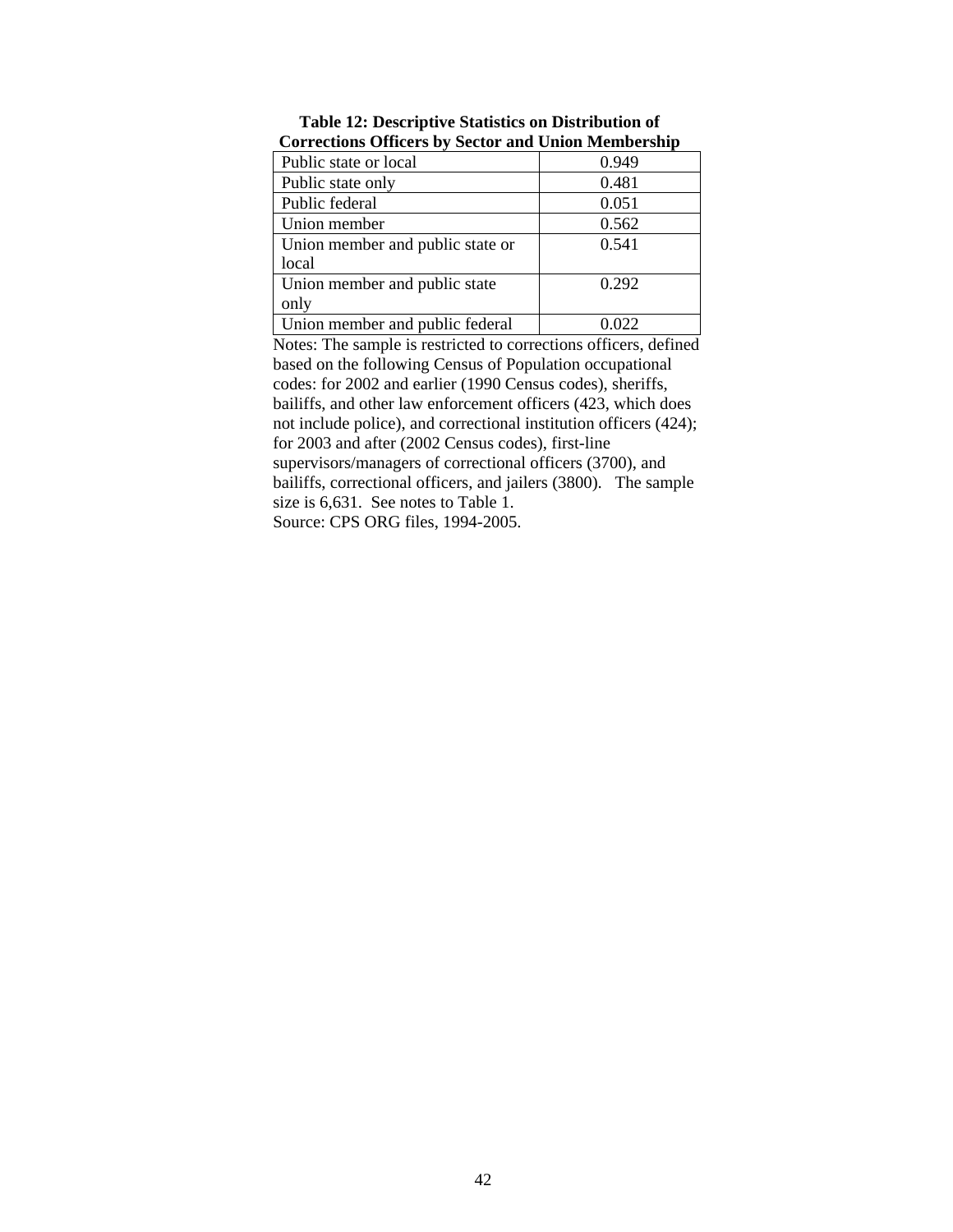**Table 12: Descriptive Statistics on Distribution of Corrections Officers by Sector and Union Membership**

| | |
|---|---|
| Public state or local | 0.949 |
| Public state only | 0.481 |
| Public federal | 0.051 |
| Union member | 0.562 |
| Union member and public state or local | 0.541 |
| Union member and public state only | 0.292 |
| Union member and public federal | 0.022 |

Notes: The sample is restricted to corrections officers, defined based on the following Census of Population occupational codes: for 2002 and earlier (1990 Census codes), sheriffs, bailiffs, and other law enforcement officers (423, which does not include police), and correctional institution officers (424); for 2003 and after (2002 Census codes), first-line supervisors/managers of correctional officers (3700), and bailiffs, correctional officers, and jailers (3800). The sample size is 6,631. See notes to Table 1.

Source: CPS ORG files, 1994-2005.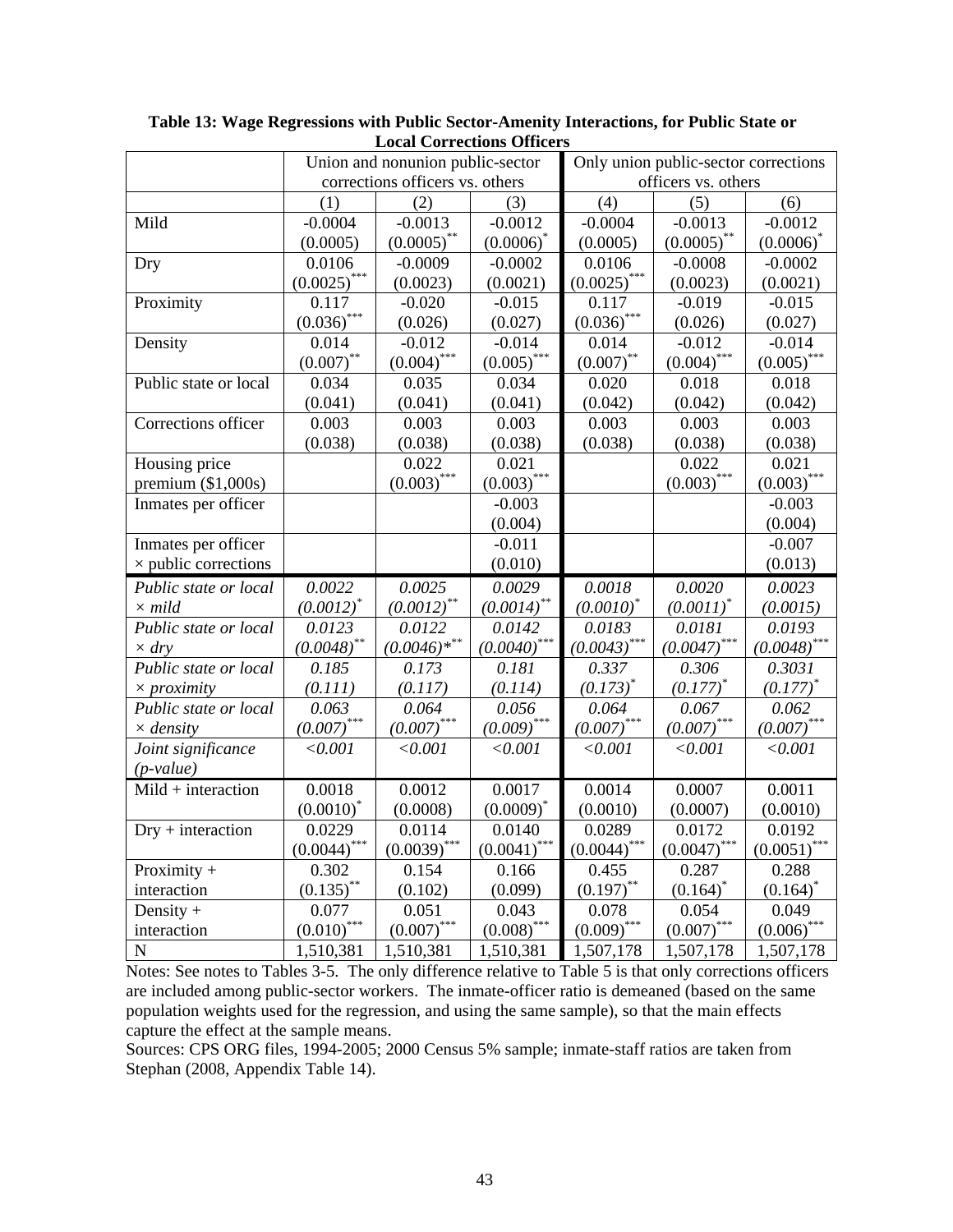**Table 13: Wage Regressions with Public Sector-Amenity Interactions, for Public State or Local Corrections Officers**

| | Union and nonunion public-sector corrections officers vs. others | | | Only union public-sector corrections officers vs. others | | |
|---|---|---|---|---|---|---|
| | (1) | (2) | (3) | (4) | (5) | (6) |
| Mild | -0.0004 (0.0005) | -0.0013 (0.0005)** | -0.0012 (0.0006)* | -0.0004 (0.0005) | -0.0013 (0.0005)** | -0.0012 (0.0006)* |
| Dry | 0.0106 (0.0025)*** | -0.0009 (0.0023) | -0.0002 (0.0021) | 0.0106 (0.0025)*** | -0.0008 (0.0023) | -0.0002 (0.0021) |
| Proximity | 0.117 (0.036)*** | -0.020 (0.026) | -0.015 (0.027) | 0.117 (0.036)*** | -0.019 (0.026) | -0.015 (0.027) |
| Density | 0.014 (0.007)** | -0.012 (0.004)*** | -0.014 (0.005)*** | 0.014 (0.007)** | -0.012 (0.004)*** | -0.014 (0.005)*** |
| Public state or local | 0.034 (0.041) | 0.035 (0.041) | 0.034 (0.041) | 0.020 (0.042) | 0.018 (0.042) | 0.018 (0.042) |
| Corrections officer | 0.003 (0.038) | 0.003 (0.038) | 0.003 (0.038) | 0.003 (0.038) | 0.003 (0.038) | 0.003 (0.038) |
| Housing price premium ($1,000s) | | 0.022 (0.003)*** | 0.021 (0.003)*** | | 0.022 (0.003)*** | 0.021 (0.003)*** |
| Inmates per officer | | | -0.003 (0.004) | | | -0.003 (0.004) |
| Inmates per officer × public corrections | | | -0.011 (0.010) | | | -0.007 (0.013) |
| *Public state or local × mild* | *0.0022 (0.0012)** | *0.0025 (0.0012)*** | *0.0029 (0.0014)*** | *0.0018 (0.0010)** | *0.0020 (0.0011)** | *0.0023 (0.0015)* |
| *Public state or local × dry* | *0.0123 (0.0048)*** | *0.0122 (0.0046)**** | *0.0142 (0.0040)**** | *0.0183 (0.0043)**** | *0.0181 (0.0047)**** | *0.0193 (0.0048)**** |
| *Public state or local × proximity* | *0.185 (0.111)* | *0.173 (0.117)* | *0.181 (0.114)* | *0.337 (0.173)** | *0.306 (0.177)** | *0.3031 (0.177)** |
| *Public state or local × density* | *0.063 (0.007)**** | *0.064 (0.007)**** | *0.056 (0.009)**** | *0.064 (0.007)**** | *0.067 (0.007)**** | *0.062 (0.007)**** |
| *Joint significance (p-value)* | *<0.001* | *<0.001* | *<0.001* | *<0.001* | *<0.001* | *<0.001* |
| Mild + interaction | 0.0018 (0.0010)* | 0.0012 (0.0008) | 0.0017 (0.0009)* | 0.0014 (0.0010) | 0.0007 (0.0007) | 0.0011 (0.0010) |
| Dry + interaction | 0.0229 (0.0044)*** | 0.0114 (0.0039)*** | 0.0140 (0.0041)*** | 0.0289 (0.0044)*** | 0.0172 (0.0047)*** | 0.0192 (0.0051)*** |
| Proximity + interaction | 0.302 (0.135)** | 0.154 (0.102) | 0.166 (0.099) | 0.455 (0.197)** | 0.287 (0.164)* | 0.288 (0.164)* |
| Density + interaction | 0.077 (0.010)*** | 0.051 (0.007)*** | 0.043 (0.008)*** | 0.078 (0.009)*** | 0.054 (0.007)*** | 0.049 (0.006)*** |
| N | 1,510,381 | 1,510,381 | 1,510,381 | 1,507,178 | 1,507,178 | 1,507,178 |

Notes: See notes to Tables 3-5. The only difference relative to Table 5 is that only corrections officers are included among public-sector workers. The inmate-officer ratio is demeaned (based on the same population weights used for the regression, and using the same sample), so that the main effects capture the effect at the sample means.

Sources: CPS ORG files, 1994-2005; 2000 Census 5% sample; inmate-staff ratios are taken from Stephan (2008, Appendix Table 14).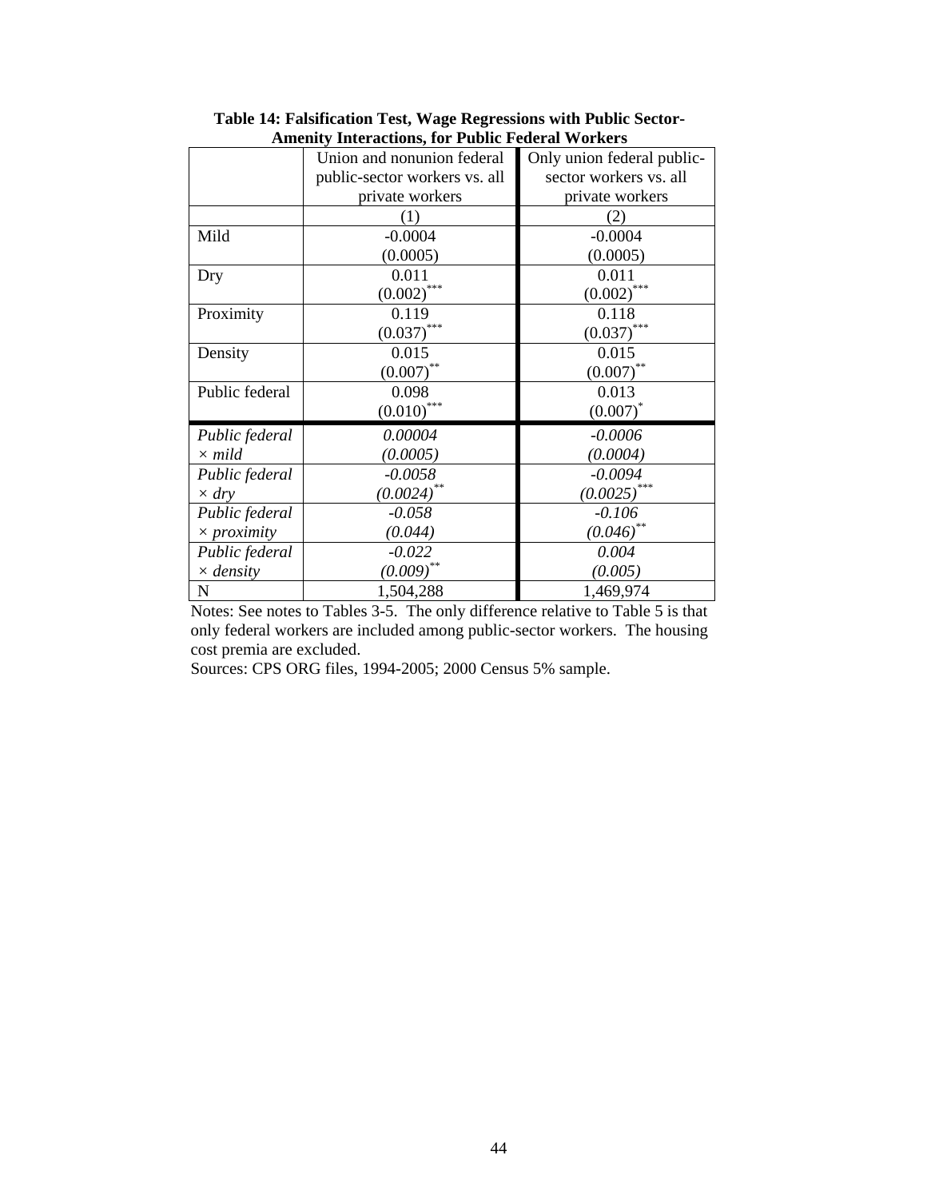**Table 14: Falsification Test, Wage Regressions with Public Sector-Amenity Interactions, for Public Federal Workers**

| | Union and nonunion federal public-sector workers vs. all private workers | Only union federal public-sector workers vs. all private workers |
|---|---|---|
| | (1) | (2) |
| Mild | -0.0004 | -0.0004 |
| | (0.0005) | (0.0005) |
| Dry | 0.011 | 0.011 |
| | (0.002)*** | (0.002)*** |
| Proximity | 0.119 | 0.118 |
| | (0.037)*** | (0.037)*** |
| Density | 0.015 | 0.015 |
| | (0.007)** | (0.007)** |
| Public federal | 0.098 | 0.013 |
| | (0.010)*** | (0.007)* |
| *Public federal × mild* | *0.00004* | *-0.0006* |
| | *(0.0005)* | *(0.0004)* |
| *Public federal × dry* | *-0.0058* | *-0.0094* |
| | *(0.0024)*** | *(0.0025)**** |
| *Public federal × proximity* | *-0.058* | *-0.106* |
| | *(0.044)* | *(0.046)*** |
| *Public federal × density* | *-0.022* | *0.004* |
| | *(0.009)*** | *(0.005)* |
| N | 1,504,288 | 1,469,974 |

Notes: See notes to Tables 3-5. The only difference relative to Table 5 is that only federal workers are included among public-sector workers. The housing cost premia are excluded.

Sources: CPS ORG files, 1994-2005; 2000 Census 5% sample.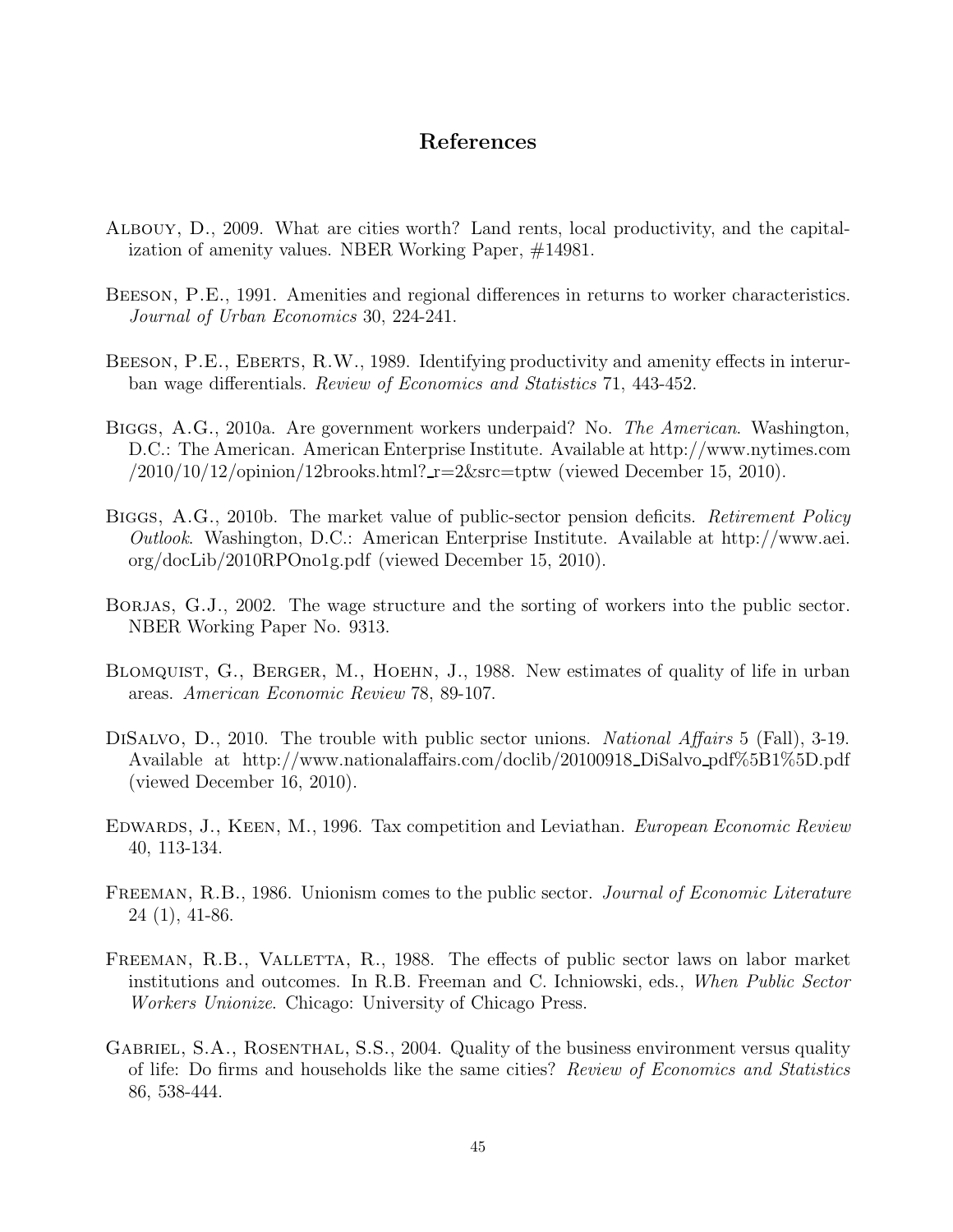# References

Albouy, D., 2009. What are cities worth? Land rents, local productivity, and the capitalization of amenity values. NBER Working Paper, #14981.

Beeson, P.E., 1991. Amenities and regional differences in returns to worker characteristics. *Journal of Urban Economics* 30, 224-241.

Beeson, P.E., Eberts, R.W., 1989. Identifying productivity and amenity effects in interurban wage differentials. *Review of Economics and Statistics* 71, 443-452.

Biggs, A.G., 2010a. Are government workers underpaid? No. *The American*. Washington, D.C.: The American. American Enterprise Institute. Available at http://www.nytimes.com /2010/10/12/opinion/12brooks.html?_r=2&src=tptw (viewed December 15, 2010).

Biggs, A.G., 2010b. The market value of public-sector pension deficits. *Retirement Policy Outlook*. Washington, D.C.: American Enterprise Institute. Available at http://www.aei.org/docLib/2010RPOno1g.pdf (viewed December 15, 2010).

Borjas, G.J., 2002. The wage structure and the sorting of workers into the public sector. NBER Working Paper No. 9313.

Blomquist, G., Berger, M., Hoehn, J., 1988. New estimates of quality of life in urban areas. *American Economic Review* 78, 89-107.

DiSalvo, D., 2010. The trouble with public sector unions. *National Affairs* 5 (Fall), 3-19. Available at http://www.nationalaffairs.com/doclib/20100918_DiSalvo_pdf%5B1%5D.pdf (viewed December 16, 2010).

Edwards, J., Keen, M., 1996. Tax competition and Leviathan. *European Economic Review* 40, 113-134.

Freeman, R.B., 1986. Unionism comes to the public sector. *Journal of Economic Literature* 24 (1), 41-86.

Freeman, R.B., Valletta, R., 1988. The effects of public sector laws on labor market institutions and outcomes. In R.B. Freeman and C. Ichniowski, eds., *When Public Sector Workers Unionize*. Chicago: University of Chicago Press.

Gabriel, S.A., Rosenthal, S.S., 2004. Quality of the business environment versus quality of life: Do firms and households like the same cities? *Review of Economics and Statistics* 86, 538-444.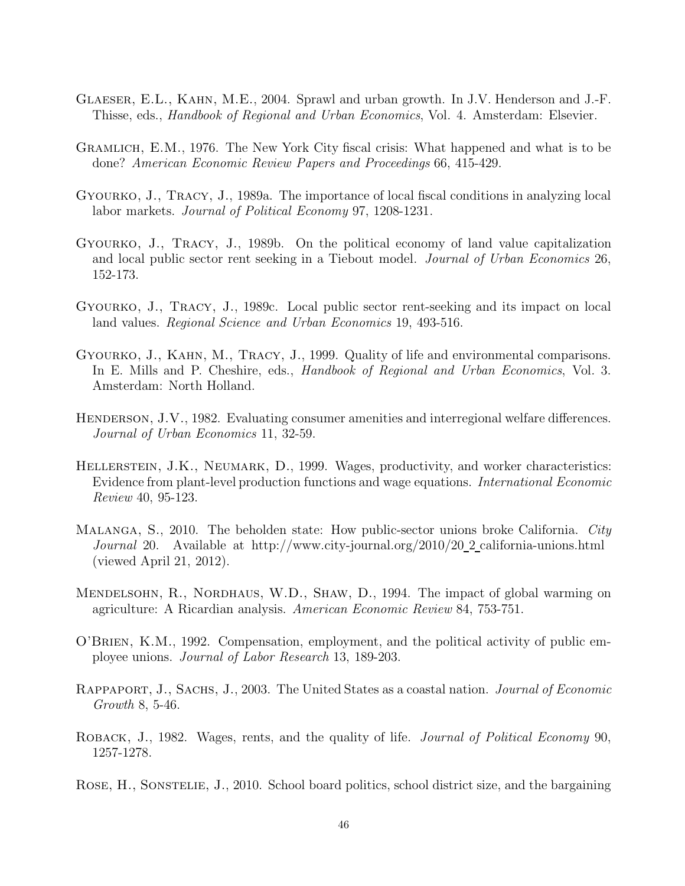Glaeser, E.L., Kahn, M.E., 2004. Sprawl and urban growth. In J.V. Henderson and J.-F. Thisse, eds., *Handbook of Regional and Urban Economics*, Vol. 4. Amsterdam: Elsevier.

Gramlich, E.M., 1976. The New York City fiscal crisis: What happened and what is to be done? *American Economic Review Papers and Proceedings* 66, 415-429.

Gyourko, J., Tracy, J., 1989a. The importance of local fiscal conditions in analyzing local labor markets. *Journal of Political Economy* 97, 1208-1231.

Gyourko, J., Tracy, J., 1989b. On the political economy of land value capitalization and local public sector rent seeking in a Tiebout model. *Journal of Urban Economics* 26, 152-173.

Gyourko, J., Tracy, J., 1989c. Local public sector rent-seeking and its impact on local land values. *Regional Science and Urban Economics* 19, 493-516.

Gyourko, J., Kahn, M., Tracy, J., 1999. Quality of life and environmental comparisons. In E. Mills and P. Cheshire, eds., *Handbook of Regional and Urban Economics*, Vol. 3. Amsterdam: North Holland.

Henderson, J.V., 1982. Evaluating consumer amenities and interregional welfare differences. *Journal of Urban Economics* 11, 32-59.

Hellerstein, J.K., Neumark, D., 1999. Wages, productivity, and worker characteristics: Evidence from plant-level production functions and wage equations. *International Economic Review* 40, 95-123.

Malanga, S., 2010. The beholden state: How public-sector unions broke California. *City Journal* 20. Available at http://www.city-journal.org/2010/20_2_california-unions.html (viewed April 21, 2012).

Mendelsohn, R., Nordhaus, W.D., Shaw, D., 1994. The impact of global warming on agriculture: A Ricardian analysis. *American Economic Review* 84, 753-751.

O'Brien, K.M., 1992. Compensation, employment, and the political activity of public employee unions. *Journal of Labor Research* 13, 189-203.

Rappaport, J., Sachs, J., 2003. The United States as a coastal nation. *Journal of Economic Growth* 8, 5-46.

Roback, J., 1982. Wages, rents, and the quality of life. *Journal of Political Economy* 90, 1257-1278.

Rose, H., Sonstelie, J., 2010. School board politics, school district size, and the bargaining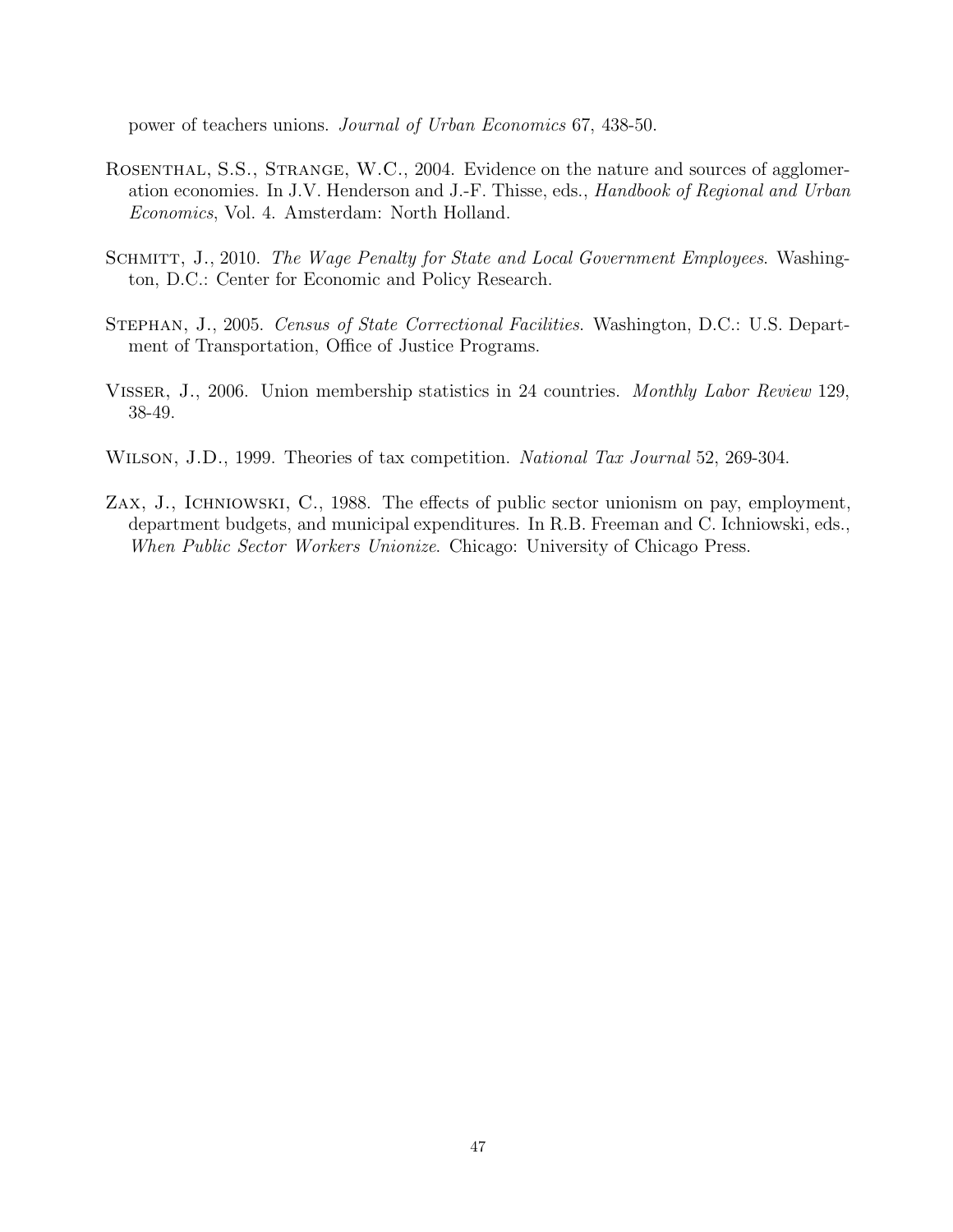power of teachers unions. *Journal of Urban Economics* 67, 438-50.

Rosenthal, S.S., Strange, W.C., 2004. Evidence on the nature and sources of agglomeration economies. In J.V. Henderson and J.-F. Thisse, eds., *Handbook of Regional and Urban Economics*, Vol. 4. Amsterdam: North Holland.

Schmitt, J., 2010. *The Wage Penalty for State and Local Government Employees*. Washington, D.C.: Center for Economic and Policy Research.

Stephan, J., 2005. *Census of State Correctional Facilities*. Washington, D.C.: U.S. Department of Transportation, Office of Justice Programs.

Visser, J., 2006. Union membership statistics in 24 countries. *Monthly Labor Review* 129, 38-49.

Wilson, J.D., 1999. Theories of tax competition. *National Tax Journal* 52, 269-304.

Zax, J., Ichniowski, C., 1988. The effects of public sector unionism on pay, employment, department budgets, and municipal expenditures. In R.B. Freeman and C. Ichniowski, eds., *When Public Sector Workers Unionize*. Chicago: University of Chicago Press.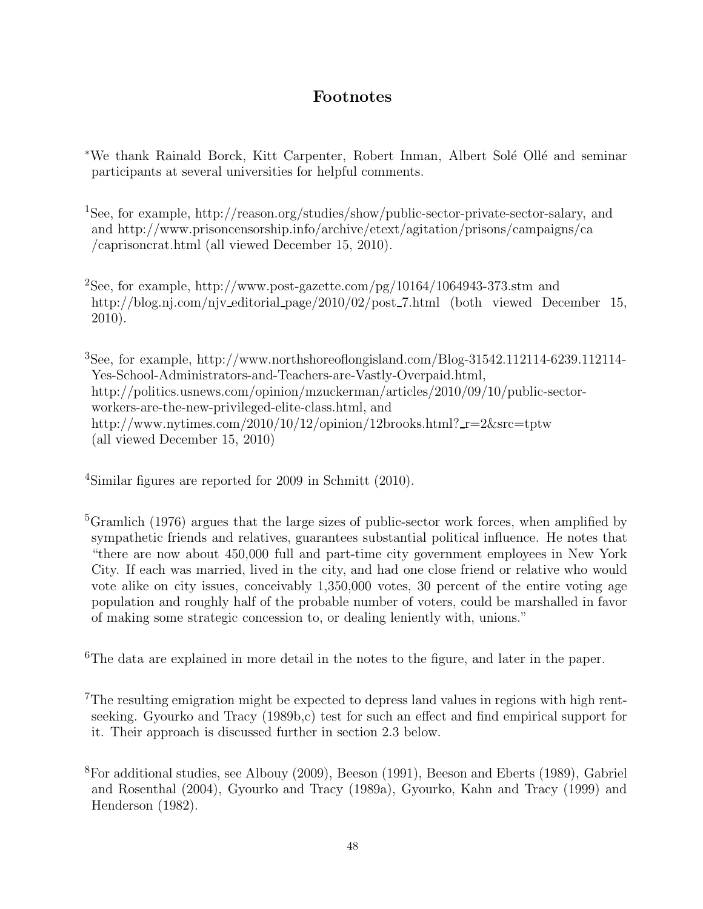# Footnotes

[*]We thank Rainald Borck, Kitt Carpenter, Robert Inman, Albert Solé Ollé and seminar participants at several universities for helpful comments.

[1]See, for example, http://reason.org/studies/show/public-sector-private-sector-salary, and and http://www.prisoncensorship.info/archive/etext/agitation/prisons/campaigns/ca /caprisoncrat.html (all viewed December 15, 2010).

[2]See, for example, http://www.post-gazette.com/pg/10164/1064943-373.stm and http://blog.nj.com/njv_editorial_page/2010/02/post_7.html (both viewed December 15, 2010).

[3]See, for example, http://www.northshoreoflongisland.com/Blog-31542.112114-6239.112114-Yes-School-Administrators-and-Teachers-are-Vastly-Overpaid.html, http://politics.usnews.com/opinion/mzuckerman/articles/2010/09/10/public-sector-workers-are-the-new-privileged-elite-class.html, and http://www.nytimes.com/2010/10/12/opinion/12brooks.html?_r=2&src=tptw (all viewed December 15, 2010)

[4]Similar figures are reported for 2009 in Schmitt (2010).

[5]Gramlich (1976) argues that the large sizes of public-sector work forces, when amplified by sympathetic friends and relatives, guarantees substantial political influence. He notes that "there are now about 450,000 full and part-time city government employees in New York City. If each was married, lived in the city, and had one close friend or relative who would vote alike on city issues, conceivably 1,350,000 votes, 30 percent of the entire voting age population and roughly half of the probable number of voters, could be marshalled in favor of making some strategic concession to, or dealing leniently with, unions."

[6]The data are explained in more detail in the notes to the figure, and later in the paper.

[7]The resulting emigration might be expected to depress land values in regions with high rent-seeking. Gyourko and Tracy (1989b,c) test for such an effect and find empirical support for it. Their approach is discussed further in section 2.3 below.

[8]For additional studies, see Albouy (2009), Beeson (1991), Beeson and Eberts (1989), Gabriel and Rosenthal (2004), Gyourko and Tracy (1989a), Gyourko, Kahn and Tracy (1999) and Henderson (1982).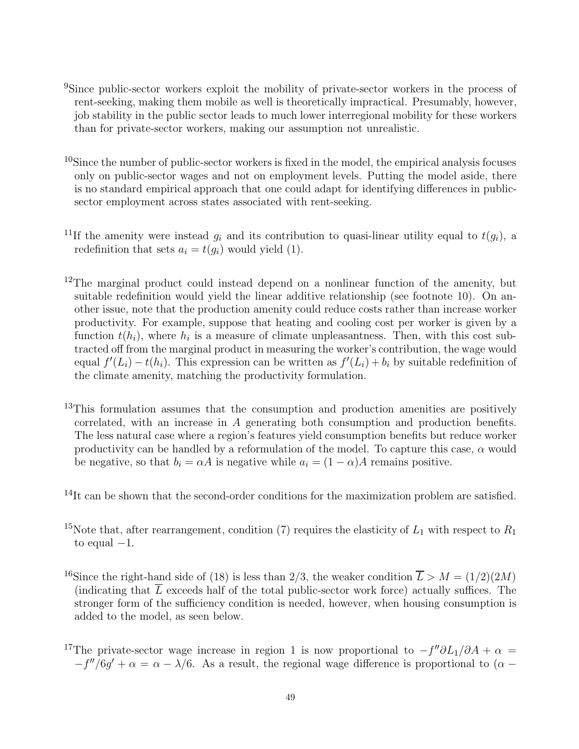[9]Since public-sector workers exploit the mobility of private-sector workers in the process of rent-seeking, making them mobile as well is theoretically impractical. Presumably, however, job stability in the public sector leads to much lower interregional mobility for these workers than for private-sector workers, making our assumption not unrealistic.

[10]Since the number of public-sector workers is fixed in the model, the empirical analysis focuses only on public-sector wages and not on employment levels. Putting the model aside, there is no standard empirical approach that one could adapt for identifying differences in public-sector employment across states associated with rent-seeking.

[11]If the amenity were instead $g_i$ and its contribution to quasi-linear utility equal to $t(g_i)$, a redefinition that sets $a_i = t(g_i)$ would yield (1).

[12]The marginal product could instead depend on a nonlinear function of the amenity, but suitable redefinition would yield the linear additive relationship (see footnote 10). On another issue, note that the production amenity could reduce costs rather than increase worker productivity. For example, suppose that heating and cooling cost per worker is given by a function $t(h_i)$, where $h_i$ is a measure of climate unpleasantness. Then, with this cost subtracted off from the marginal product in measuring the worker's contribution, the wage would equal $f'(L_i) - t(h_i)$. This expression can be written as $f'(L_i) + b_i$ by suitable redefinition of the climate amenity, matching the productivity formulation.

[13]This formulation assumes that the consumption and production amenities are positively correlated, with an increase in $A$ generating both consumption and production benefits. The less natural case where a region's features yield consumption benefits but reduce worker productivity can be handled by a reformulation of the model. To capture this case, $\alpha$ would be negative, so that $b_i = \alpha A$ is negative while $a_i = (1 - \alpha)A$ remains positive.

[14]It can be shown that the second-order conditions for the maximization problem are satisfied.

[15]Note that, after rearrangement, condition (7) requires the elasticity of $L_1$ with respect to $R_1$ to equal $-1$.

[16]Since the right-hand side of (18) is less than 2/3, the weaker condition $\overline{L} > M = (1/2)(2M)$ (indicating that $\overline{L}$ exceeds half of the total public-sector work force) actually suffices. The stronger form of the sufficiency condition is needed, however, when housing consumption is added to the model, as seen below.

[17]The private-sector wage increase in region 1 is now proportional to $-f''\partial L_1/\partial A + \alpha = -f''/6g' + \alpha = \alpha - \lambda/6$. As a result, the regional wage difference is proportional to $(\alpha -$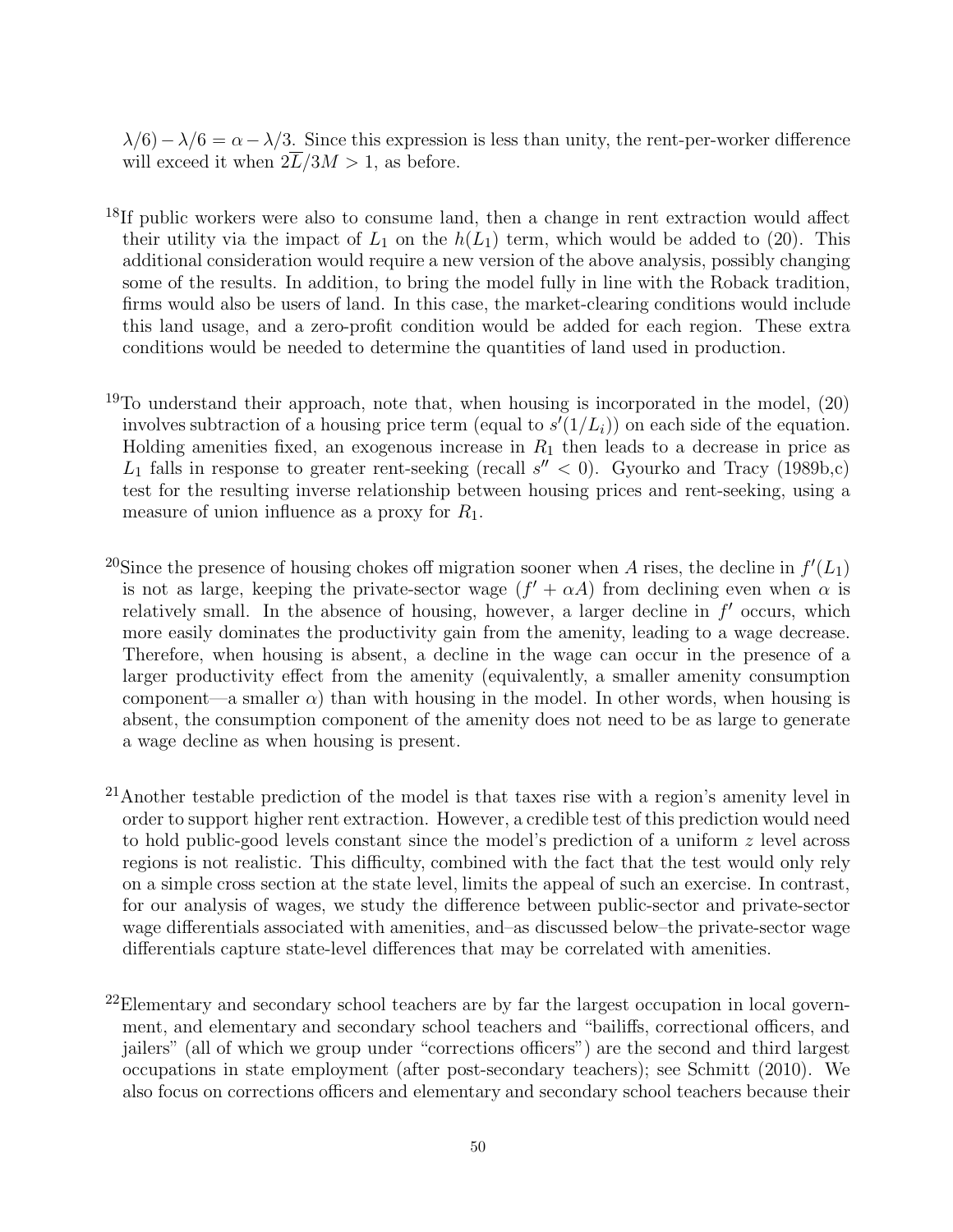$\lambda/6) - \lambda/6 = \alpha - \lambda/3$. Since this expression is less than unity, the rent-per-worker difference will exceed it when $2\overline{L}/3M > 1$, as before.

[18]If public workers were also to consume land, then a change in rent extraction would affect their utility via the impact of $L_1$ on the $h(L_1)$ term, which would be added to (20). This additional consideration would require a new version of the above analysis, possibly changing some of the results. In addition, to bring the model fully in line with the Roback tradition, firms would also be users of land. In this case, the market-clearing conditions would include this land usage, and a zero-profit condition would be added for each region. These extra conditions would be needed to determine the quantities of land used in production.

[19]To understand their approach, note that, when housing is incorporated in the model, (20) involves subtraction of a housing price term (equal to $s'(1/L_i)$) on each side of the equation. Holding amenities fixed, an exogenous increase in $R_1$ then leads to a decrease in price as $L_1$ falls in response to greater rent-seeking (recall $s'' < 0$). Gyourko and Tracy (1989b,c) test for the resulting inverse relationship between housing prices and rent-seeking, using a measure of union influence as a proxy for $R_1$.

[20]Since the presence of housing chokes off migration sooner when $A$ rises, the decline in $f'(L_1)$ is not as large, keeping the private-sector wage ($f' + \alpha A$) from declining even when $\alpha$ is relatively small. In the absence of housing, however, a larger decline in $f'$ occurs, which more easily dominates the productivity gain from the amenity, leading to a wage decrease. Therefore, when housing is absent, a decline in the wage can occur in the presence of a larger productivity effect from the amenity (equivalently, a smaller amenity consumption component—a smaller $\alpha$) than with housing in the model. In other words, when housing is absent, the consumption component of the amenity does not need to be as large to generate a wage decline as when housing is present.

[21]Another testable prediction of the model is that taxes rise with a region's amenity level in order to support higher rent extraction. However, a credible test of this prediction would need to hold public-good levels constant since the model's prediction of a uniform $z$ level across regions is not realistic. This difficulty, combined with the fact that the test would only rely on a simple cross section at the state level, limits the appeal of such an exercise. In contrast, for our analysis of wages, we study the difference between public-sector and private-sector wage differentials associated with amenities, and–as discussed below–the private-sector wage differentials capture state-level differences that may be correlated with amenities.

[22]Elementary and secondary school teachers are by far the largest occupation in local government, and elementary and secondary school teachers and "bailiffs, correctional officers, and jailers" (all of which we group under "corrections officers") are the second and third largest occupations in state employment (after post-secondary teachers); see Schmitt (2010). We also focus on corrections officers and elementary and secondary school teachers because their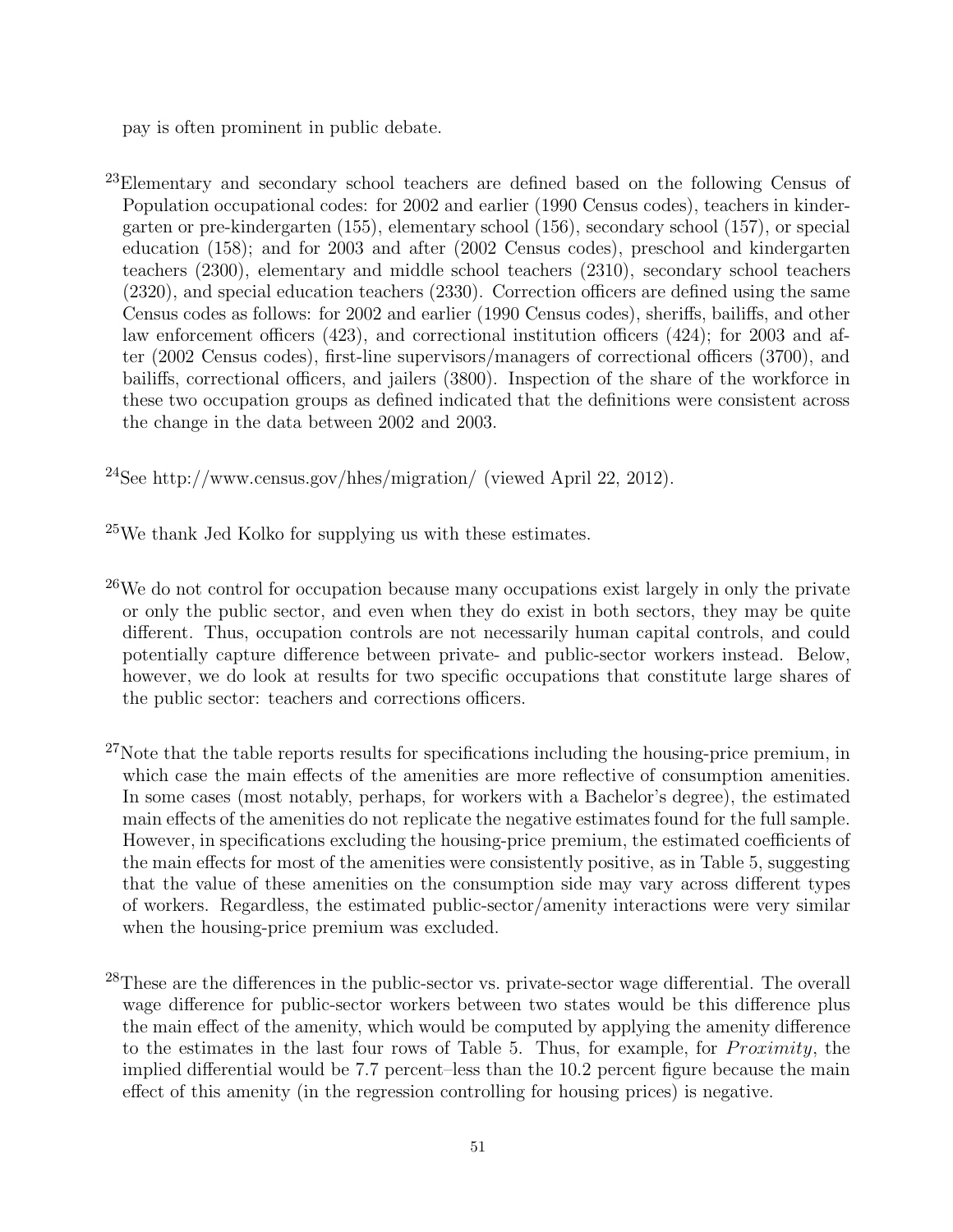pay is often prominent in public debate.

[23]Elementary and secondary school teachers are defined based on the following Census of Population occupational codes: for 2002 and earlier (1990 Census codes), teachers in kindergarten or pre-kindergarten (155), elementary school (156), secondary school (157), or special education (158); and for 2003 and after (2002 Census codes), preschool and kindergarten teachers (2300), elementary and middle school teachers (2310), secondary school teachers (2320), and special education teachers (2330). Correction officers are defined using the same Census codes as follows: for 2002 and earlier (1990 Census codes), sheriffs, bailiffs, and other law enforcement officers (423), and correctional institution officers (424); for 2003 and after (2002 Census codes), first-line supervisors/managers of correctional officers (3700), and bailiffs, correctional officers, and jailers (3800). Inspection of the share of the workforce in these two occupation groups as defined indicated that the definitions were consistent across the change in the data between 2002 and 2003.

[24]See http://www.census.gov/hhes/migration/ (viewed April 22, 2012).

[25]We thank Jed Kolko for supplying us with these estimates.

[26]We do not control for occupation because many occupations exist largely in only the private or only the public sector, and even when they do exist in both sectors, they may be quite different. Thus, occupation controls are not necessarily human capital controls, and could potentially capture difference between private- and public-sector workers instead. Below, however, we do look at results for two specific occupations that constitute large shares of the public sector: teachers and corrections officers.

[27]Note that the table reports results for specifications including the housing-price premium, in which case the main effects of the amenities are more reflective of consumption amenities. In some cases (most notably, perhaps, for workers with a Bachelor's degree), the estimated main effects of the amenities do not replicate the negative estimates found for the full sample. However, in specifications excluding the housing-price premium, the estimated coefficients of the main effects for most of the amenities were consistently positive, as in Table 5, suggesting that the value of these amenities on the consumption side may vary across different types of workers. Regardless, the estimated public-sector/amenity interactions were very similar when the housing-price premium was excluded.

[28]These are the differences in the public-sector vs. private-sector wage differential. The overall wage difference for public-sector workers between two states would be this difference plus the main effect of the amenity, which would be computed by applying the amenity difference to the estimates in the last four rows of Table 5. Thus, for example, for *Proximity*, the implied differential would be 7.7 percent–less than the 10.2 percent figure because the main effect of this amenity (in the regression controlling for housing prices) is negative.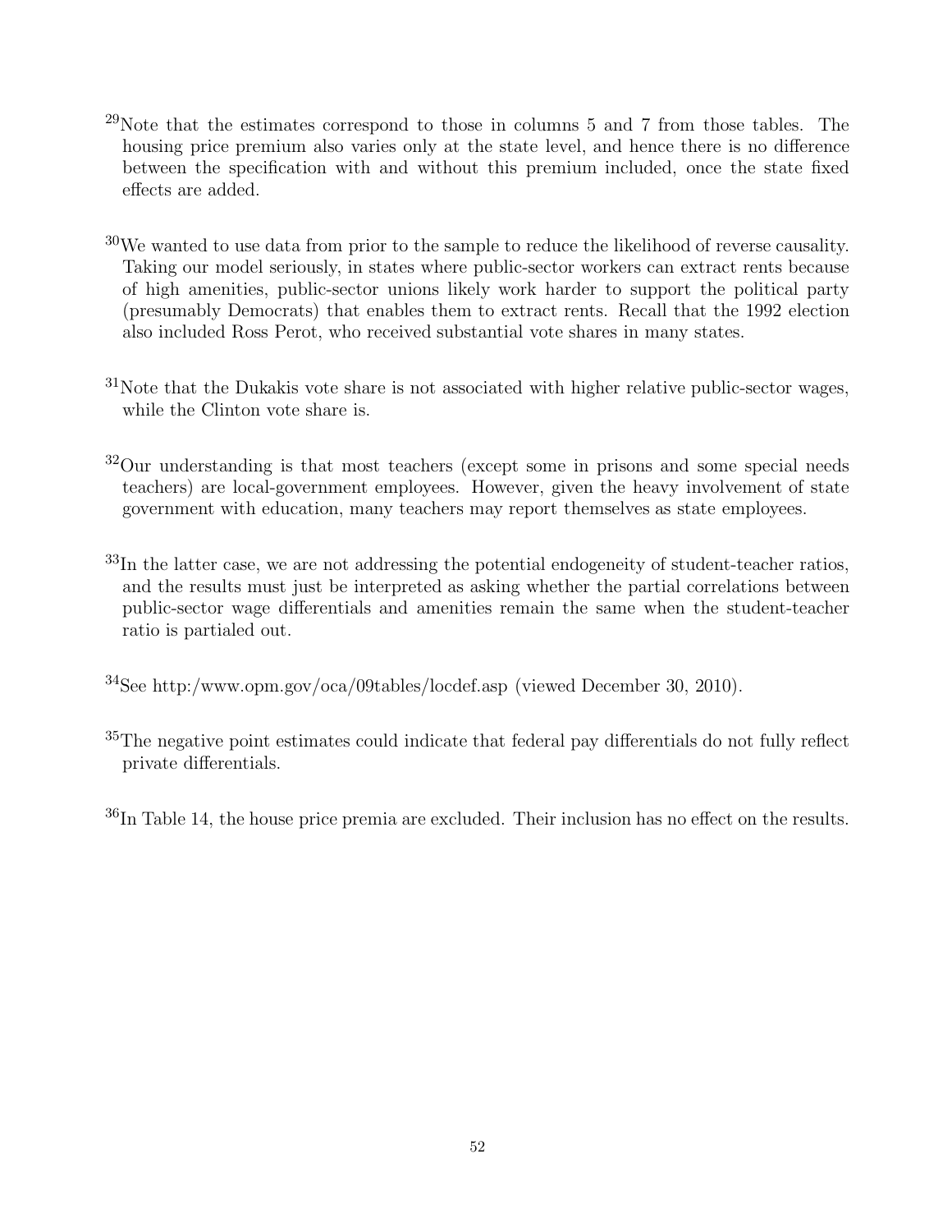[29]Note that the estimates correspond to those in columns 5 and 7 from those tables. The housing price premium also varies only at the state level, and hence there is no difference between the specification with and without this premium included, once the state fixed effects are added.

[30]We wanted to use data from prior to the sample to reduce the likelihood of reverse causality. Taking our model seriously, in states where public-sector workers can extract rents because of high amenities, public-sector unions likely work harder to support the political party (presumably Democrats) that enables them to extract rents. Recall that the 1992 election also included Ross Perot, who received substantial vote shares in many states.

[31]Note that the Dukakis vote share is not associated with higher relative public-sector wages, while the Clinton vote share is.

[32]Our understanding is that most teachers (except some in prisons and some special needs teachers) are local-government employees. However, given the heavy involvement of state government with education, many teachers may report themselves as state employees.

[33]In the latter case, we are not addressing the potential endogeneity of student-teacher ratios, and the results must just be interpreted as asking whether the partial correlations between public-sector wage differentials and amenities remain the same when the student-teacher ratio is partialed out.

[34]See http:/www.opm.gov/oca/09tables/locdef.asp (viewed December 30, 2010).

[35]The negative point estimates could indicate that federal pay differentials do not fully reflect private differentials.

[36]In Table 14, the house price premia are excluded. Their inclusion has no effect on the results.